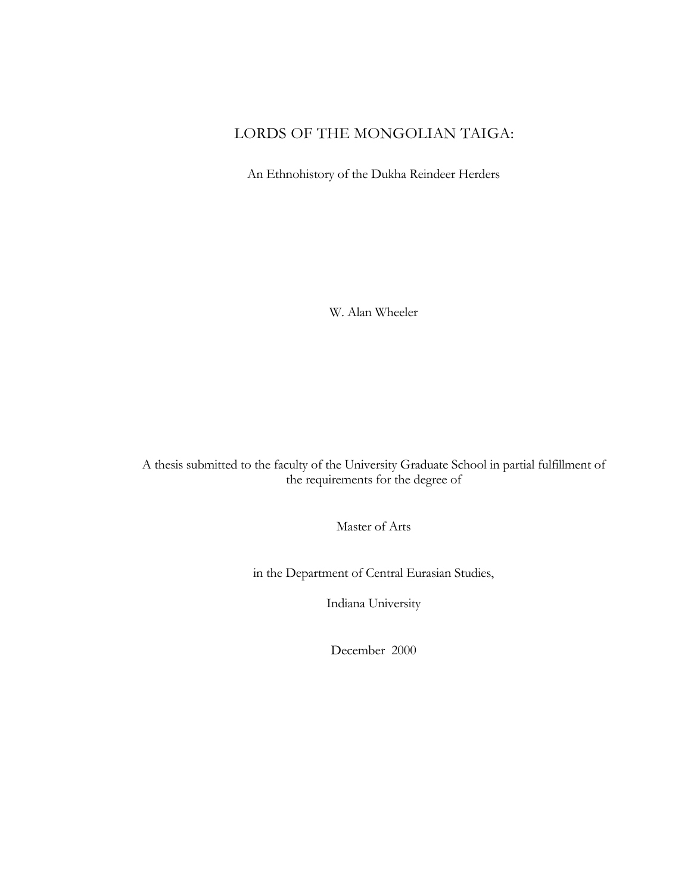# LORDS OF THE MONGOLIAN TAIGA:

An Ethnohistory of the Dukha Reindeer Herders

W. Alan Wheeler

A thesis submitted to the faculty of the University Graduate School in partial fulfillment of the requirements for the degree of

Master of Arts

in the Department of Central Eurasian Studies,

Indiana University

December 2000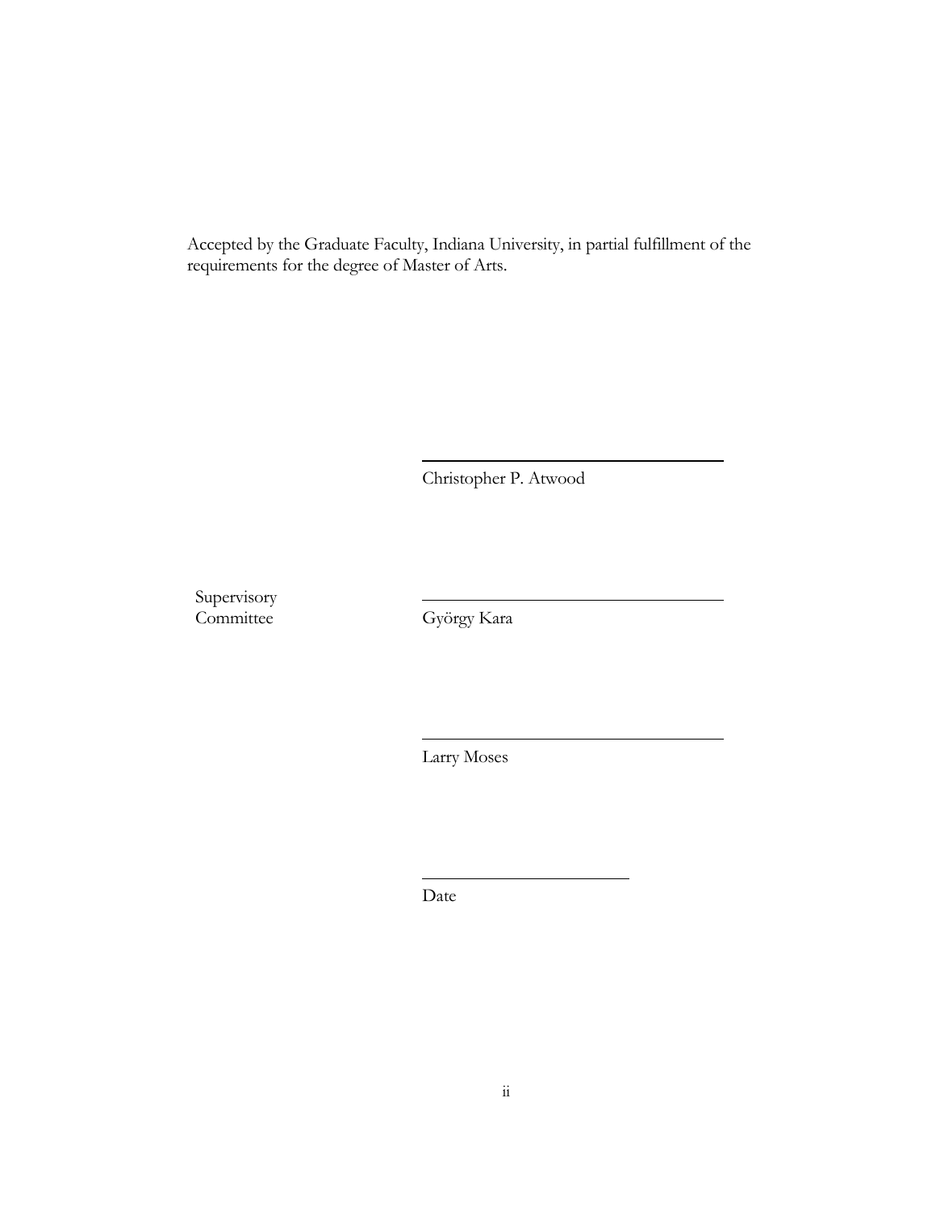Accepted by the Graduate Faculty, Indiana University, in partial fulfillment of the requirements for the degree of Master of Arts.

\_\_\_\_\_\_\_\_\_\_\_\_\_\_\_\_\_\_\_\_\_\_\_\_\_\_\_\_\_\_\_\_\_\_\_\_

Christopher P. Atwood

Supervisory Committee

\_\_\_\_\_\_\_\_\_\_\_\_\_\_\_\_\_\_\_\_\_\_\_\_\_\_\_\_\_\_\_\_\_\_\_\_

György Kara

\_\_\_\_\_\_\_\_\_\_\_\_\_\_\_\_\_\_\_\_\_\_\_\_\_\_\_\_\_\_\_\_\_\_\_\_

Larry Moses

\_\_\_\_\_\_\_\_\_\_\_\_\_\_\_\_\_\_\_\_\_\_\_\_

Date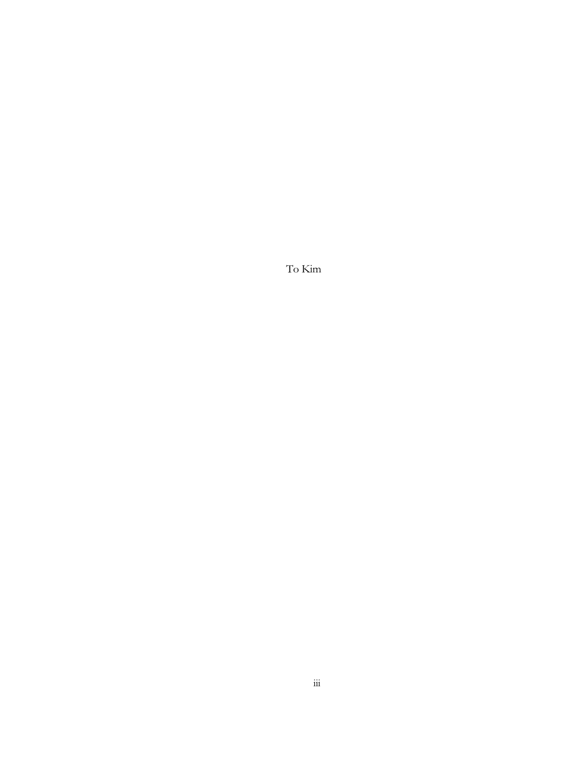To Kim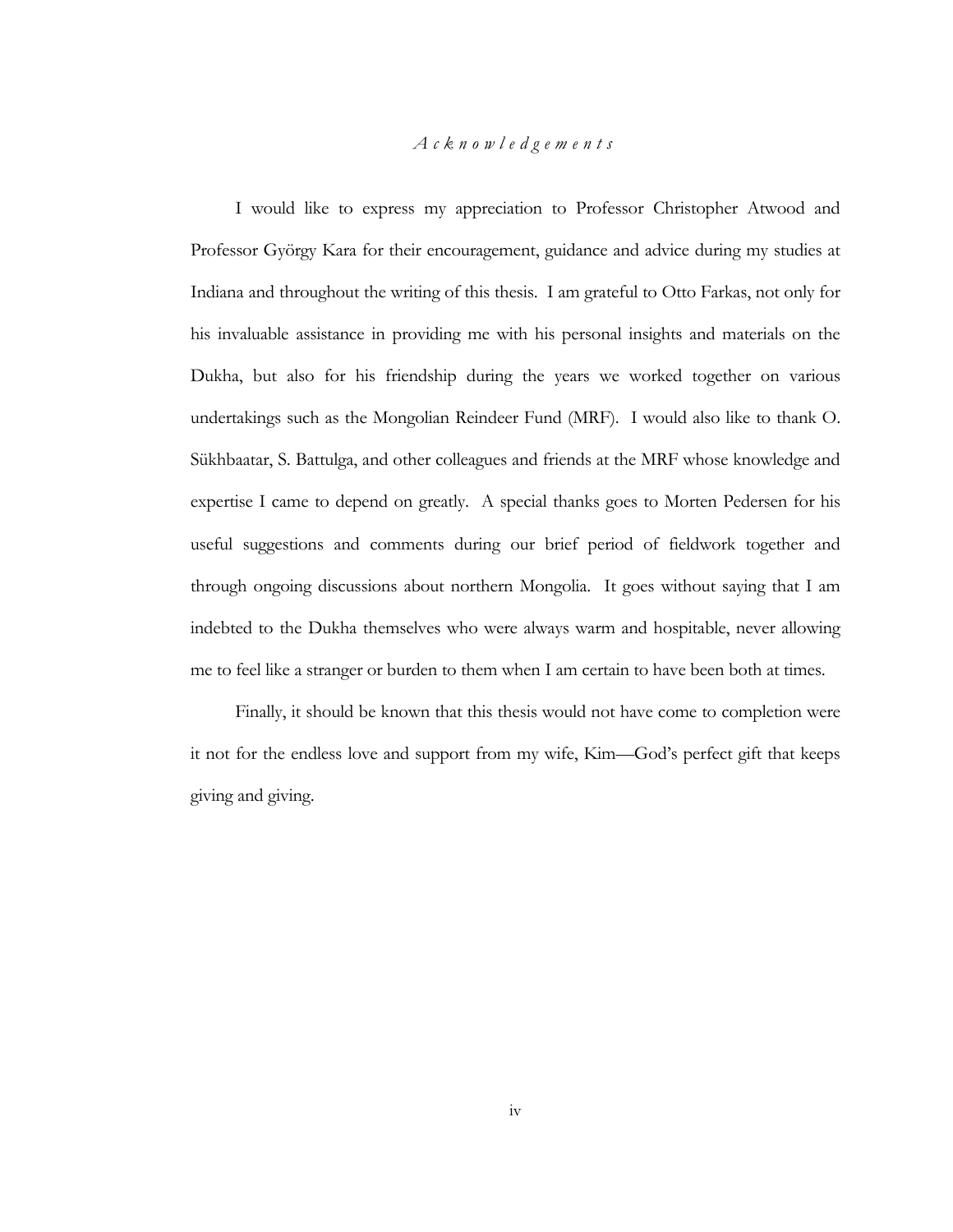# *Acknowledgements*

I would like to express my appreciation to Professor Christopher Atwood and Professor György Kara for their encouragement, guidance and advice during my studies at Indiana and throughout the writing of this thesis. I am grateful to Otto Farkas, not only for his invaluable assistance in providing me with his personal insights and materials on the Dukha, but also for his friendship during the years we worked together on various undertakings such as the Mongolian Reindeer Fund (MRF). I would also like to thank O. Sükhbaatar, S. Battulga, and other colleagues and friends at the MRF whose knowledge and expertise I came to depend on greatly. A special thanks goes to Morten Pedersen for his useful suggestions and comments during our brief period of fieldwork together and through ongoing discussions about northern Mongolia. It goes without saying that I am indebted to the Dukha themselves who were always warm and hospitable, never allowing me to feel like a stranger or burden to them when I am certain to have been both at times.

Finally, it should be known that this thesis would not have come to completion were it not for the endless love and support from my wife, Kim—God's perfect gift that keeps giving and giving.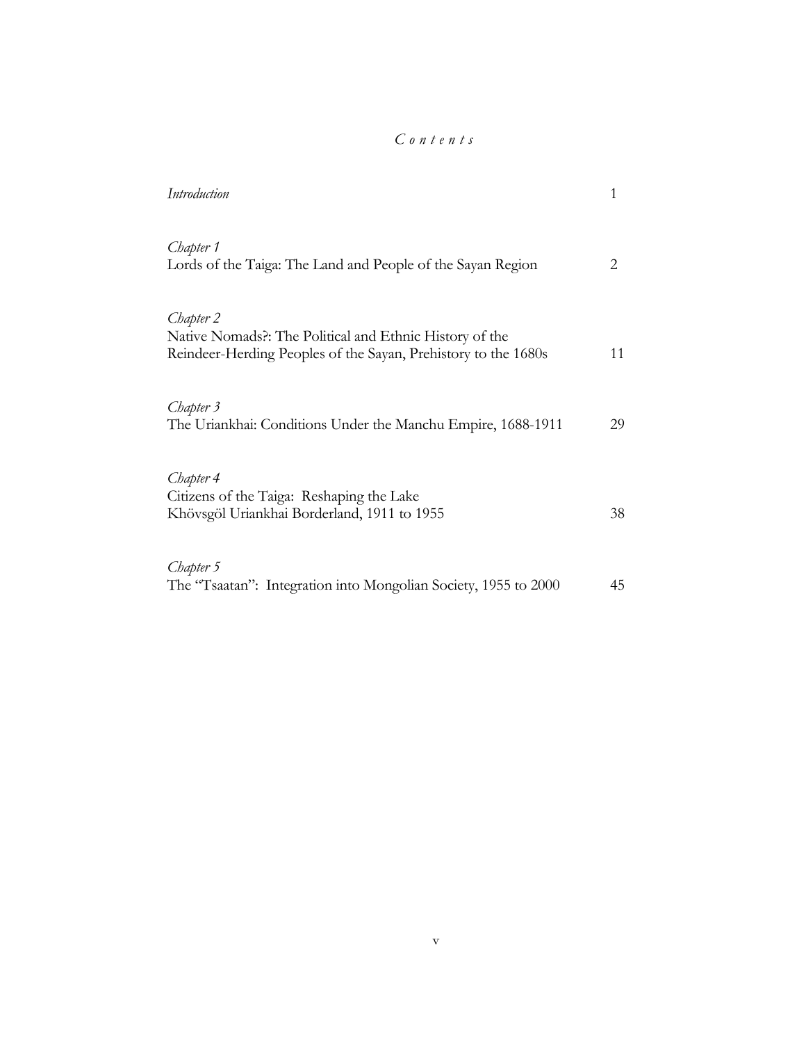# *Contents*

| | |
|---|---|
| *Introduction* | 1 |
| *Chapter 1*<br>Lords of the Taiga: The Land and People of the Sayan Region | 2 |
| *Chapter 2*<br>Native Nomads?: The Political and Ethnic History of the Reindeer-Herding Peoples of the Sayan, Prehistory to the 1680s | 11 |
| *Chapter 3*<br>The Uriankhai: Conditions Under the Manchu Empire, 1688-1911 | 29 |
| *Chapter 4*<br>Citizens of the Taiga: Reshaping the Lake Khövsgöl Uriankhai Borderland, 1911 to 1955 | 38 |
| *Chapter 5*<br>The "Tsaatan": Integration into Mongolian Society, 1955 to 2000 | 45 |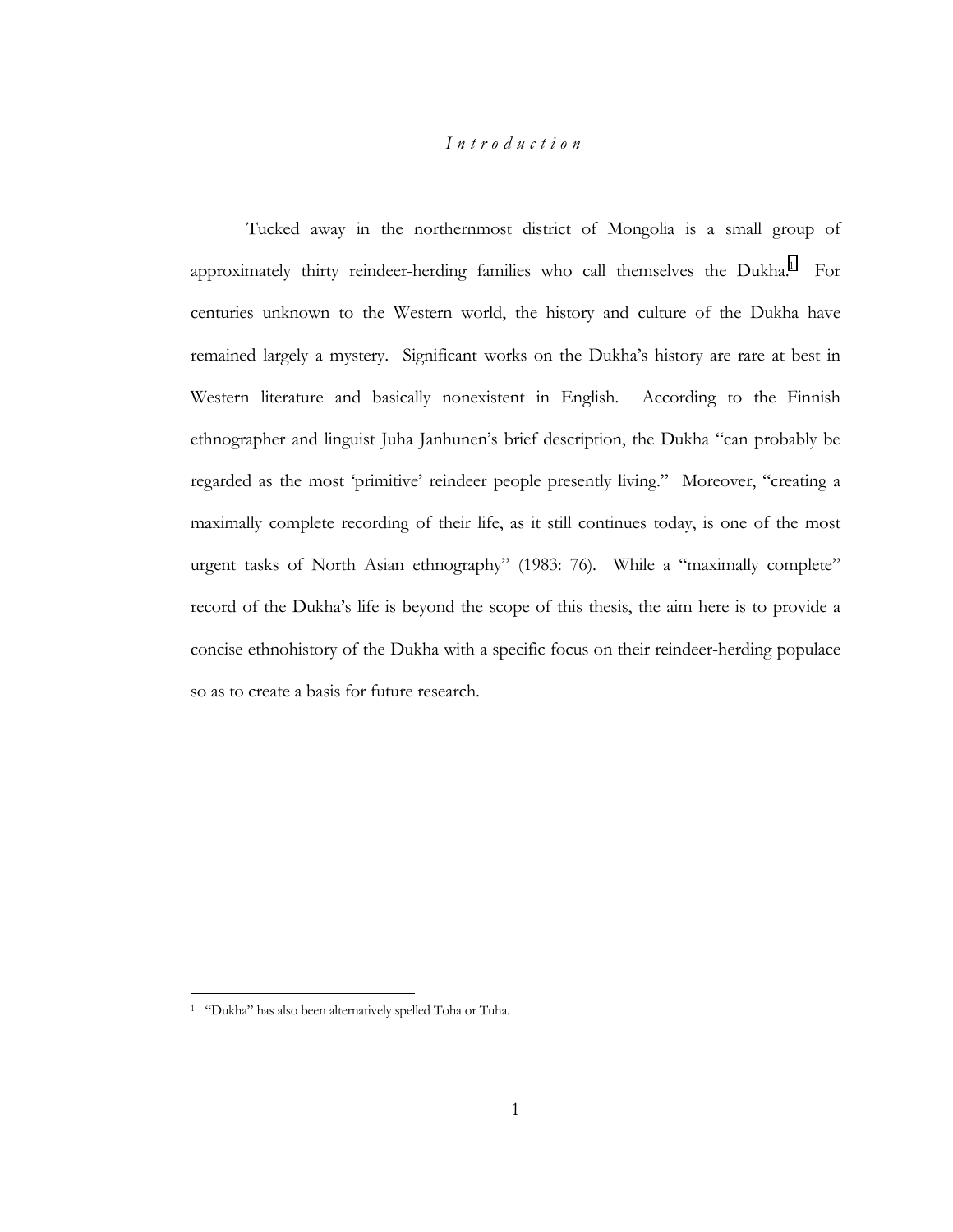# *Introduction*

Tucked away in the northernmost district of Mongolia is a small group of approximately thirty reindeer-herding families who call themselves the Dukha.[1] For centuries unknown to the Western world, the history and culture of the Dukha have remained largely a mystery. Significant works on the Dukha's history are rare at best in Western literature and basically nonexistent in English. According to the Finnish ethnographer and linguist Juha Janhunen's brief description, the Dukha "can probably be regarded as the most 'primitive' reindeer people presently living." Moreover, "creating a maximally complete recording of their life, as it still continues today, is one of the most urgent tasks of North Asian ethnography" (1983: 76). While a "maximally complete" record of the Dukha's life is beyond the scope of this thesis, the aim here is to provide a concise ethnohistory of the Dukha with a specific focus on their reindeer-herding populace so as to create a basis for future research.

---

[1] "Dukha" has also been alternatively spelled Toha or Tuha.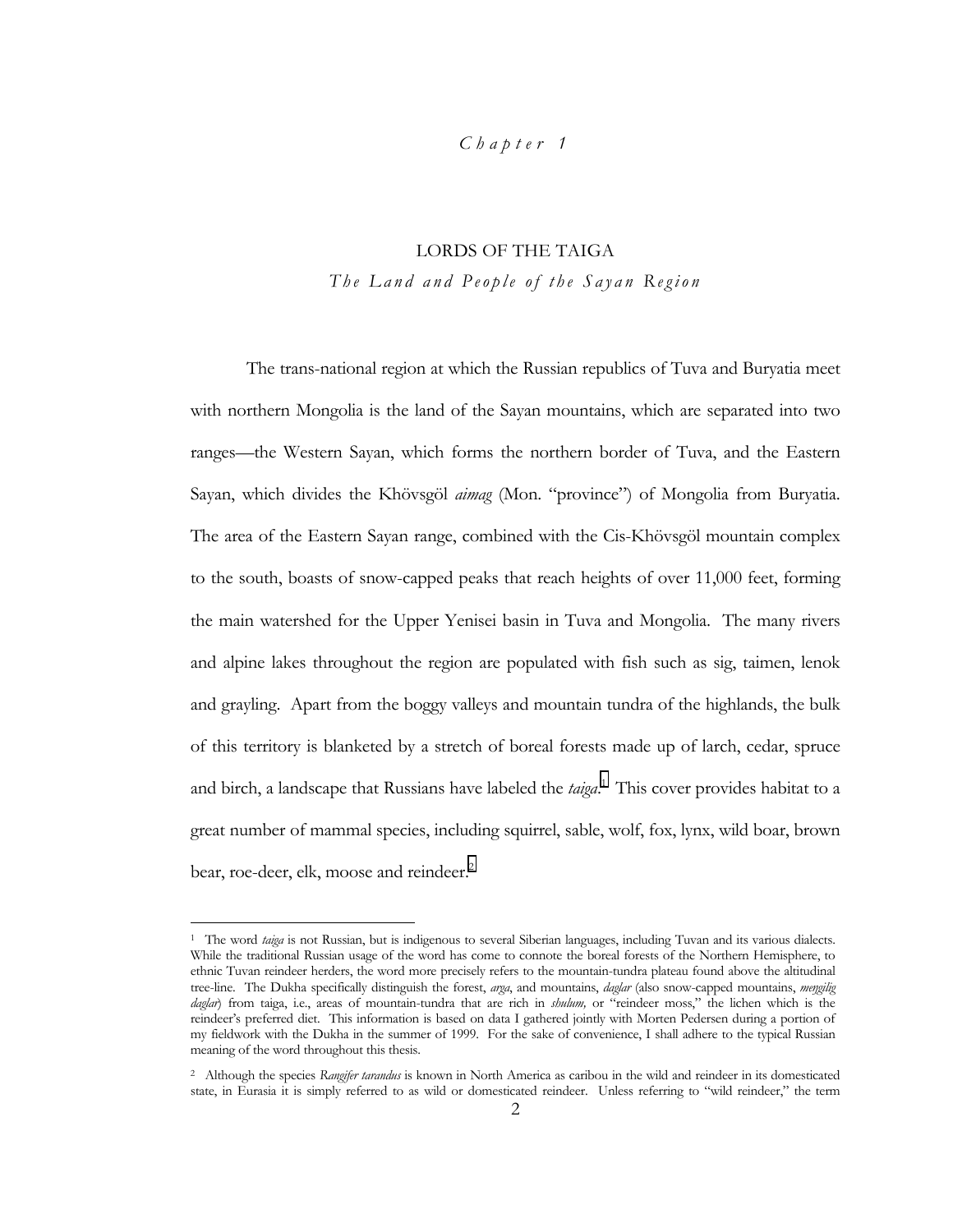*Chapter 1*

# LORDS OF THE TAIGA

## *The Land and People of the Sayan Region*

The trans-national region at which the Russian republics of Tuva and Buryatia meet with northern Mongolia is the land of the Sayan mountains, which are separated into two ranges—the Western Sayan, which forms the northern border of Tuva, and the Eastern Sayan, which divides the Khövsgöl *aimag* (Mon. "province") of Mongolia from Buryatia. The area of the Eastern Sayan range, combined with the Cis-Khövsgöl mountain complex to the south, boasts of snow-capped peaks that reach heights of over 11,000 feet, forming the main watershed for the Upper Yenisei basin in Tuva and Mongolia. The many rivers and alpine lakes throughout the region are populated with fish such as sig, taimen, lenok and grayling. Apart from the boggy valleys and mountain tundra of the highlands, the bulk of this territory is blanketed by a stretch of boreal forests made up of larch, cedar, spruce and birch, a landscape that Russians have labeled the *taiga*.[1] This cover provides habitat to a great number of mammal species, including squirrel, sable, wolf, fox, lynx, wild boar, brown bear, roe-deer, elk, moose and reindeer.[2]

---

[1] The word *taiga* is not Russian, but is indigenous to several Siberian languages, including Tuvan and its various dialects. While the traditional Russian usage of the word has come to connote the boreal forests of the Northern Hemisphere, to ethnic Tuvan reindeer herders, the word more precisely refers to the mountain-tundra plateau found above the altitudinal tree-line. The Dukha specifically distinguish the forest, *arga*, and mountains, *daglar* (also snow-capped mountains, *mengilig daglar*) from taiga, i.e., areas of mountain-tundra that are rich in *shulum,* or "reindeer moss," the lichen which is the reindeer's preferred diet. This information is based on data I gathered jointly with Morten Pedersen during a portion of my fieldwork with the Dukha in the summer of 1999. For the sake of convenience, I shall adhere to the typical Russian meaning of the word throughout this thesis.

[2] Although the species *Rangifer tarandus* is known in North America as caribou in the wild and reindeer in its domesticated state, in Eurasia it is simply referred to as wild or domesticated reindeer. Unless referring to "wild reindeer," the term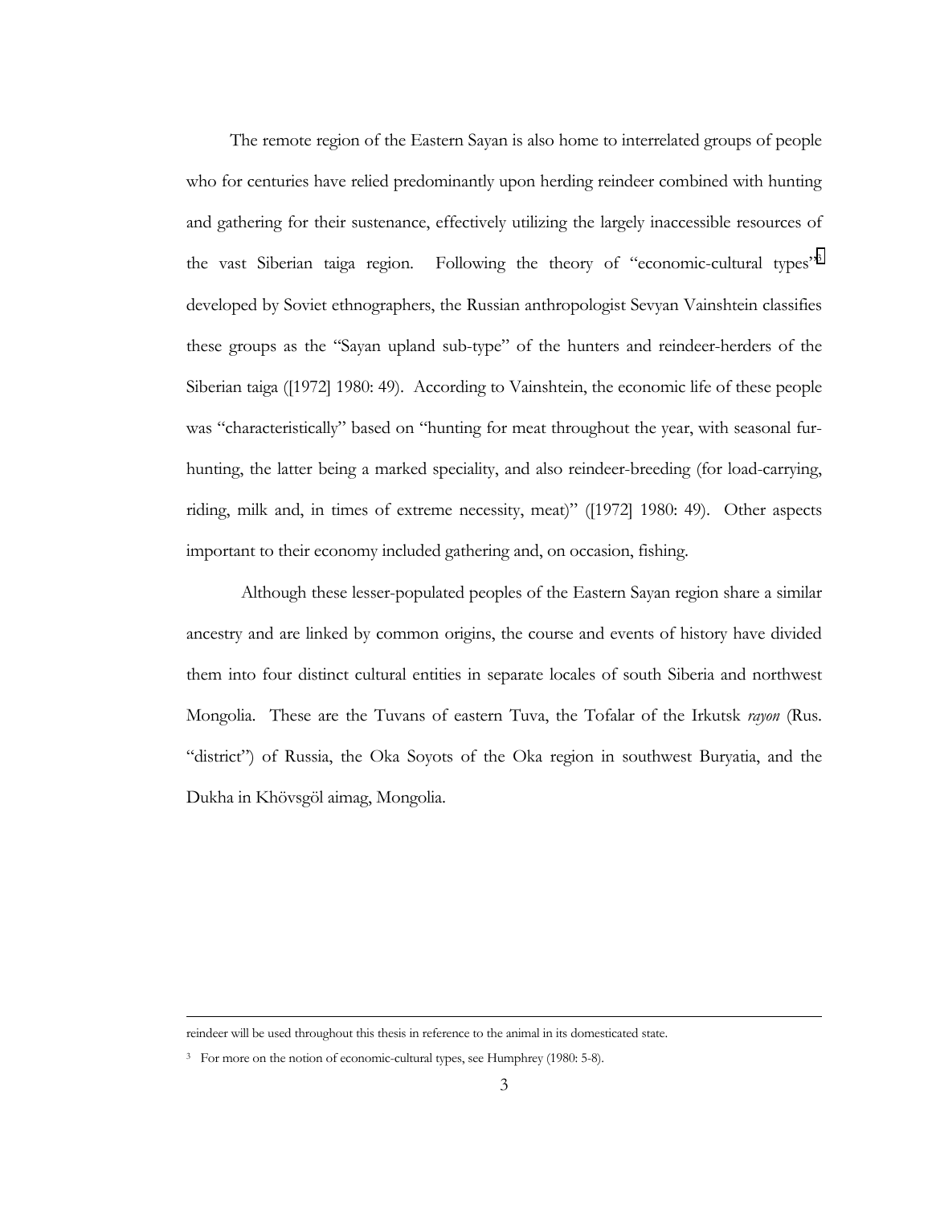The remote region of the Eastern Sayan is also home to interrelated groups of people who for centuries have relied predominantly upon herding reindeer combined with hunting and gathering for their sustenance, effectively utilizing the largely inaccessible resources of the vast Siberian taiga region. Following the theory of "economic-cultural types"[3] developed by Soviet ethnographers, the Russian anthropologist Sevyan Vainshtein classifies these groups as the "Sayan upland sub-type" of the hunters and reindeer-herders of the Siberian taiga ([1972] 1980: 49). According to Vainshtein, the economic life of these people was "characteristically" based on "hunting for meat throughout the year, with seasonal fur-hunting, the latter being a marked speciality, and also reindeer-breeding (for load-carrying, riding, milk and, in times of extreme necessity, meat)" ([1972] 1980: 49). Other aspects important to their economy included gathering and, on occasion, fishing.

Although these lesser-populated peoples of the Eastern Sayan region share a similar ancestry and are linked by common origins, the course and events of history have divided them into four distinct cultural entities in separate locales of south Siberia and northwest Mongolia. These are the Tuvans of eastern Tuva, the Tofalar of the Irkutsk *rayon* (Rus. "district") of Russia, the Oka Soyots of the Oka region in southwest Buryatia, and the Dukha in Khövsgöl aimag, Mongolia.

---

reindeer will be used throughout this thesis in reference to the animal in its domesticated state.

[3] For more on the notion of economic-cultural types, see Humphrey (1980: 5-8).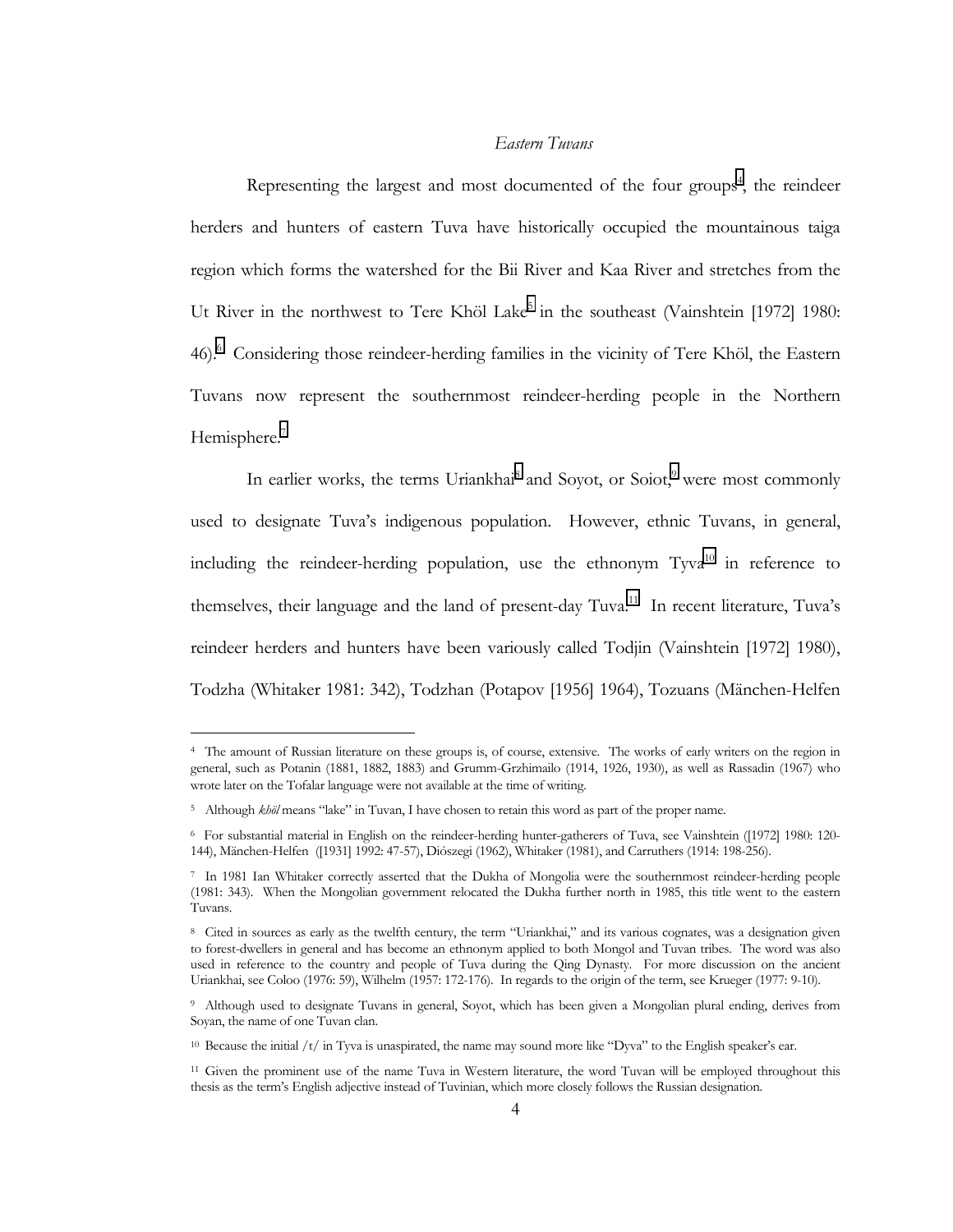*Eastern Tuvans*

Representing the largest and most documented of the four groups[4], the reindeer herders and hunters of eastern Tuva have historically occupied the mountainous taiga region which forms the watershed for the Bii River and Kaa River and stretches from the Ut River in the northwest to Tere Khöl Lake[5] in the southeast (Vainshtein [1972] 1980: 46).[6] Considering those reindeer-herding families in the vicinity of Tere Khöl, the Eastern Tuvans now represent the southernmost reindeer-herding people in the Northern Hemisphere.[7]

In earlier works, the terms Uriankhai[8] and Soyot, or Soiot,[9] were most commonly used to designate Tuva's indigenous population. However, ethnic Tuvans, in general, including the reindeer-herding population, use the ethnonym Tyva[10] in reference to themselves, their language and the land of present-day Tuva.[11] In recent literature, Tuva's reindeer herders and hunters have been variously called Todjin (Vainshtein [1972] 1980), Todzha (Whitaker 1981: 342), Todzhan (Potapov [1956] 1964), Tozuans (Mänchen-Helfen

---

[4] The amount of Russian literature on these groups is, of course, extensive. The works of early writers on the region in general, such as Potanin (1881, 1882, 1883) and Grumm-Grzhimailo (1914, 1926, 1930), as well as Rassadin (1967) who wrote later on the Tofalar language were not available at the time of writing.

[5] Although *khöl* means "lake" in Tuvan, I have chosen to retain this word as part of the proper name.

[6] For substantial material in English on the reindeer-herding hunter-gatherers of Tuva, see Vainshtein ([1972] 1980: 120-144), Mänchen-Helfen ([1931] 1992: 47-57), Diószegi (1962), Whitaker (1981), and Carruthers (1914: 198-256).

[7] In 1981 Ian Whitaker correctly asserted that the Dukha of Mongolia were the southernmost reindeer-herding people (1981: 343). When the Mongolian government relocated the Dukha further north in 1985, this title went to the eastern Tuvans.

[8] Cited in sources as early as the twelfth century, the term "Uriankhai," and its various cognates, was a designation given to forest-dwellers in general and has become an ethnonym applied to both Mongol and Tuvan tribes. The word was also used in reference to the country and people of Tuva during the Qing Dynasty. For more discussion on the ancient Uriankhai, see Coloo (1976: 59), Wilhelm (1957: 172-176). In regards to the origin of the term, see Krueger (1977: 9-10).

[9] Although used to designate Tuvans in general, Soyot, which has been given a Mongolian plural ending, derives from Soyan, the name of one Tuvan clan.

[10] Because the initial /t/ in Tyva is unaspirated, the name may sound more like "Dyva" to the English speaker's ear.

[11] Given the prominent use of the name Tuva in Western literature, the word Tuvan will be employed throughout this thesis as the term's English adjective instead of Tuvinian, which more closely follows the Russian designation.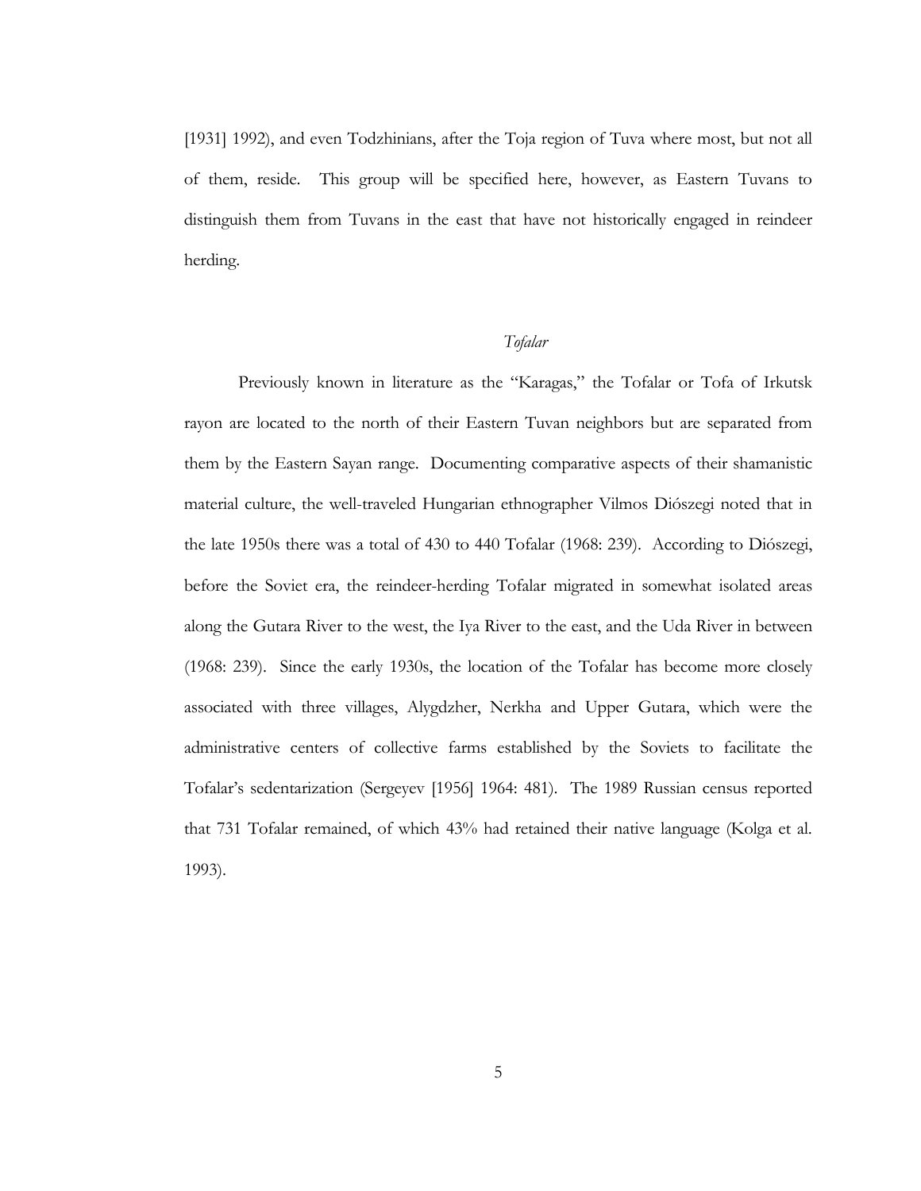[1931] 1992), and even Todzhinians, after the Toja region of Tuva where most, but not all of them, reside. This group will be specified here, however, as Eastern Tuvans to distinguish them from Tuvans in the east that have not historically engaged in reindeer herding.

### *Tofalar*

Previously known in literature as the "Karagas," the Tofalar or Tofa of Irkutsk rayon are located to the north of their Eastern Tuvan neighbors but are separated from them by the Eastern Sayan range. Documenting comparative aspects of their shamanistic material culture, the well-traveled Hungarian ethnographer Vilmos Diószegi noted that in the late 1950s there was a total of 430 to 440 Tofalar (1968: 239). According to Diószegi, before the Soviet era, the reindeer-herding Tofalar migrated in somewhat isolated areas along the Gutara River to the west, the Iya River to the east, and the Uda River in between (1968: 239). Since the early 1930s, the location of the Tofalar has become more closely associated with three villages, Alygdzher, Nerkha and Upper Gutara, which were the administrative centers of collective farms established by the Soviets to facilitate the Tofalar's sedentarization (Sergeyev [1956] 1964: 481). The 1989 Russian census reported that 731 Tofalar remained, of which 43% had retained their native language (Kolga et al. 1993).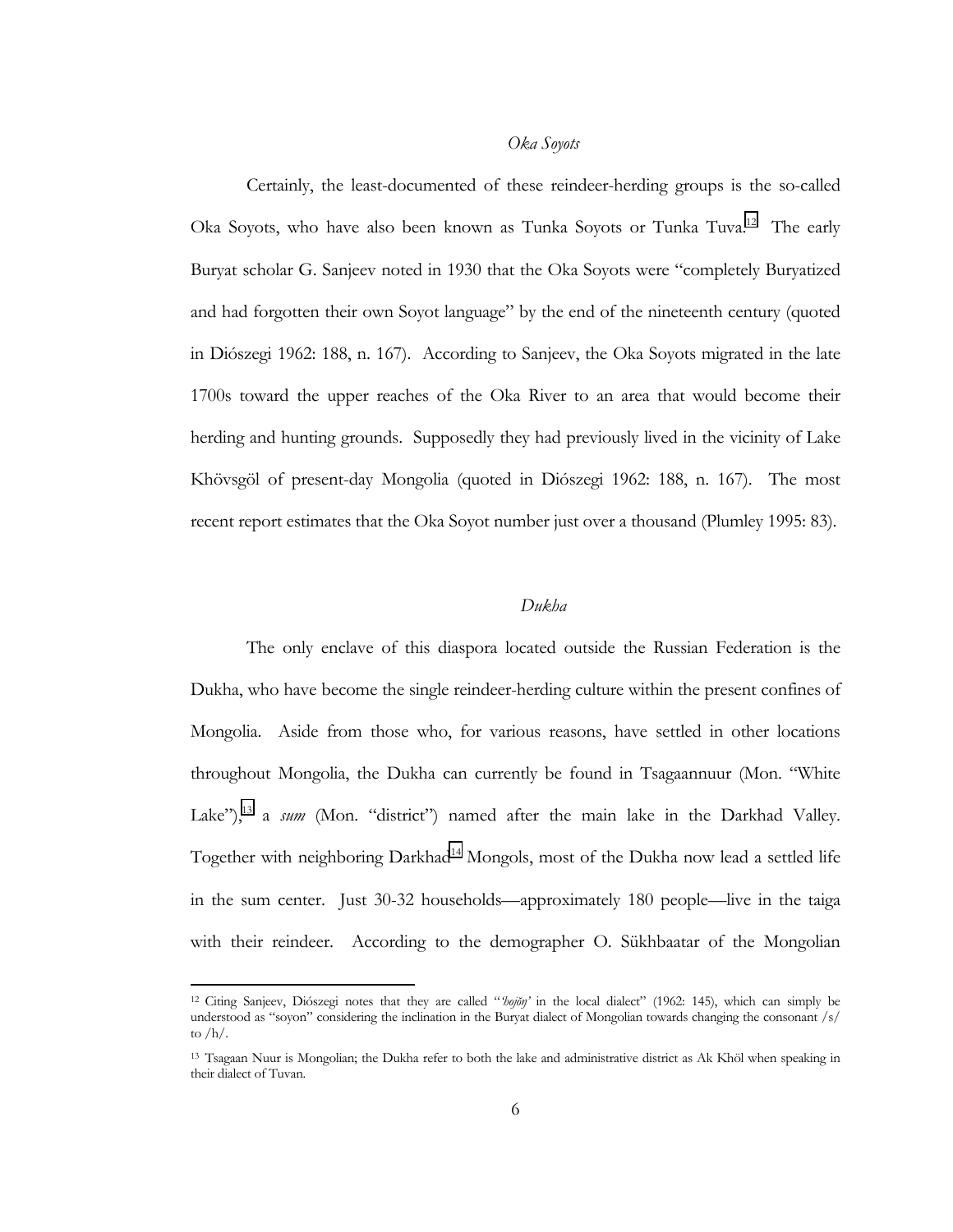### *Oka Soyots*

Certainly, the least-documented of these reindeer-herding groups is the so-called Oka Soyots, who have also been known as Tunka Soyots or Tunka Tuva.[12] The early Buryat scholar G. Sanjeev noted in 1930 that the Oka Soyots were "completely Buryatized and had forgotten their own Soyot language" by the end of the nineteenth century (quoted in Diószegi 1962: 188, n. 167). According to Sanjeev, the Oka Soyots migrated in the late 1700s toward the upper reaches of the Oka River to an area that would become their herding and hunting grounds. Supposedly they had previously lived in the vicinity of Lake Khövsgöl of present-day Mongolia (quoted in Diószegi 1962: 188, n. 167). The most recent report estimates that the Oka Soyot number just over a thousand (Plumley 1995: 83).

### *Dukha*

The only enclave of this diaspora located outside the Russian Federation is the Dukha, who have become the single reindeer-herding culture within the present confines of Mongolia. Aside from those who, for various reasons, have settled in other locations throughout Mongolia, the Dukha can currently be found in Tsagaannuur (Mon. "White Lake"),[13] a *sum* (Mon. "district") named after the main lake in the Darkhad Valley. Together with neighboring Darkhad[14] Mongols, most of the Dukha now lead a settled life in the sum center. Just 30-32 households—approximately 180 people—live in the taiga with their reindeer. According to the demographer O. Sükhbaatar of the Mongolian

---

[12] Citing Sanjeev, Diószegi notes that they are called "*'hojŏŋ'* in the local dialect" (1962: 145), which can simply be understood as "soyon" considering the inclination in the Buryat dialect of Mongolian towards changing the consonant /s/ to /h/.

[13] Tsagaan Nuur is Mongolian; the Dukha refer to both the lake and administrative district as Ak Khöl when speaking in their dialect of Tuvan.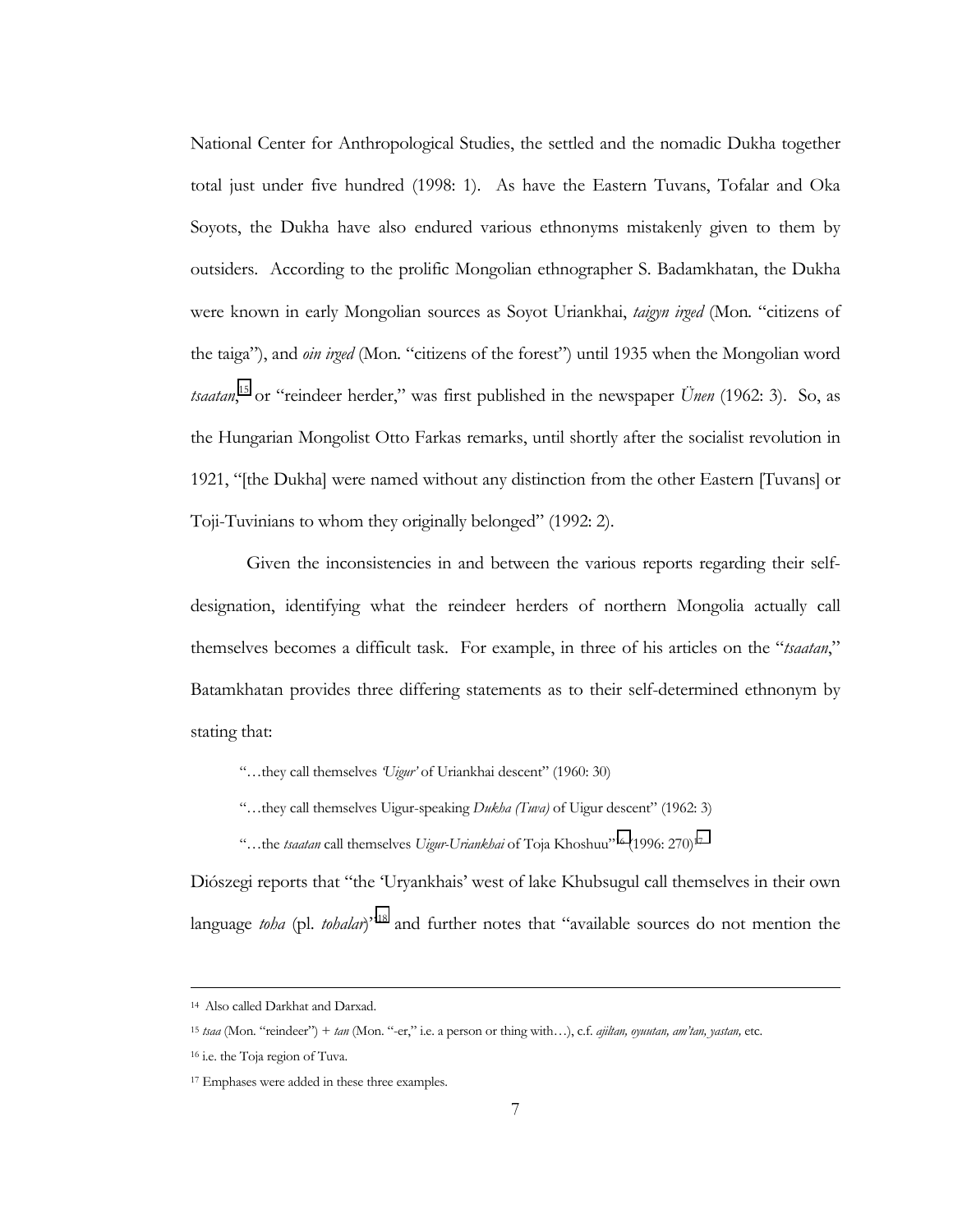National Center for Anthropological Studies, the settled and the nomadic Dukha together total just under five hundred (1998: 1). As have the Eastern Tuvans, Tofalar and Oka Soyots, the Dukha have also endured various ethnonyms mistakenly given to them by outsiders. According to the prolific Mongolian ethnographer S. Badamkhatan, the Dukha were known in early Mongolian sources as Soyot Uriankhai, *taigyn irged* (Mon. "citizens of the taiga"), and *oin irged* (Mon. "citizens of the forest") until 1935 when the Mongolian word *tsaatan*,[15] or "reindeer herder," was first published in the newspaper *Ünen* (1962: 3). So, as the Hungarian Mongolist Otto Farkas remarks, until shortly after the socialist revolution in 1921, "[the Dukha] were named without any distinction from the other Eastern [Tuvans] or Toji-Tuvinians to whom they originally belonged" (1992: 2).

Given the inconsistencies in and between the various reports regarding their self-designation, identifying what the reindeer herders of northern Mongolia actually call themselves becomes a difficult task. For example, in three of his articles on the "*tsaatan*," Batamkhatan provides three differing statements as to their self-determined ethnonym by stating that:

> "…they call themselves *'Uigur'* of Uriankhai descent" (1960: 30)
>
> "…they call themselves Uigur-speaking *Dukha (Tuva)* of Uigur descent" (1962: 3)
>
> "…the *tsaatan* call themselves *Uigur-Uriankhai* of Toja Khoshuu"[16] (1996: 270)[17]

Diószegi reports that "the 'Uryankhais' west of lake Khubsugul call themselves in their own language *toha* (pl. *tohalar*)"[18] and further notes that "available sources do not mention the

---

14 Also called Darkhat and Darxad.

15 *tsaa* (Mon. "reindeer") + *tan* (Mon. "-er," i.e. a person or thing with…), c.f. *ajiltan, oyuutan, am'tan, yastan,* etc.

16 i.e. the Toja region of Tuva.

17 Emphases were added in these three examples.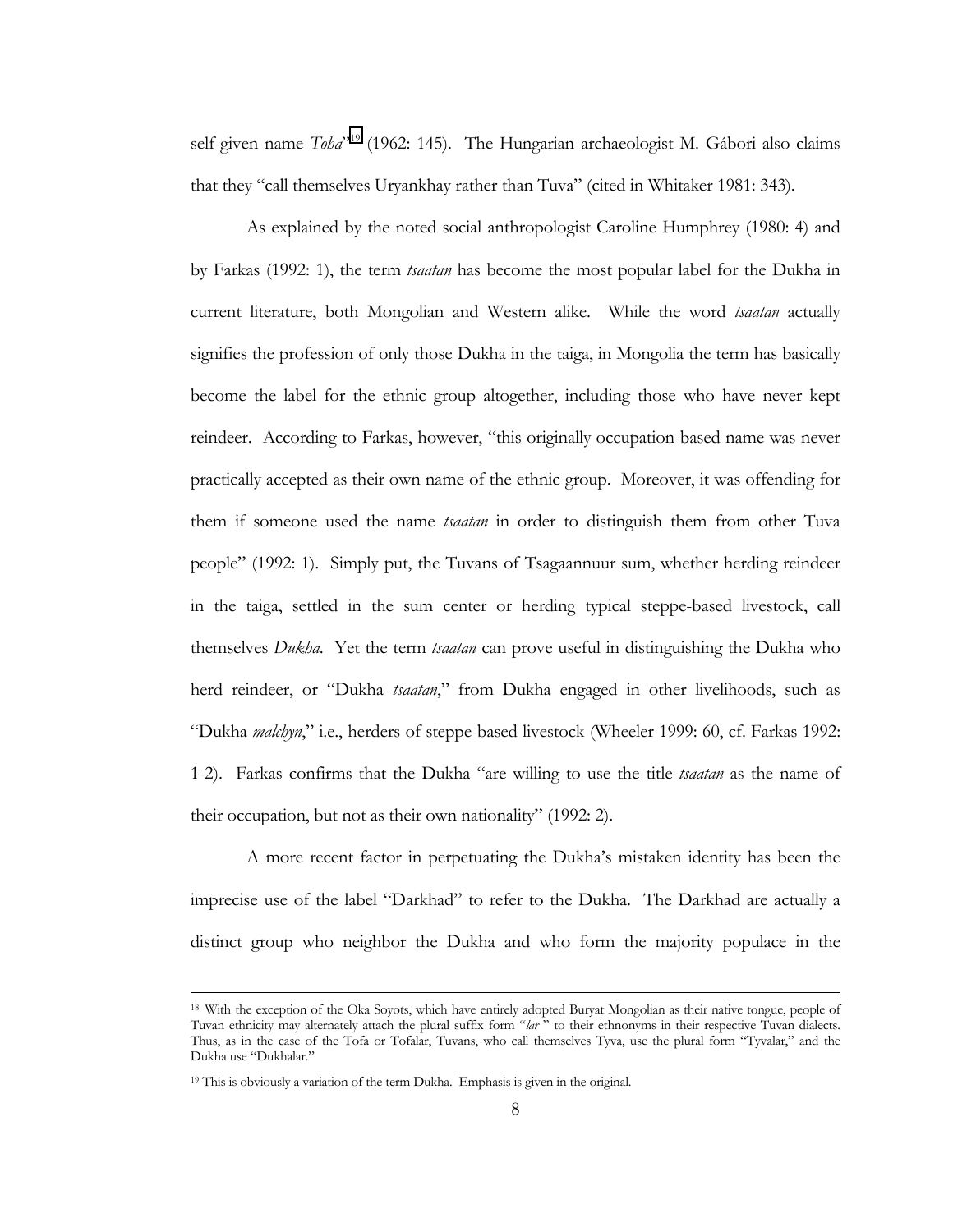self-given name *Toha*"[19] (1962: 145). The Hungarian archaeologist M. Gábori also claims that they "call themselves Uryankhay rather than Tuva" (cited in Whitaker 1981: 343).

As explained by the noted social anthropologist Caroline Humphrey (1980: 4) and by Farkas (1992: 1), the term *tsaatan* has become the most popular label for the Dukha in current literature, both Mongolian and Western alike. While the word *tsaatan* actually signifies the profession of only those Dukha in the taiga, in Mongolia the term has basically become the label for the ethnic group altogether, including those who have never kept reindeer. According to Farkas, however, "this originally occupation-based name was never practically accepted as their own name of the ethnic group. Moreover, it was offending for them if someone used the name *tsaatan* in order to distinguish them from other Tuva people" (1992: 1). Simply put, the Tuvans of Tsagaannuur sum, whether herding reindeer in the taiga, settled in the sum center or herding typical steppe-based livestock, call themselves *Dukha*. Yet the term *tsaatan* can prove useful in distinguishing the Dukha who herd reindeer, or "Dukha *tsaatan*," from Dukha engaged in other livelihoods, such as "Dukha *malchyn*," i.e., herders of steppe-based livestock (Wheeler 1999: 60, cf. Farkas 1992: 1-2). Farkas confirms that the Dukha "are willing to use the title *tsaatan* as the name of their occupation, but not as their own nationality" (1992: 2).

A more recent factor in perpetuating the Dukha's mistaken identity has been the imprecise use of the label "Darkhad" to refer to the Dukha. The Darkhad are actually a distinct group who neighbor the Dukha and who form the majority populace in the

---

[18] With the exception of the Oka Soyots, which have entirely adopted Buryat Mongolian as their native tongue, people of Tuvan ethnicity may alternately attach the plural suffix form "*lar*" to their ethnonyms in their respective Tuvan dialects. Thus, as in the case of the Tofa or Tofalar, Tuvans, who call themselves Tyva, use the plural form "Tyvalar," and the Dukha use "Dukhalar."

[19] This is obviously a variation of the term Dukha. Emphasis is given in the original.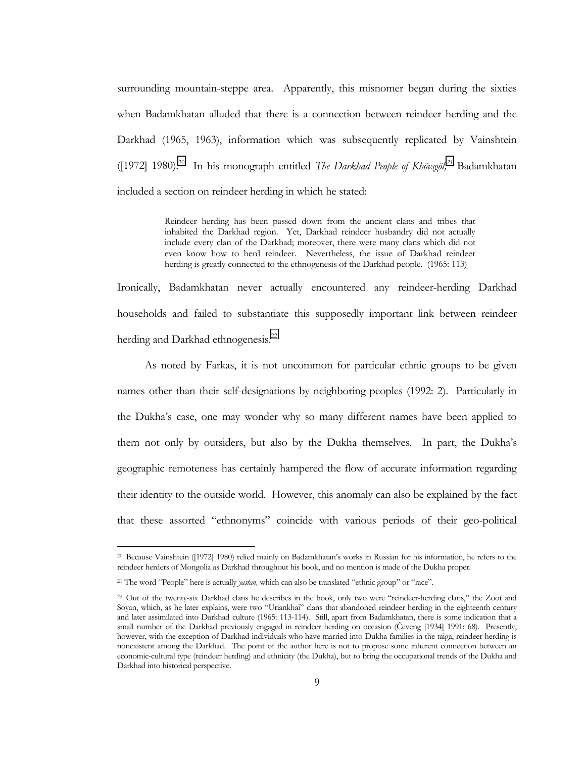surrounding mountain-steppe area. Apparently, this misnomer began during the sixties when Badamkhatan alluded that there is a connection between reindeer herding and the Darkhad (1965, 1963), information which was subsequently replicated by Vainshtein ([1972] 1980).[20] In his monograph entitled *The Darkhad People of Khövsgöl*,[21] Badamkhatan included a section on reindeer herding in which he stated:

> Reindeer herding has been passed down from the ancient clans and tribes that inhabited the Darkhad region. Yet, Darkhad reindeer husbandry did not actually include every clan of the Darkhad; moreover, there were many clans which did not even know how to herd reindeer. Nevertheless, the issue of Darkhad reindeer herding is greatly connected to the ethnogenesis of the Darkhad people. (1965: 113)

Ironically, Badamkhatan never actually encountered any reindeer-herding Darkhad households and failed to substantiate this supposedly important link between reindeer herding and Darkhad ethnogenesis.[22]

As noted by Farkas, it is not uncommon for particular ethnic groups to be given names other than their self-designations by neighboring peoples (1992: 2). Particularly in the Dukha's case, one may wonder why so many different names have been applied to them not only by outsiders, but also by the Dukha themselves. In part, the Dukha's geographic remoteness has certainly hampered the flow of accurate information regarding their identity to the outside world. However, this anomaly can also be explained by the fact that these assorted "ethnonyms" coincide with various periods of their geo-political

---

[20] Because Vainshtein ([1972] 1980) relied mainly on Badamkhatan's works in Russian for his information, he refers to the reindeer herders of Mongolia as Darkhad throughout his book, and no mention is made of the Dukha proper.

[21] The word "People" here is actually *yastan,* which can also be translated "ethnic group" or "race".

[22] Out of the twenty-six Darkhad clans he describes in the book, only two were "reindeer-herding clans," the Zoot and Soyan, which, as he later explains, were two "Uriankhai" clans that abandoned reindeer herding in the eighteenth century and later assimilated into Darkhad culture (1965: 113-114). Still, apart from Badamkhatan, there is some indication that a small number of the Darkhad previously engaged in reindeer herding on occasion (Čeveng [1934] 1991: 68). Presently, however, with the exception of Darkhad individuals who have married into Dukha families in the taiga, reindeer herding is nonexistent among the Darkhad. The point of the author here is not to propose some inherent connection between an economic-cultural type (reindeer herding) and ethnicity (the Dukha), but to bring the occupational trends of the Dukha and Darkhad into historical perspective.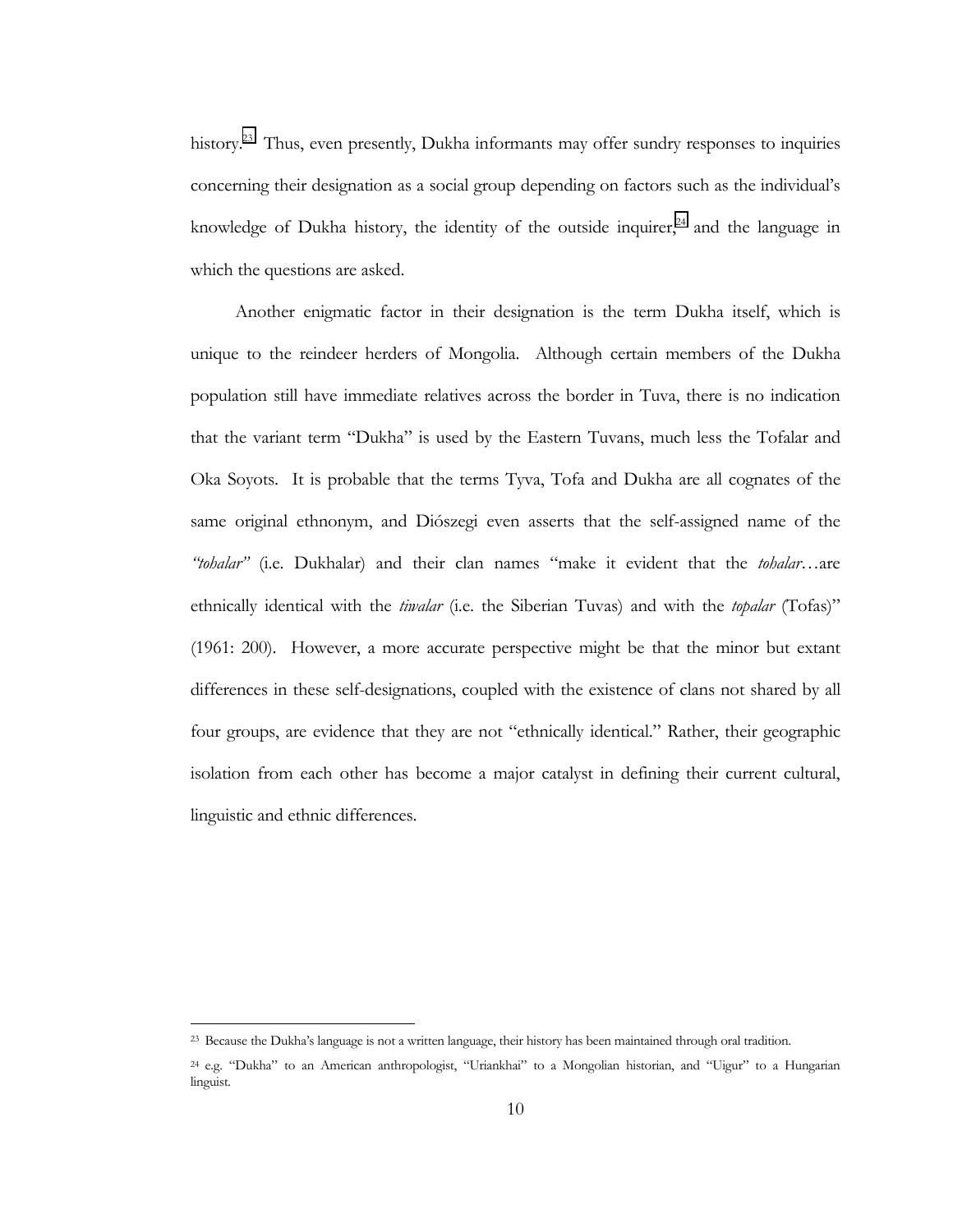history.[23] Thus, even presently, Dukha informants may offer sundry responses to inquiries concerning their designation as a social group depending on factors such as the individual's knowledge of Dukha history, the identity of the outside inquirer,[24] and the language in which the questions are asked.

Another enigmatic factor in their designation is the term Dukha itself, which is unique to the reindeer herders of Mongolia. Although certain members of the Dukha population still have immediate relatives across the border in Tuva, there is no indication that the variant term "Dukha" is used by the Eastern Tuvans, much less the Tofalar and Oka Soyots. It is probable that the terms Tyva, Tofa and Dukha are all cognates of the same original ethnonym, and Diószegi even asserts that the self-assigned name of the *"tohalar"* (i.e. Dukhalar) and their clan names "make it evident that the *tohalar*…are ethnically identical with the *tiwalar* (i.e. the Siberian Tuvas) and with the *topalar* (Tofas)" (1961: 200). However, a more accurate perspective might be that the minor but extant differences in these self-designations, coupled with the existence of clans not shared by all four groups, are evidence that they are not "ethnically identical." Rather, their geographic isolation from each other has become a major catalyst in defining their current cultural, linguistic and ethnic differences.

---

[23] Because the Dukha's language is not a written language, their history has been maintained through oral tradition.

[24] e.g. "Dukha" to an American anthropologist, "Uriankhai" to a Mongolian historian, and "Uigur" to a Hungarian linguist.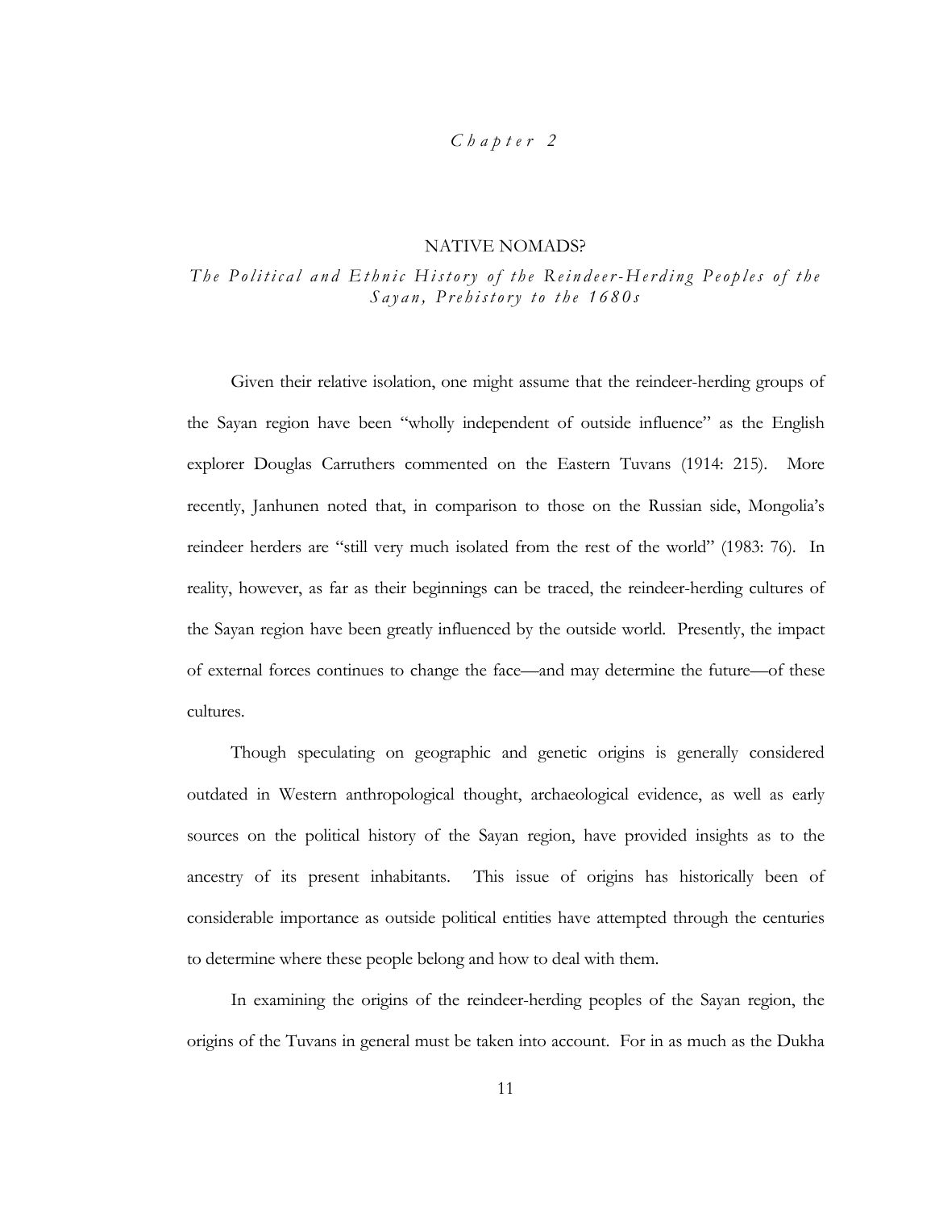*Chapter 2*

# NATIVE NOMADS?

## *The Political and Ethnic History of the Reindeer-Herding Peoples of the Sayan, Prehistory to the 1680s*

Given their relative isolation, one might assume that the reindeer-herding groups of the Sayan region have been "wholly independent of outside influence" as the English explorer Douglas Carruthers commented on the Eastern Tuvans (1914: 215). More recently, Janhunen noted that, in comparison to those on the Russian side, Mongolia's reindeer herders are "still very much isolated from the rest of the world" (1983: 76). In reality, however, as far as their beginnings can be traced, the reindeer-herding cultures of the Sayan region have been greatly influenced by the outside world. Presently, the impact of external forces continues to change the face—and may determine the future—of these cultures.

Though speculating on geographic and genetic origins is generally considered outdated in Western anthropological thought, archaeological evidence, as well as early sources on the political history of the Sayan region, have provided insights as to the ancestry of its present inhabitants. This issue of origins has historically been of considerable importance as outside political entities have attempted through the centuries to determine where these people belong and how to deal with them.

In examining the origins of the reindeer-herding peoples of the Sayan region, the origins of the Tuvans in general must be taken into account. For in as much as the Dukha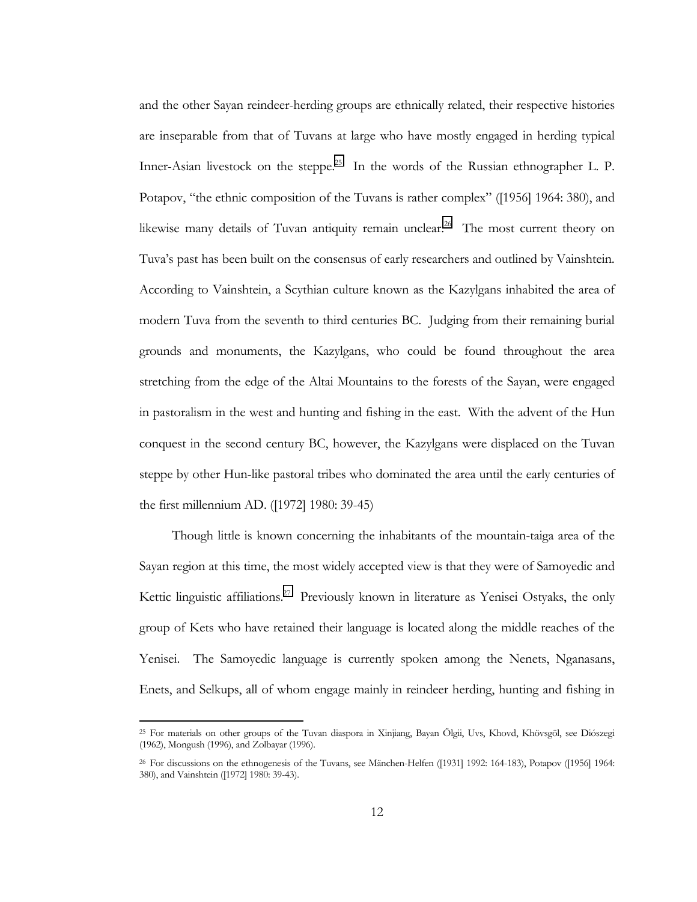and the other Sayan reindeer-herding groups are ethnically related, their respective histories are inseparable from that of Tuvans at large who have mostly engaged in herding typical Inner-Asian livestock on the steppe.[25] In the words of the Russian ethnographer L. P. Potapov, "the ethnic composition of the Tuvans is rather complex" ([1956] 1964: 380), and likewise many details of Tuvan antiquity remain unclear.[26] The most current theory on Tuva's past has been built on the consensus of early researchers and outlined by Vainshtein. According to Vainshtein, a Scythian culture known as the Kazylgans inhabited the area of modern Tuva from the seventh to third centuries BC. Judging from their remaining burial grounds and monuments, the Kazylgans, who could be found throughout the area stretching from the edge of the Altai Mountains to the forests of the Sayan, were engaged in pastoralism in the west and hunting and fishing in the east. With the advent of the Hun conquest in the second century BC, however, the Kazylgans were displaced on the Tuvan steppe by other Hun-like pastoral tribes who dominated the area until the early centuries of the first millennium AD. ([1972] 1980: 39-45)

Though little is known concerning the inhabitants of the mountain-taiga area of the Sayan region at this time, the most widely accepted view is that they were of Samoyedic and Kettic linguistic affiliations.[27] Previously known in literature as Yenisei Ostyaks, the only group of Kets who have retained their language is located along the middle reaches of the Yenisei. The Samoyedic language is currently spoken among the Nenets, Nganasans, Enets, and Selkups, all of whom engage mainly in reindeer herding, hunting and fishing in

---

[25] For materials on other groups of the Tuvan diaspora in Xinjiang, Bayan Ölgii, Uvs, Khovd, Khövsgöl, see Diószegi (1962), Mongush (1996), and Zolbayar (1996).

[26] For discussions on the ethnogenesis of the Tuvans, see Mänchen-Helfen ([1931] 1992: 164-183), Potapov ([1956] 1964: 380), and Vainshtein ([1972] 1980: 39-43).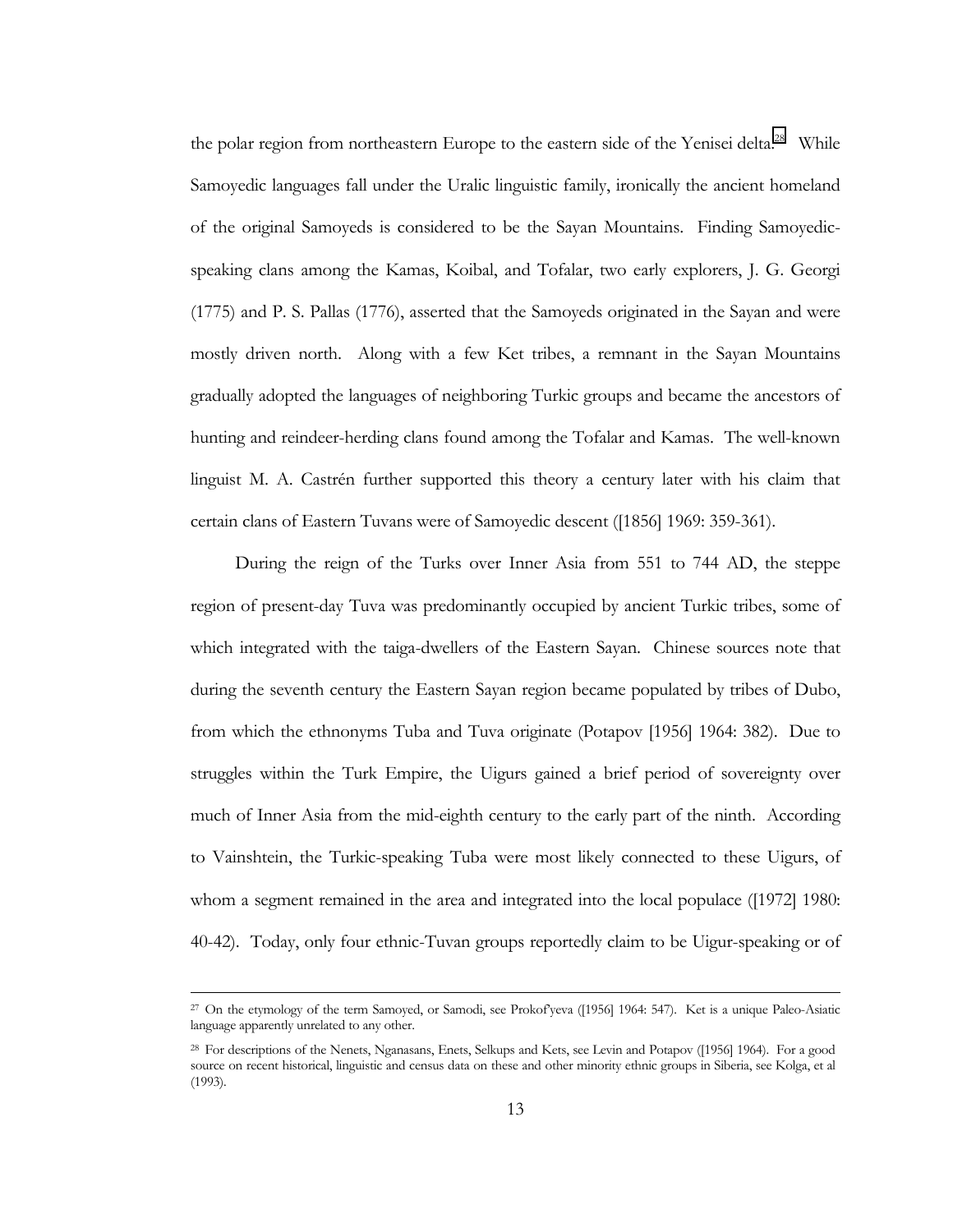the polar region from northeastern Europe to the eastern side of the Yenisei delta.[28] While Samoyedic languages fall under the Uralic linguistic family, ironically the ancient homeland of the original Samoyeds is considered to be the Sayan Mountains. Finding Samoyedic-speaking clans among the Kamas, Koibal, and Tofalar, two early explorers, J. G. Georgi (1775) and P. S. Pallas (1776), asserted that the Samoyeds originated in the Sayan and were mostly driven north. Along with a few Ket tribes, a remnant in the Sayan Mountains gradually adopted the languages of neighboring Turkic groups and became the ancestors of hunting and reindeer-herding clans found among the Tofalar and Kamas. The well-known linguist M. A. Castrén further supported this theory a century later with his claim that certain clans of Eastern Tuvans were of Samoyedic descent ([1856] 1969: 359-361).

During the reign of the Turks over Inner Asia from 551 to 744 AD, the steppe region of present-day Tuva was predominantly occupied by ancient Turkic tribes, some of which integrated with the taiga-dwellers of the Eastern Sayan. Chinese sources note that during the seventh century the Eastern Sayan region became populated by tribes of Dubo, from which the ethnonyms Tuba and Tuva originate (Potapov [1956] 1964: 382). Due to struggles within the Turk Empire, the Uigurs gained a brief period of sovereignty over much of Inner Asia from the mid-eighth century to the early part of the ninth. According to Vainshtein, the Turkic-speaking Tuba were most likely connected to these Uigurs, of whom a segment remained in the area and integrated into the local populace ([1972] 1980: 40-42). Today, only four ethnic-Tuvan groups reportedly claim to be Uigur-speaking or of

---

[27] On the etymology of the term Samoyed, or Samodi, see Prokof'yeva ([1956] 1964: 547). Ket is a unique Paleo-Asiatic language apparently unrelated to any other.

[28] For descriptions of the Nenets, Nganasans, Enets, Selkups and Kets, see Levin and Potapov ([1956] 1964). For a good source on recent historical, linguistic and census data on these and other minority ethnic groups in Siberia, see Kolga, et al (1993).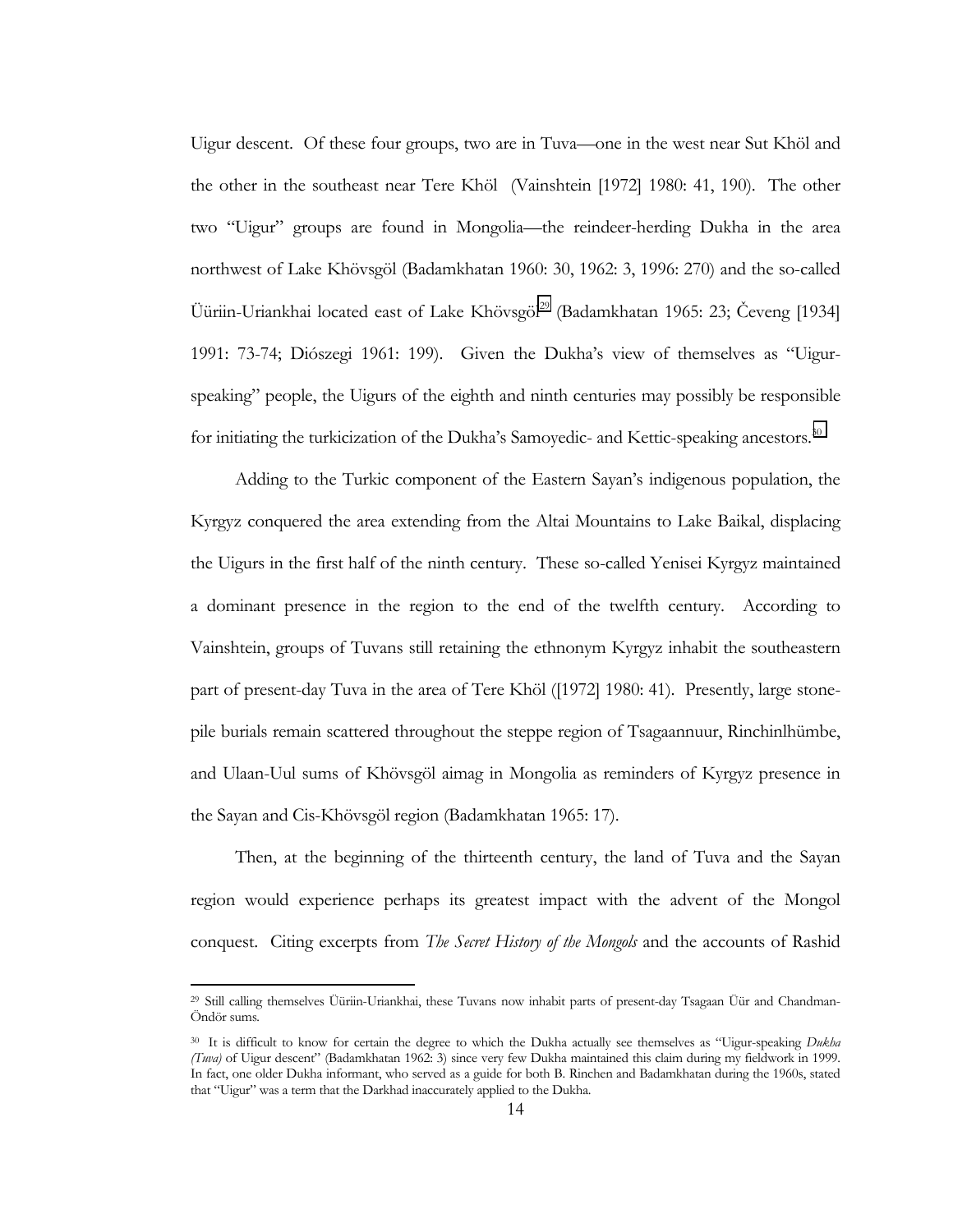Uigur descent. Of these four groups, two are in Tuva—one in the west near Sut Khöl and the other in the southeast near Tere Khöl (Vainshtein [1972] 1980: 41, 190). The other two "Uigur" groups are found in Mongolia—the reindeer-herding Dukha in the area northwest of Lake Khövsgöl (Badamkhatan 1960: 30, 1962: 3, 1996: 270) and the so-called Üüriin-Uriankhai located east of Lake Khövsgöl[29] (Badamkhatan 1965: 23; Čeveng [1934] 1991: 73-74; Diószegi 1961: 199). Given the Dukha's view of themselves as "Uigur-speaking" people, the Uigurs of the eighth and ninth centuries may possibly be responsible for initiating the turkicization of the Dukha's Samoyedic- and Kettic-speaking ancestors.[30]

Adding to the Turkic component of the Eastern Sayan's indigenous population, the Kyrgyz conquered the area extending from the Altai Mountains to Lake Baikal, displacing the Uigurs in the first half of the ninth century. These so-called Yenisei Kyrgyz maintained a dominant presence in the region to the end of the twelfth century. According to Vainshtein, groups of Tuvans still retaining the ethnonym Kyrgyz inhabit the southeastern part of present-day Tuva in the area of Tere Khöl ([1972] 1980: 41). Presently, large stone-pile burials remain scattered throughout the steppe region of Tsagaannuur, Rinchinlhümbe, and Ulaan-Uul sums of Khövsgöl aimag in Mongolia as reminders of Kyrgyz presence in the Sayan and Cis-Khövsgöl region (Badamkhatan 1965: 17).

Then, at the beginning of the thirteenth century, the land of Tuva and the Sayan region would experience perhaps its greatest impact with the advent of the Mongol conquest. Citing excerpts from *The Secret History of the Mongols* and the accounts of Rashid

---

[29] Still calling themselves Üüriin-Uriankhai, these Tuvans now inhabit parts of present-day Tsagaan Üür and Chandman-Öndör sums.

[30] It is difficult to know for certain the degree to which the Dukha actually see themselves as "Uigur-speaking *Dukha (Tuva)* of Uigur descent" (Badamkhatan 1962: 3) since very few Dukha maintained this claim during my fieldwork in 1999. In fact, one older Dukha informant, who served as a guide for both B. Rinchen and Badamkhatan during the 1960s, stated that "Uigur" was a term that the Darkhad inaccurately applied to the Dukha.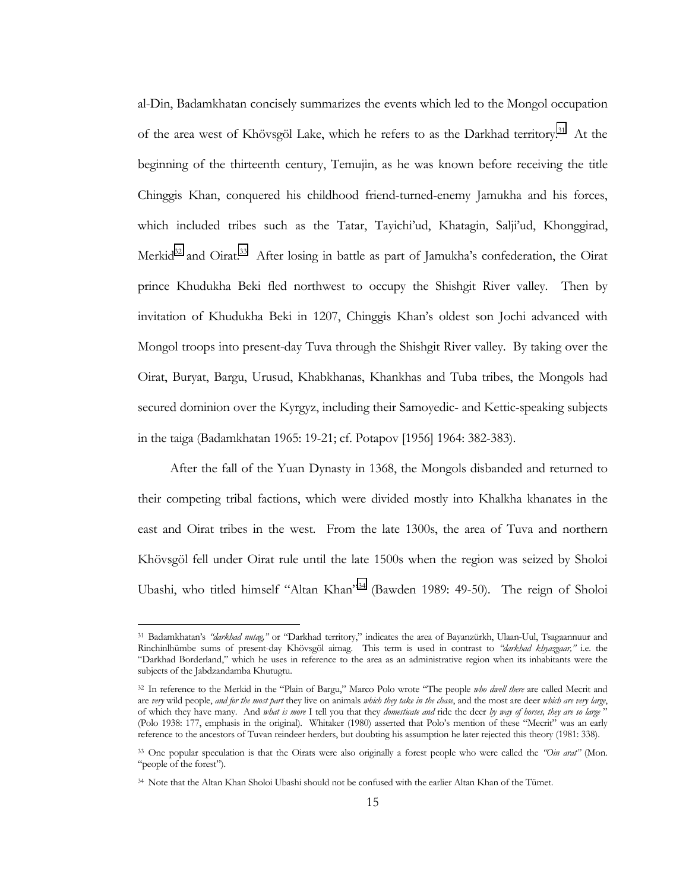al-Din, Badamkhatan concisely summarizes the events which led to the Mongol occupation of the area west of Khövsgöl Lake, which he refers to as the Darkhad territory.[31] At the beginning of the thirteenth century, Temujin, as he was known before receiving the title Chinggis Khan, conquered his childhood friend-turned-enemy Jamukha and his forces, which included tribes such as the Tatar, Tayichi'ud, Khatagin, Salji'ud, Khonggirad, Merkid[32] and Oirat.[33] After losing in battle as part of Jamukha's confederation, the Oirat prince Khudukha Beki fled northwest to occupy the Shishgit River valley. Then by invitation of Khudukha Beki in 1207, Chinggis Khan's oldest son Jochi advanced with Mongol troops into present-day Tuva through the Shishgit River valley. By taking over the Oirat, Buryat, Bargu, Urusud, Khabkhanas, Khankhas and Tuba tribes, the Mongols had secured dominion over the Kyrgyz, including their Samoyedic- and Kettic-speaking subjects in the taiga (Badamkhatan 1965: 19-21; cf. Potapov [1956] 1964: 382-383).

After the fall of the Yuan Dynasty in 1368, the Mongols disbanded and returned to their competing tribal factions, which were divided mostly into Khalkha khanates in the east and Oirat tribes in the west. From the late 1300s, the area of Tuva and northern Khövsgöl fell under Oirat rule until the late 1500s when the region was seized by Sholoi Ubashi, who titled himself "Altan Khan"[34] (Bawden 1989: 49-50). The reign of Sholoi

---

[31] Badamkhatan's *"darkhad nutag,"* or "Darkhad territory," indicates the area of Bayanzürkh, Ulaan-Uul, Tsagaannuur and Rinchinlhümbe sums of present-day Khövsgöl aimag. This term is used in contrast to *"darkhad khyazgaar,"* i.e. the "Darkhad Borderland," which he uses in reference to the area as an administrative region when its inhabitants were the subjects of the Jabdzandamba Khutugtu.

[32] In reference to the Merkid in the "Plain of Bargu," Marco Polo wrote "The people *who dwell there* are called Mecrit and are *very* wild people, *and for the most part* they live on animals *which they take in the chase*, and the most are deer *which are very large*, of which they have many. And *what is more* I tell you that they *domesticate and* ride the deer *by way of horses, they are so large* " (Polo 1938: 177, emphasis in the original). Whitaker (1980) asserted that Polo's mention of these "Mecrit" was an early reference to the ancestors of Tuvan reindeer herders, but doubting his assumption he later rejected this theory (1981: 338).

[33] One popular speculation is that the Oirats were also originally a forest people who were called the *"Oin arat"* (Mon. "people of the forest").

[34] Note that the Altan Khan Sholoi Ubashi should not be confused with the earlier Altan Khan of the Tümet.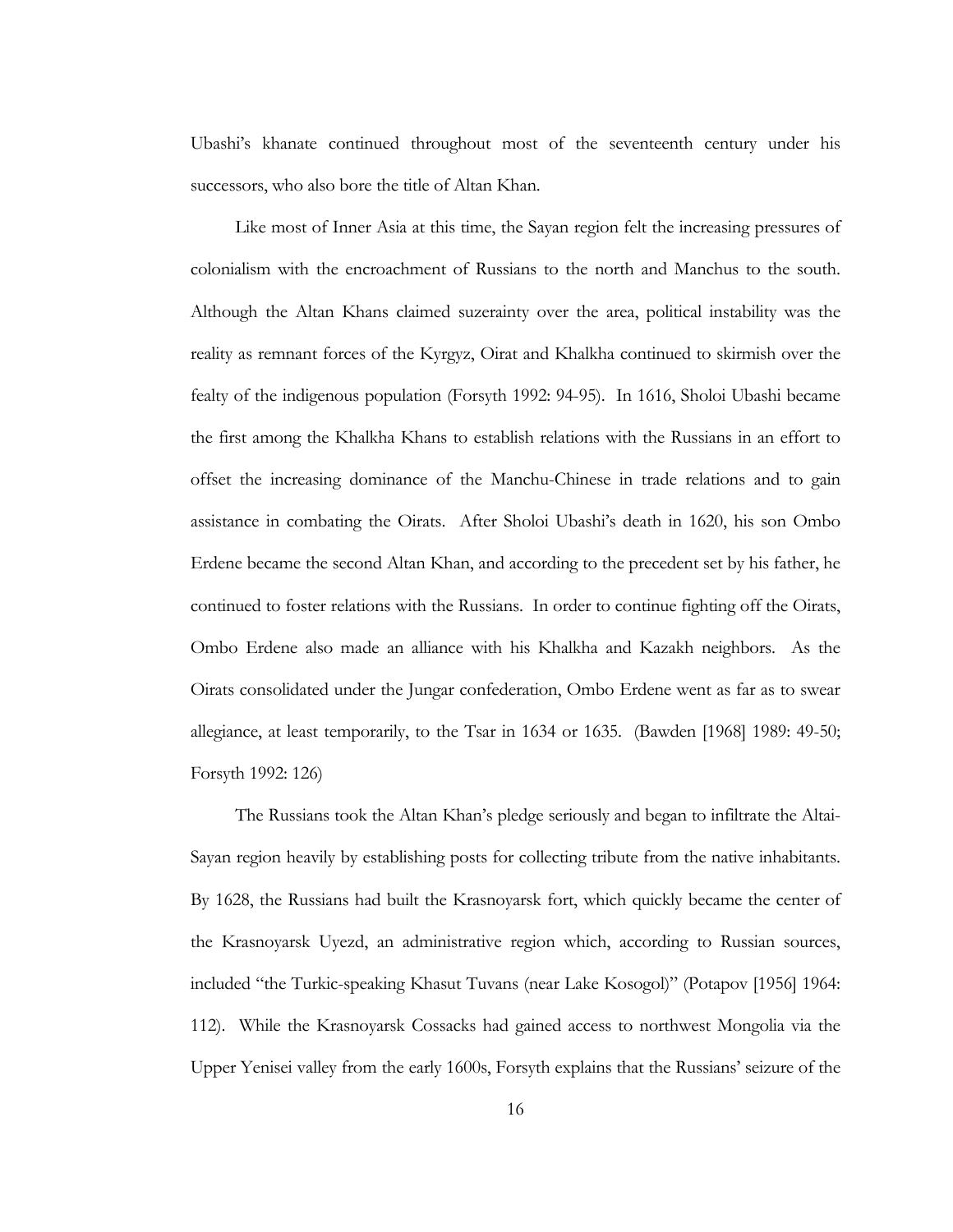Ubashi's khanate continued throughout most of the seventeenth century under his successors, who also bore the title of Altan Khan.

Like most of Inner Asia at this time, the Sayan region felt the increasing pressures of colonialism with the encroachment of Russians to the north and Manchus to the south. Although the Altan Khans claimed suzerainty over the area, political instability was the reality as remnant forces of the Kyrgyz, Oirat and Khalkha continued to skirmish over the fealty of the indigenous population (Forsyth 1992: 94-95). In 1616, Sholoi Ubashi became the first among the Khalkha Khans to establish relations with the Russians in an effort to offset the increasing dominance of the Manchu-Chinese in trade relations and to gain assistance in combating the Oirats. After Sholoi Ubashi's death in 1620, his son Ombo Erdene became the second Altan Khan, and according to the precedent set by his father, he continued to foster relations with the Russians. In order to continue fighting off the Oirats, Ombo Erdene also made an alliance with his Khalkha and Kazakh neighbors. As the Oirats consolidated under the Jungar confederation, Ombo Erdene went as far as to swear allegiance, at least temporarily, to the Tsar in 1634 or 1635. (Bawden [1968] 1989: 49-50; Forsyth 1992: 126)

The Russians took the Altan Khan's pledge seriously and began to infiltrate the Altai-Sayan region heavily by establishing posts for collecting tribute from the native inhabitants. By 1628, the Russians had built the Krasnoyarsk fort, which quickly became the center of the Krasnoyarsk Uyezd, an administrative region which, according to Russian sources, included "the Turkic-speaking Khasut Tuvans (near Lake Kosogol)" (Potapov [1956] 1964: 112). While the Krasnoyarsk Cossacks had gained access to northwest Mongolia via the Upper Yenisei valley from the early 1600s, Forsyth explains that the Russians' seizure of the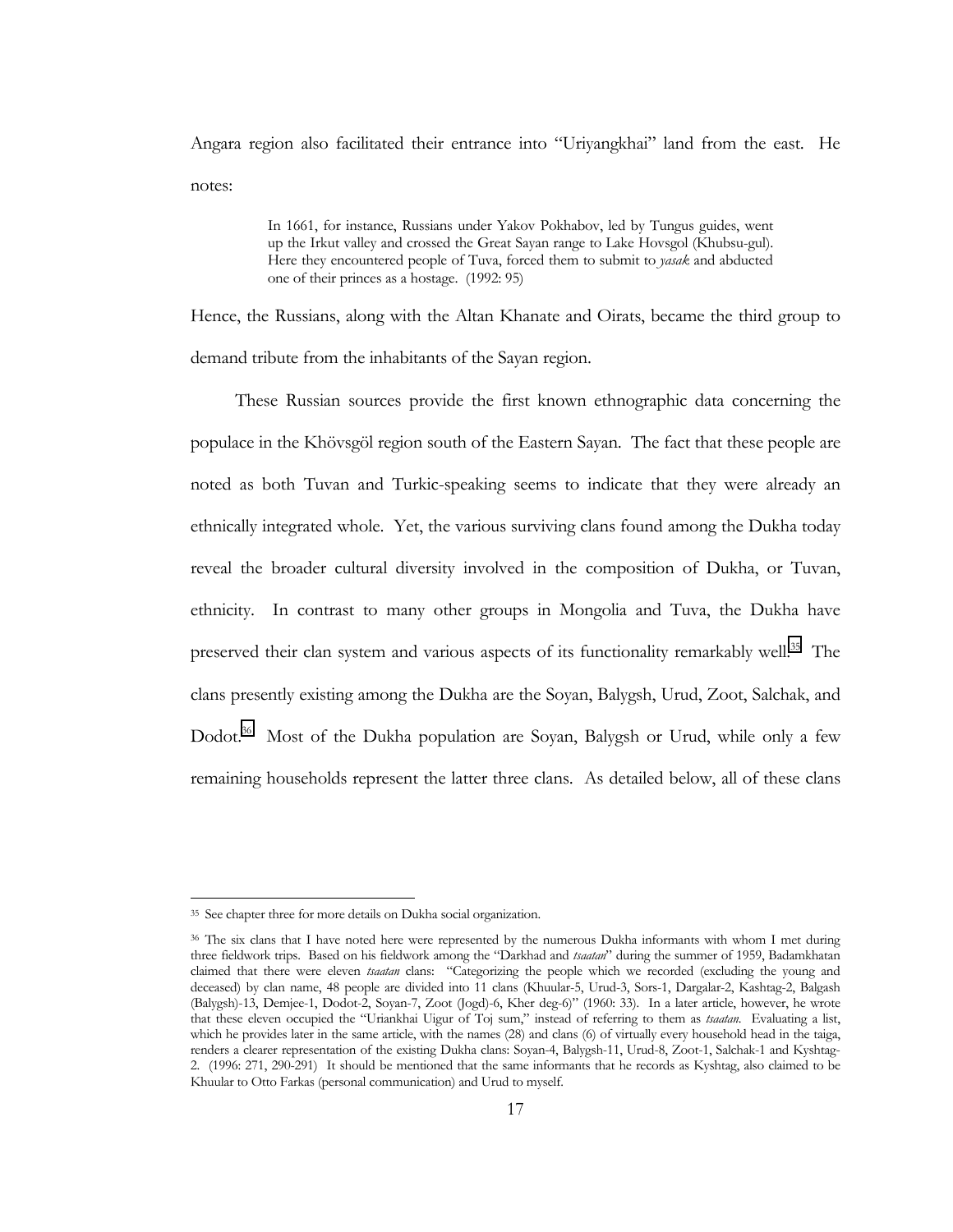Angara region also facilitated their entrance into "Uriyangkhai" land from the east. He notes:

> In 1661, for instance, Russians under Yakov Pokhabov, led by Tungus guides, went up the Irkut valley and crossed the Great Sayan range to Lake Hovsgol (Khubsu-gul). Here they encountered people of Tuva, forced them to submit to *yasak* and abducted one of their princes as a hostage. (1992: 95)

Hence, the Russians, along with the Altan Khanate and Oirats, became the third group to demand tribute from the inhabitants of the Sayan region.

These Russian sources provide the first known ethnographic data concerning the populace in the Khövsgöl region south of the Eastern Sayan. The fact that these people are noted as both Tuvan and Turkic-speaking seems to indicate that they were already an ethnically integrated whole. Yet, the various surviving clans found among the Dukha today reveal the broader cultural diversity involved in the composition of Dukha, or Tuvan, ethnicity. In contrast to many other groups in Mongolia and Tuva, the Dukha have preserved their clan system and various aspects of its functionality remarkably well.[35] The clans presently existing among the Dukha are the Soyan, Balygsh, Urud, Zoot, Salchak, and Dodot.[36] Most of the Dukha population are Soyan, Balygsh or Urud, while only a few remaining households represent the latter three clans. As detailed below, all of these clans

---

[35] See chapter three for more details on Dukha social organization.

[36] The six clans that I have noted here were represented by the numerous Dukha informants with whom I met during three fieldwork trips. Based on his fieldwork among the "Darkhad and *tsaatan*" during the summer of 1959, Badamkhatan claimed that there were eleven *tsaatan* clans: "Categorizing the people which we recorded (excluding the young and deceased) by clan name, 48 people are divided into 11 clans (Khuular-5, Urud-3, Sors-1, Dargalar-2, Kashtag-2, Balgash (Balygsh)-13, Demjee-1, Dodot-2, Soyan-7, Zoot (Jogd)-6, Kher deg-6)" (1960: 33). In a later article, however, he wrote that these eleven occupied the "Uriankhai Uigur of Toj sum," instead of referring to them as *tsaatan*. Evaluating a list, which he provides later in the same article, with the names (28) and clans (6) of virtually every household head in the taiga, renders a clearer representation of the existing Dukha clans: Soyan-4, Balygsh-11, Urud-8, Zoot-1, Salchak-1 and Kyshtag-2. (1996: 271, 290-291) It should be mentioned that the same informants that he records as Kyshtag, also claimed to be Khuular to Otto Farkas (personal communication) and Urud to myself.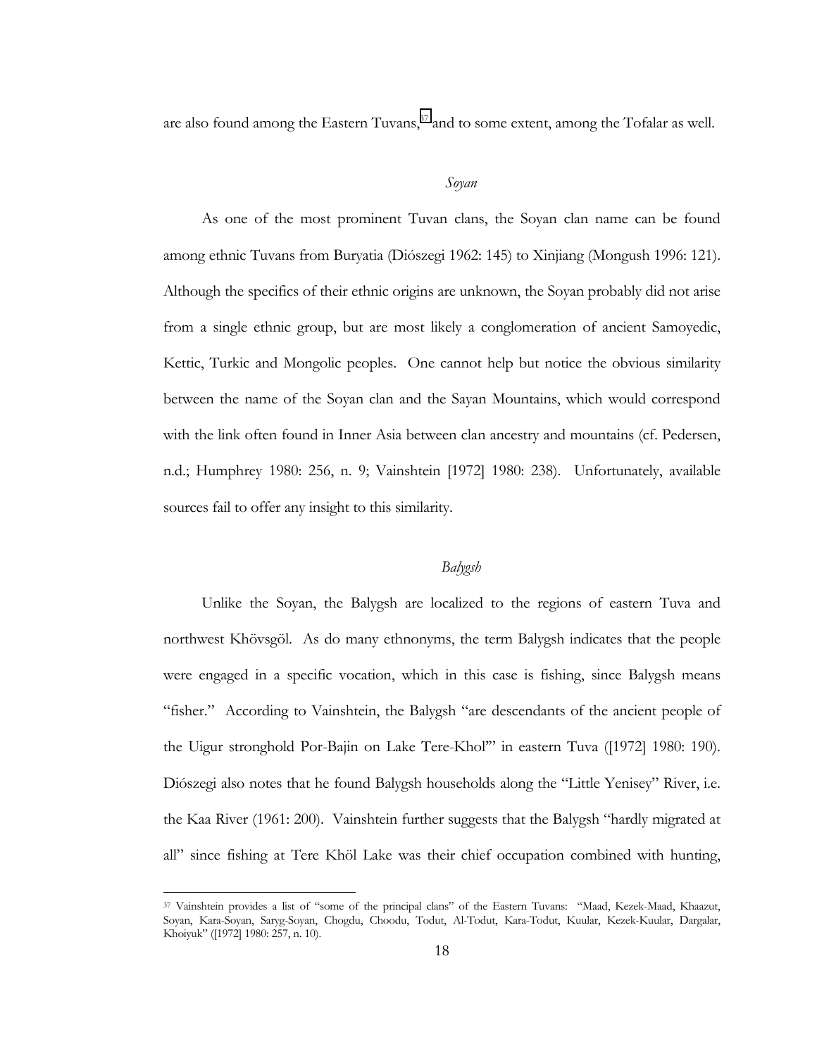are also found among the Eastern Tuvans,[37] and to some extent, among the Tofalar as well.

### *Soyan*

As one of the most prominent Tuvan clans, the Soyan clan name can be found among ethnic Tuvans from Buryatia (Diószegi 1962: 145) to Xinjiang (Mongush 1996: 121). Although the specifics of their ethnic origins are unknown, the Soyan probably did not arise from a single ethnic group, but are most likely a conglomeration of ancient Samoyedic, Kettic, Turkic and Mongolic peoples. One cannot help but notice the obvious similarity between the name of the Soyan clan and the Sayan Mountains, which would correspond with the link often found in Inner Asia between clan ancestry and mountains (cf. Pedersen, n.d.; Humphrey 1980: 256, n. 9; Vainshtein [1972] 1980: 238). Unfortunately, available sources fail to offer any insight to this similarity.

### *Balygsh*

Unlike the Soyan, the Balygsh are localized to the regions of eastern Tuva and northwest Khövsgöl. As do many ethnonyms, the term Balygsh indicates that the people were engaged in a specific vocation, which in this case is fishing, since Balygsh means "fisher." According to Vainshtein, the Balygsh "are descendants of the ancient people of the Uigur stronghold Por-Bajin on Lake Tere-Khol'" in eastern Tuva ([1972] 1980: 190). Diószegi also notes that he found Balygsh households along the "Little Yenisey" River, i.e. the Kaa River (1961: 200). Vainshtein further suggests that the Balygsh "hardly migrated at all" since fishing at Tere Khöl Lake was their chief occupation combined with hunting,

---

[37] Vainshtein provides a list of "some of the principal clans" of the Eastern Tuvans: "Maad, Kezek-Maad, Khaazut, Soyan, Kara-Soyan, Saryg-Soyan, Chogdu, Choodu, Todut, Al-Todut, Kara-Todut, Kuular, Kezek-Kuular, Dargalar, Khoiyuk" ([1972] 1980: 257, n. 10).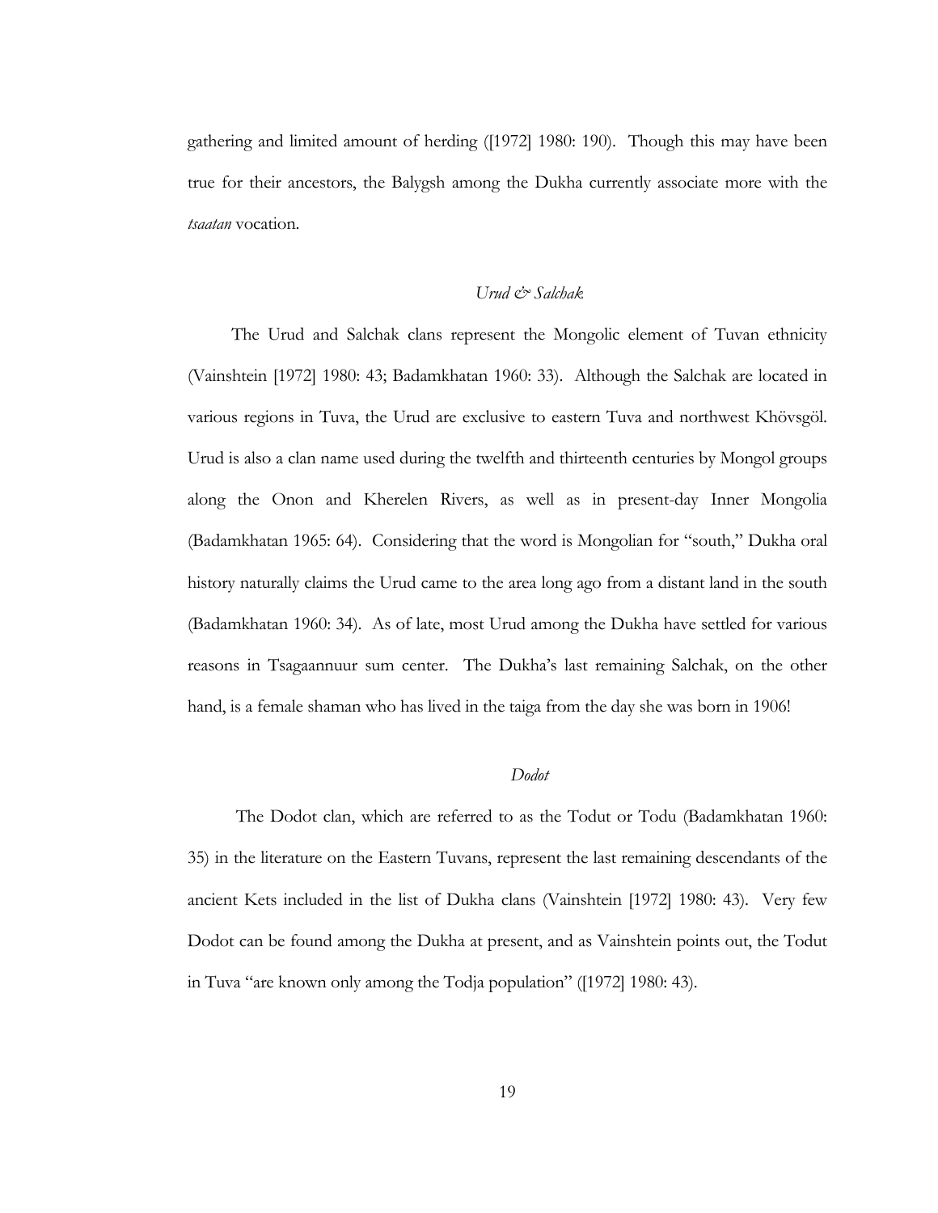gathering and limited amount of herding ([1972] 1980: 190). Though this may have been true for their ancestors, the Balygsh among the Dukha currently associate more with the *tsaatan* vocation.

### *Urud & Salchak*

The Urud and Salchak clans represent the Mongolic element of Tuvan ethnicity (Vainshtein [1972] 1980: 43; Badamkhatan 1960: 33). Although the Salchak are located in various regions in Tuva, the Urud are exclusive to eastern Tuva and northwest Khövsgöl. Urud is also a clan name used during the twelfth and thirteenth centuries by Mongol groups along the Onon and Kherelen Rivers, as well as in present-day Inner Mongolia (Badamkhatan 1965: 64). Considering that the word is Mongolian for "south," Dukha oral history naturally claims the Urud came to the area long ago from a distant land in the south (Badamkhatan 1960: 34). As of late, most Urud among the Dukha have settled for various reasons in Tsagaannuur sum center. The Dukha's last remaining Salchak, on the other hand, is a female shaman who has lived in the taiga from the day she was born in 1906!

### *Dodot*

The Dodot clan, which are referred to as the Todut or Todu (Badamkhatan 1960: 35) in the literature on the Eastern Tuvans, represent the last remaining descendants of the ancient Kets included in the list of Dukha clans (Vainshtein [1972] 1980: 43). Very few Dodot can be found among the Dukha at present, and as Vainshtein points out, the Todut in Tuva "are known only among the Todja population" ([1972] 1980: 43).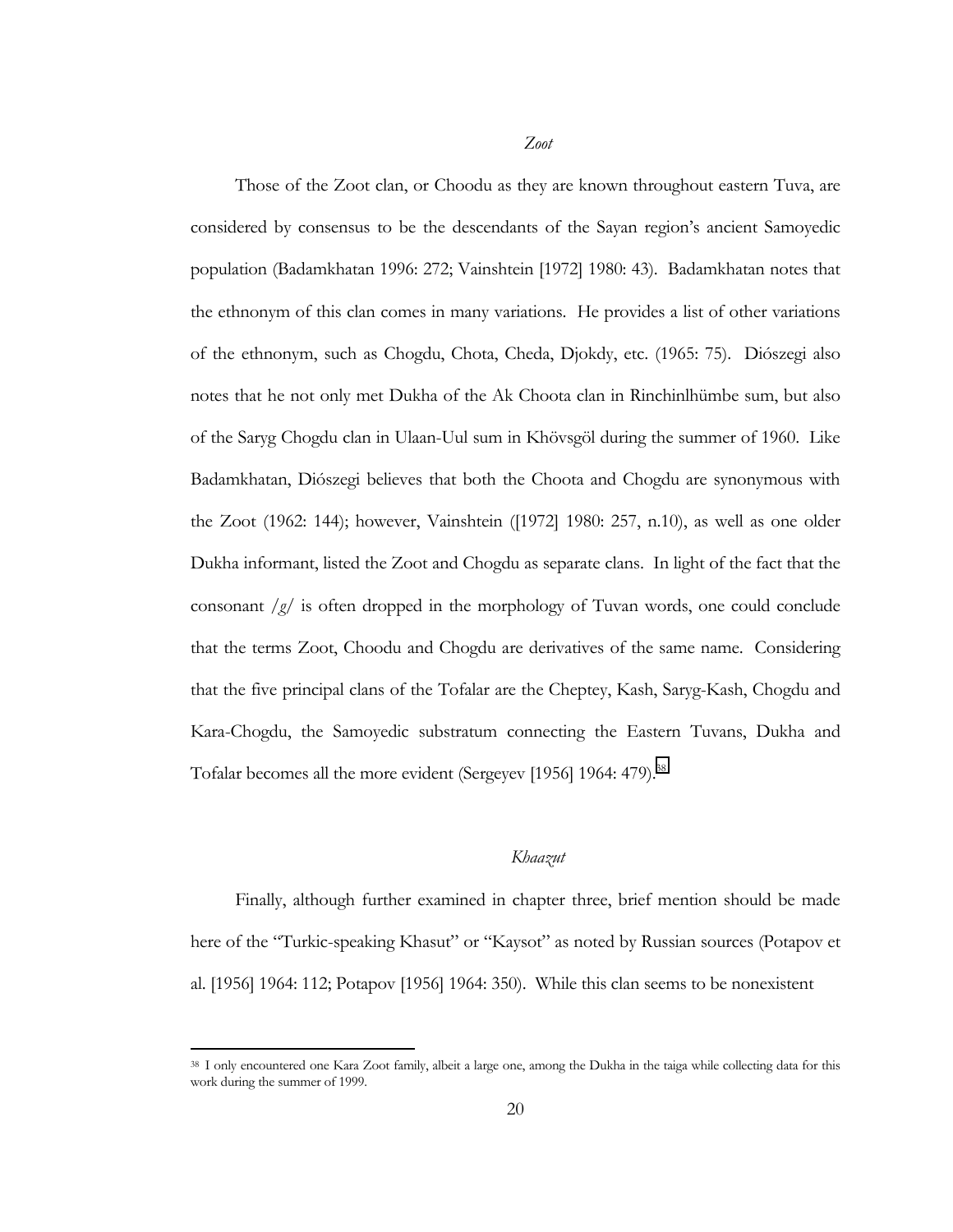### *Zoot*

Those of the Zoot clan, or Choodu as they are known throughout eastern Tuva, are considered by consensus to be the descendants of the Sayan region's ancient Samoyedic population (Badamkhatan 1996: 272; Vainshtein [1972] 1980: 43). Badamkhatan notes that the ethnonym of this clan comes in many variations. He provides a list of other variations of the ethnonym, such as Chogdu, Chota, Cheda, Djokdy, etc. (1965: 75). Diószegi also notes that he not only met Dukha of the Ak Choota clan in Rinchinlhümbe sum, but also of the Saryg Chogdu clan in Ulaan-Uul sum in Khövsgöl during the summer of 1960. Like Badamkhatan, Diószegi believes that both the Choota and Chogdu are synonymous with the Zoot (1962: 144); however, Vainshtein ([1972] 1980: 257, n.10), as well as one older Dukha informant, listed the Zoot and Chogdu as separate clans. In light of the fact that the consonant /*g*/ is often dropped in the morphology of Tuvan words, one could conclude that the terms Zoot, Choodu and Chogdu are derivatives of the same name. Considering that the five principal clans of the Tofalar are the Cheptey, Kash, Saryg-Kash, Chogdu and Kara-Chogdu, the Samoyedic substratum connecting the Eastern Tuvans, Dukha and Tofalar becomes all the more evident (Sergeyev [1956] 1964: 479).[38]

### *Khaazut*

Finally, although further examined in chapter three, brief mention should be made here of the "Turkic-speaking Khasut" or "Kaysot" as noted by Russian sources (Potapov et al. [1956] 1964: 112; Potapov [1956] 1964: 350). While this clan seems to be nonexistent

[38] I only encountered one Kara Zoot family, albeit a large one, among the Dukha in the taiga while collecting data for this work during the summer of 1999.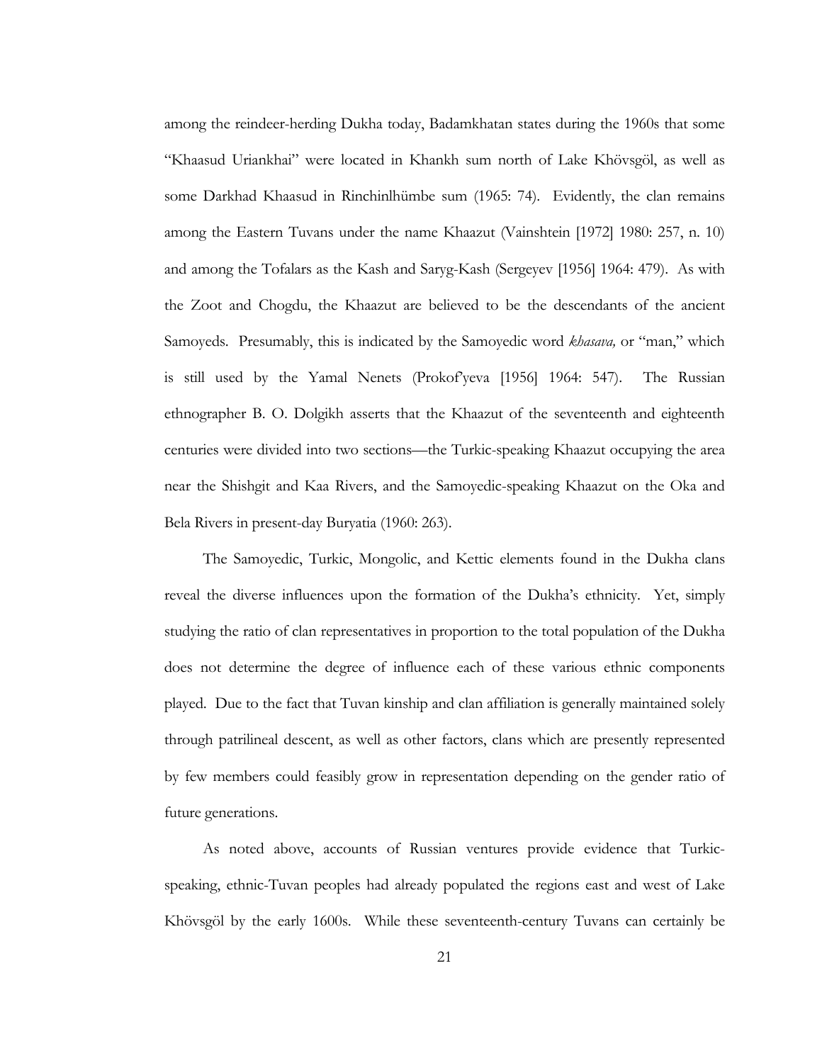among the reindeer-herding Dukha today, Badamkhatan states during the 1960s that some "Khaasud Uriankhai" were located in Khankh sum north of Lake Khövsgöl, as well as some Darkhad Khaasud in Rinchinlhümbe sum (1965: 74). Evidently, the clan remains among the Eastern Tuvans under the name Khaazut (Vainshtein [1972] 1980: 257, n. 10) and among the Tofalars as the Kash and Saryg-Kash (Sergeyev [1956] 1964: 479). As with the Zoot and Chogdu, the Khaazut are believed to be the descendants of the ancient Samoyeds. Presumably, this is indicated by the Samoyedic word *khasava,* or "man," which is still used by the Yamal Nenets (Prokof'yeva [1956] 1964: 547). The Russian ethnographer B. O. Dolgikh asserts that the Khaazut of the seventeenth and eighteenth centuries were divided into two sections—the Turkic-speaking Khaazut occupying the area near the Shishgit and Kaa Rivers, and the Samoyedic-speaking Khaazut on the Oka and Bela Rivers in present-day Buryatia (1960: 263).

The Samoyedic, Turkic, Mongolic, and Kettic elements found in the Dukha clans reveal the diverse influences upon the formation of the Dukha's ethnicity. Yet, simply studying the ratio of clan representatives in proportion to the total population of the Dukha does not determine the degree of influence each of these various ethnic components played. Due to the fact that Tuvan kinship and clan affiliation is generally maintained solely through patrilineal descent, as well as other factors, clans which are presently represented by few members could feasibly grow in representation depending on the gender ratio of future generations.

As noted above, accounts of Russian ventures provide evidence that Turkic-speaking, ethnic-Tuvan peoples had already populated the regions east and west of Lake Khövsgöl by the early 1600s. While these seventeenth-century Tuvans can certainly be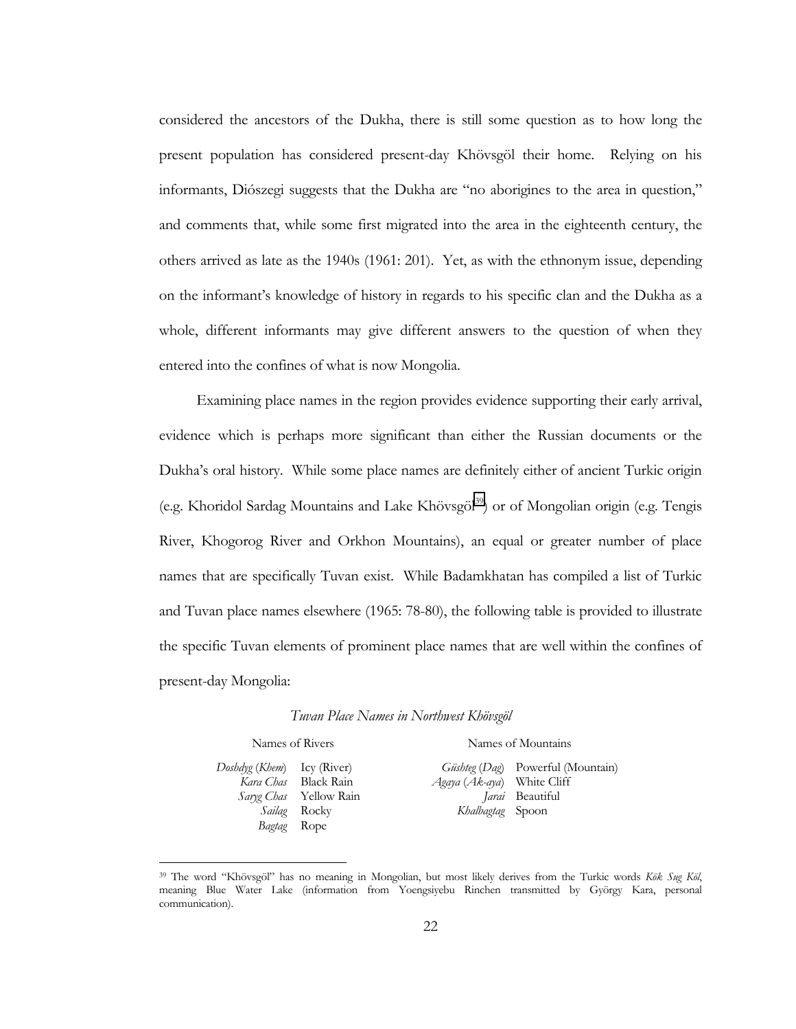considered the ancestors of the Dukha, there is still some question as to how long the present population has considered present-day Khövsgöl their home. Relying on his informants, Diószegi suggests that the Dukha are "no aborigines to the area in question," and comments that, while some first migrated into the area in the eighteenth century, the others arrived as late as the 1940s (1961: 201). Yet, as with the ethnonym issue, depending on the informant's knowledge of history in regards to his specific clan and the Dukha as a whole, different informants may give different answers to the question of when they entered into the confines of what is now Mongolia.

Examining place names in the region provides evidence supporting their early arrival, evidence which is perhaps more significant than either the Russian documents or the Dukha's oral history. While some place names are definitely either of ancient Turkic origin (e.g. Khoridol Sardag Mountains and Lake Khövsgöl[39]) or of Mongolian origin (e.g. Tengis River, Khogorog River and Orkhon Mountains), an equal or greater number of place names that are specifically Tuvan exist. While Badamkhatan has compiled a list of Turkic and Tuvan place names elsewhere (1965: 78-80), the following table is provided to illustrate the specific Tuvan elements of prominent place names that are well within the confines of present-day Mongolia:

*Tuvan Place Names in Northwest Khövsgöl*

| Names of Rivers | | Names of Mountains | |
|---|---|---|---|
| *Doshdyg* (*Khem*) | Icy (River) | *Güshteg* (*Dag*) | Powerful (Mountain) |
| *Kara Chas* | Black Rain | *Agaya* (*Ak-aya*) | White Cliff |
| *Saryg Chas* | Yellow Rain | *Jarai* | Beautiful |
| *Sailag* | Rocky | *Khalbagtag* | Spoon |
| *Bagtag* | Rope | | |

[39] The word "Khövsgöl" has no meaning in Mongolian, but most likely derives from the Turkic words *Kök Sug Köl*, meaning Blue Water Lake (information from Yoengsiyebu Rinchen transmitted by György Kara, personal communication).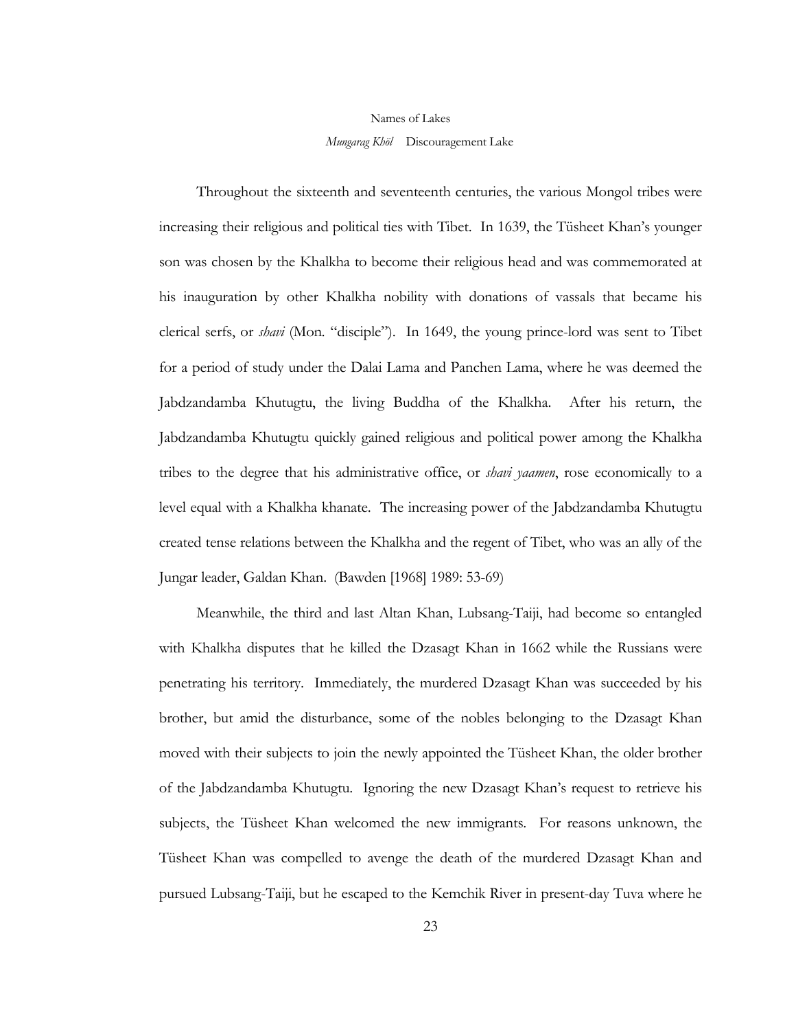Names of Lakes

*Mungarag Khöl* Discouragement Lake

Throughout the sixteenth and seventeenth centuries, the various Mongol tribes were increasing their religious and political ties with Tibet. In 1639, the Tüsheet Khan's younger son was chosen by the Khalkha to become their religious head and was commemorated at his inauguration by other Khalkha nobility with donations of vassals that became his clerical serfs, or *shavi* (Mon. "disciple"). In 1649, the young prince-lord was sent to Tibet for a period of study under the Dalai Lama and Panchen Lama, where he was deemed the Jabdzandamba Khutugtu, the living Buddha of the Khalkha. After his return, the Jabdzandamba Khutugtu quickly gained religious and political power among the Khalkha tribes to the degree that his administrative office, or *shavi yaamen*, rose economically to a level equal with a Khalkha khanate. The increasing power of the Jabdzandamba Khutugtu created tense relations between the Khalkha and the regent of Tibet, who was an ally of the Jungar leader, Galdan Khan. (Bawden [1968] 1989: 53-69)

Meanwhile, the third and last Altan Khan, Lubsang-Taiji, had become so entangled with Khalkha disputes that he killed the Dzasagt Khan in 1662 while the Russians were penetrating his territory. Immediately, the murdered Dzasagt Khan was succeeded by his brother, but amid the disturbance, some of the nobles belonging to the Dzasagt Khan moved with their subjects to join the newly appointed the Tüsheet Khan, the older brother of the Jabdzandamba Khutugtu. Ignoring the new Dzasagt Khan's request to retrieve his subjects, the Tüsheet Khan welcomed the new immigrants. For reasons unknown, the Tüsheet Khan was compelled to avenge the death of the murdered Dzasagt Khan and pursued Lubsang-Taiji, but he escaped to the Kemchik River in present-day Tuva where he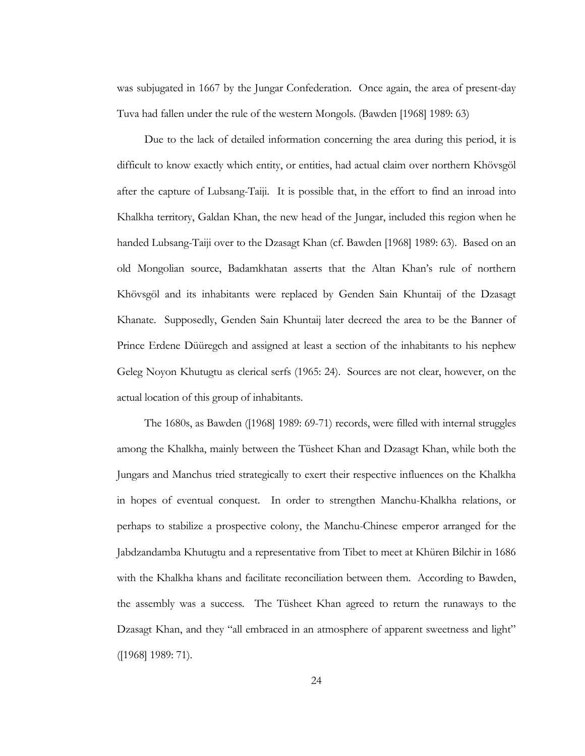was subjugated in 1667 by the Jungar Confederation. Once again, the area of present-day Tuva had fallen under the rule of the western Mongols. (Bawden [1968] 1989: 63)

Due to the lack of detailed information concerning the area during this period, it is difficult to know exactly which entity, or entities, had actual claim over northern Khövsgöl after the capture of Lubsang-Taiji. It is possible that, in the effort to find an inroad into Khalkha territory, Galdan Khan, the new head of the Jungar, included this region when he handed Lubsang-Taiji over to the Dzasagt Khan (cf. Bawden [1968] 1989: 63). Based on an old Mongolian source, Badamkhatan asserts that the Altan Khan's rule of northern Khövsgöl and its inhabitants were replaced by Genden Sain Khuntaij of the Dzasagt Khanate. Supposedly, Genden Sain Khuntaij later decreed the area to be the Banner of Prince Erdene Düüregch and assigned at least a section of the inhabitants to his nephew Geleg Noyon Khutugtu as clerical serfs (1965: 24). Sources are not clear, however, on the actual location of this group of inhabitants.

The 1680s, as Bawden ([1968] 1989: 69-71) records, were filled with internal struggles among the Khalkha, mainly between the Tüsheet Khan and Dzasagt Khan, while both the Jungars and Manchus tried strategically to exert their respective influences on the Khalkha in hopes of eventual conquest. In order to strengthen Manchu-Khalkha relations, or perhaps to stabilize a prospective colony, the Manchu-Chinese emperor arranged for the Jabdzandamba Khutugtu and a representative from Tibet to meet at Khüren Bilchir in 1686 with the Khalkha khans and facilitate reconciliation between them. According to Bawden, the assembly was a success. The Tüsheet Khan agreed to return the runaways to the Dzasagt Khan, and they "all embraced in an atmosphere of apparent sweetness and light" ([1968] 1989: 71).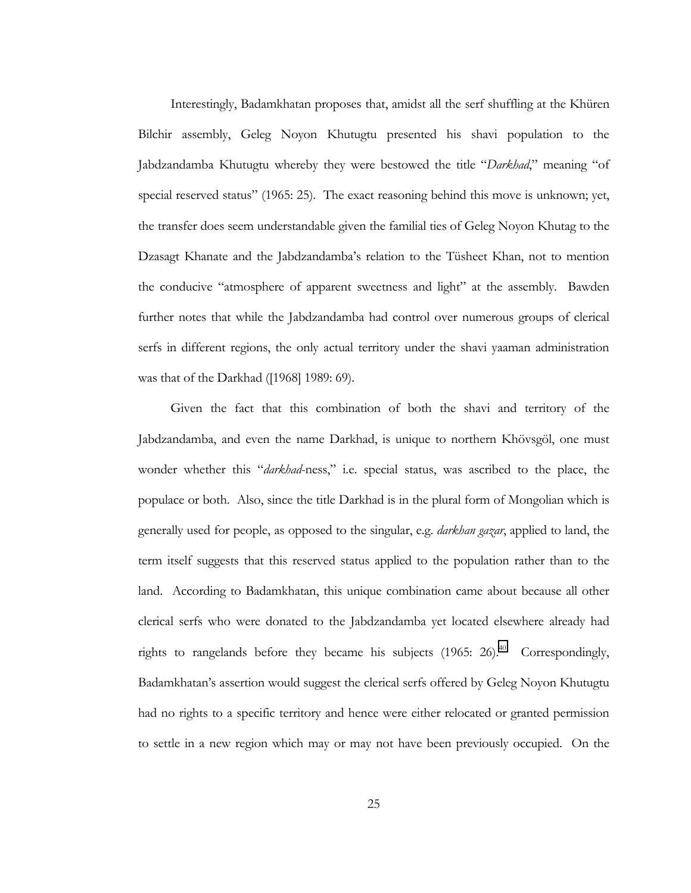Interestingly, Badamkhatan proposes that, amidst all the serf shuffling at the Khüren Bilchir assembly, Geleg Noyon Khutugtu presented his shavi population to the Jabdzandamba Khutugtu whereby they were bestowed the title "*Darkhad*," meaning "of special reserved status" (1965: 25). The exact reasoning behind this move is unknown; yet, the transfer does seem understandable given the familial ties of Geleg Noyon Khutag to the Dzasagt Khanate and the Jabdzandamba's relation to the Tüsheet Khan, not to mention the conducive "atmosphere of apparent sweetness and light" at the assembly. Bawden further notes that while the Jabdzandamba had control over numerous groups of clerical serfs in different regions, the only actual territory under the shavi yaaman administration was that of the Darkhad ([1968] 1989: 69).

Given the fact that this combination of both the shavi and territory of the Jabdzandamba, and even the name Darkhad, is unique to northern Khövsgöl, one must wonder whether this "*darkhad*-ness," i.e. special status, was ascribed to the place, the populace or both. Also, since the title Darkhad is in the plural form of Mongolian which is generally used for people, as opposed to the singular, e.g. *darkhan gazar*, applied to land, the term itself suggests that this reserved status applied to the population rather than to the land. According to Badamkhatan, this unique combination came about because all other clerical serfs who were donated to the Jabdzandamba yet located elsewhere already had rights to rangelands before they became his subjects (1965: 26).[40] Correspondingly, Badamkhatan's assertion would suggest the clerical serfs offered by Geleg Noyon Khutugtu had no rights to a specific territory and hence were either relocated or granted permission to settle in a new region which may or may not have been previously occupied. On the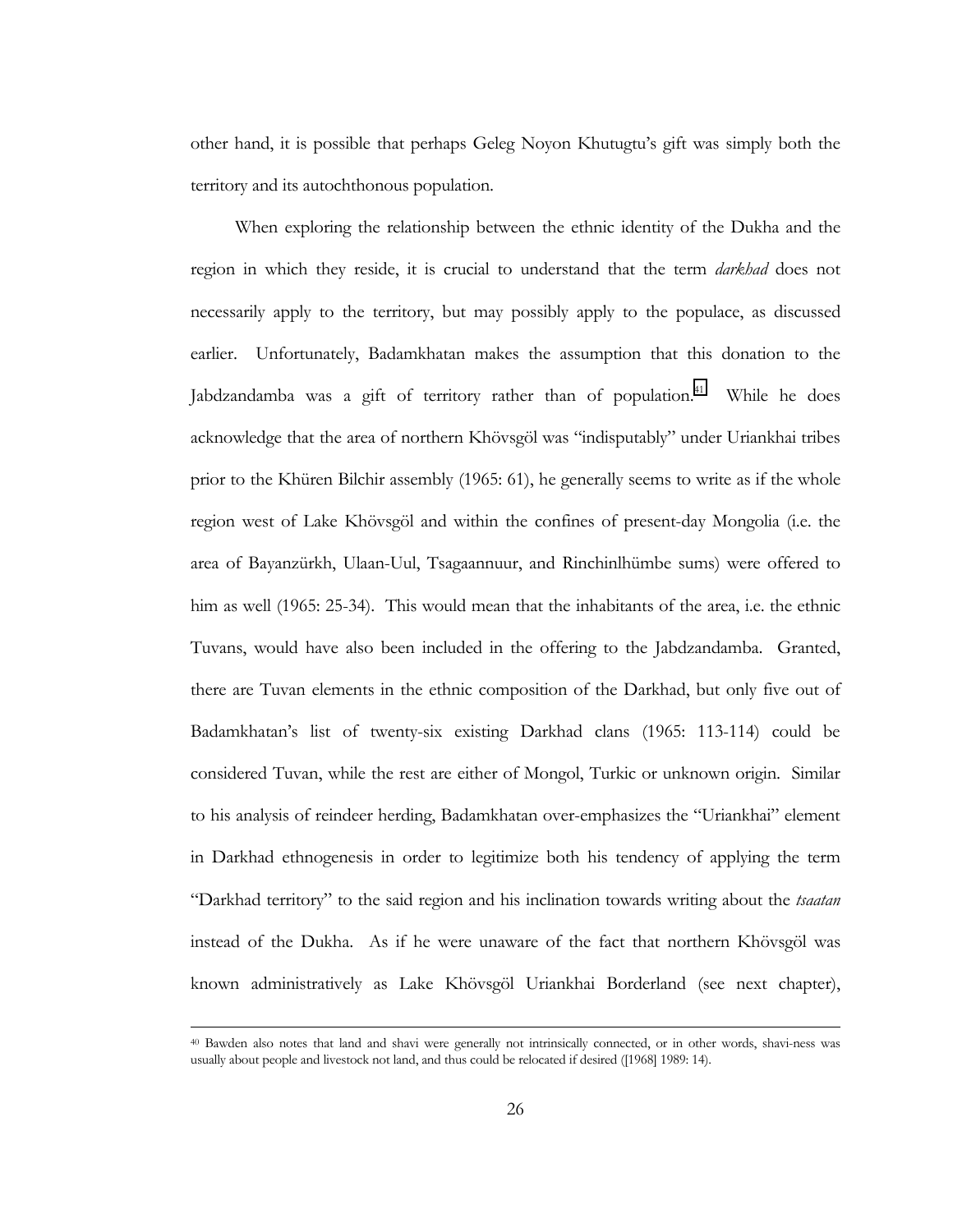other hand, it is possible that perhaps Geleg Noyon Khutugtu's gift was simply both the territory and its autochthonous population.

When exploring the relationship between the ethnic identity of the Dukha and the region in which they reside, it is crucial to understand that the term *darkhad* does not necessarily apply to the territory, but may possibly apply to the populace, as discussed earlier. Unfortunately, Badamkhatan makes the assumption that this donation to the Jabdzandamba was a gift of territory rather than of population.[41] While he does acknowledge that the area of northern Khövsgöl was "indisputably" under Uriankhai tribes prior to the Khüren Bilchir assembly (1965: 61), he generally seems to write as if the whole region west of Lake Khövsgöl and within the confines of present-day Mongolia (i.e. the area of Bayanzürkh, Ulaan-Uul, Tsagaannuur, and Rinchinlhümbe sums) were offered to him as well (1965: 25-34). This would mean that the inhabitants of the area, i.e. the ethnic Tuvans, would have also been included in the offering to the Jabdzandamba. Granted, there are Tuvan elements in the ethnic composition of the Darkhad, but only five out of Badamkhatan's list of twenty-six existing Darkhad clans (1965: 113-114) could be considered Tuvan, while the rest are either of Mongol, Turkic or unknown origin. Similar to his analysis of reindeer herding, Badamkhatan over-emphasizes the "Uriankhai" element in Darkhad ethnogenesis in order to legitimize both his tendency of applying the term "Darkhad territory" to the said region and his inclination towards writing about the *tsaatan* instead of the Dukha. As if he were unaware of the fact that northern Khövsgöl was known administratively as Lake Khövsgöl Uriankhai Borderland (see next chapter),

---

[40] Bawden also notes that land and shavi were generally not intrinsically connected, or in other words, shavi-ness was usually about people and livestock not land, and thus could be relocated if desired ([1968] 1989: 14).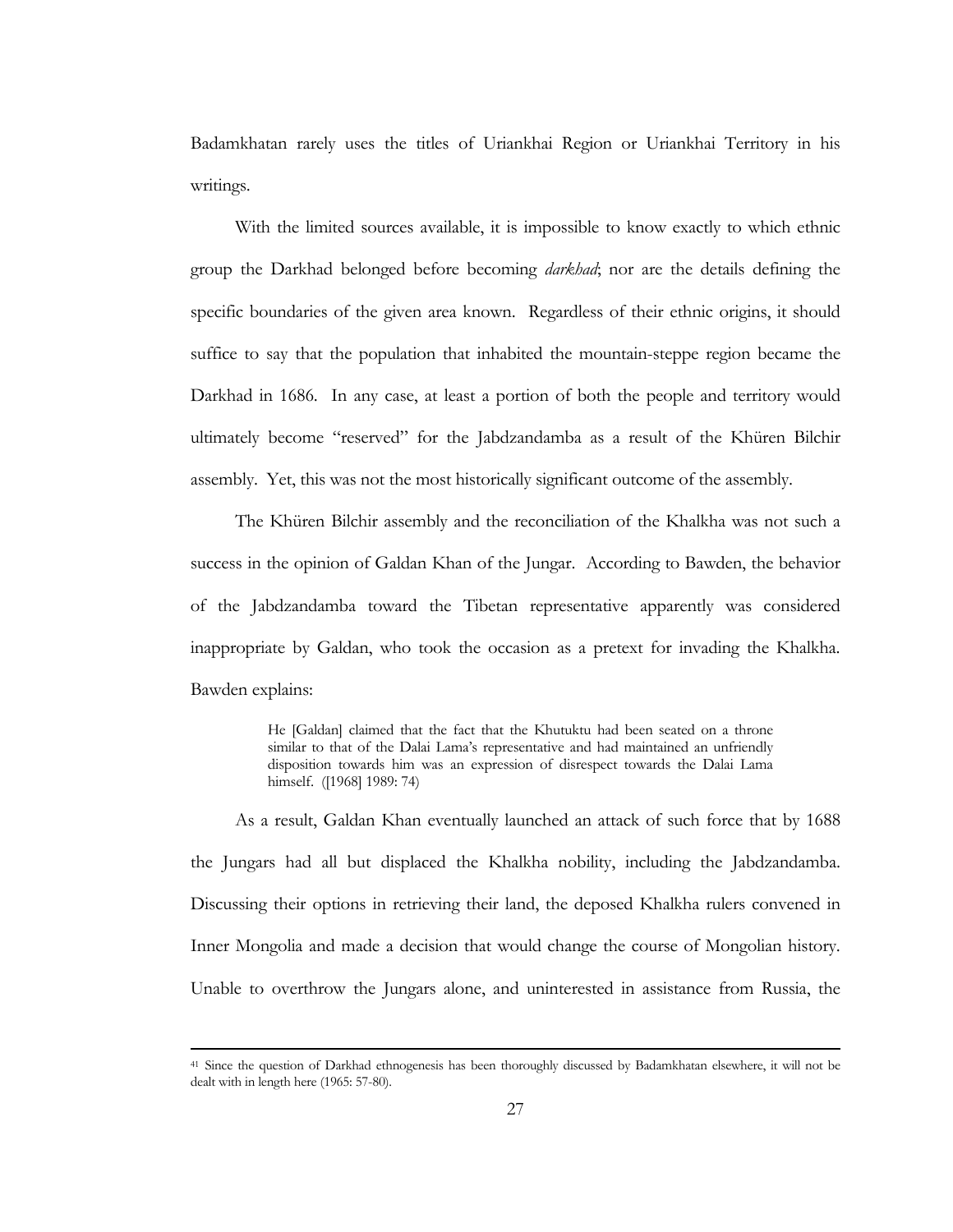Badamkhatan rarely uses the titles of Uriankhai Region or Uriankhai Territory in his writings.

With the limited sources available, it is impossible to know exactly to which ethnic group the Darkhad belonged before becoming *darkhad*; nor are the details defining the specific boundaries of the given area known. Regardless of their ethnic origins, it should suffice to say that the population that inhabited the mountain-steppe region became the Darkhad in 1686. In any case, at least a portion of both the people and territory would ultimately become "reserved" for the Jabdzandamba as a result of the Khüren Bilchir assembly. Yet, this was not the most historically significant outcome of the assembly.

The Khüren Bilchir assembly and the reconciliation of the Khalkha was not such a success in the opinion of Galdan Khan of the Jungar. According to Bawden, the behavior of the Jabdzandamba toward the Tibetan representative apparently was considered inappropriate by Galdan, who took the occasion as a pretext for invading the Khalkha. Bawden explains:

> He [Galdan] claimed that the fact that the Khutuktu had been seated on a throne similar to that of the Dalai Lama's representative and had maintained an unfriendly disposition towards him was an expression of disrespect towards the Dalai Lama himself. ([1968] 1989: 74)

As a result, Galdan Khan eventually launched an attack of such force that by 1688 the Jungars had all but displaced the Khalkha nobility, including the Jabdzandamba. Discussing their options in retrieving their land, the deposed Khalkha rulers convened in Inner Mongolia and made a decision that would change the course of Mongolian history. Unable to overthrow the Jungars alone, and uninterested in assistance from Russia, the

---

[41] Since the question of Darkhad ethnogenesis has been thoroughly discussed by Badamkhatan elsewhere, it will not be dealt with in length here (1965: 57-80).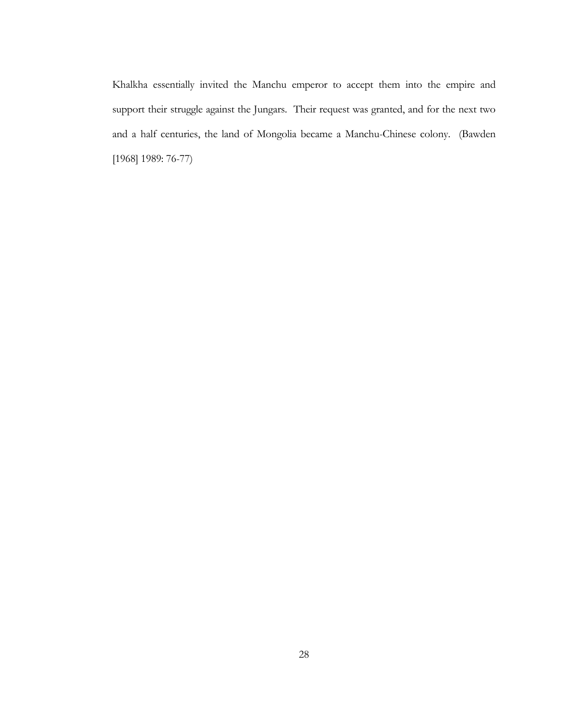Khalkha essentially invited the Manchu emperor to accept them into the empire and support their struggle against the Jungars. Their request was granted, and for the next two and a half centuries, the land of Mongolia became a Manchu-Chinese colony. (Bawden [1968] 1989: 76-77)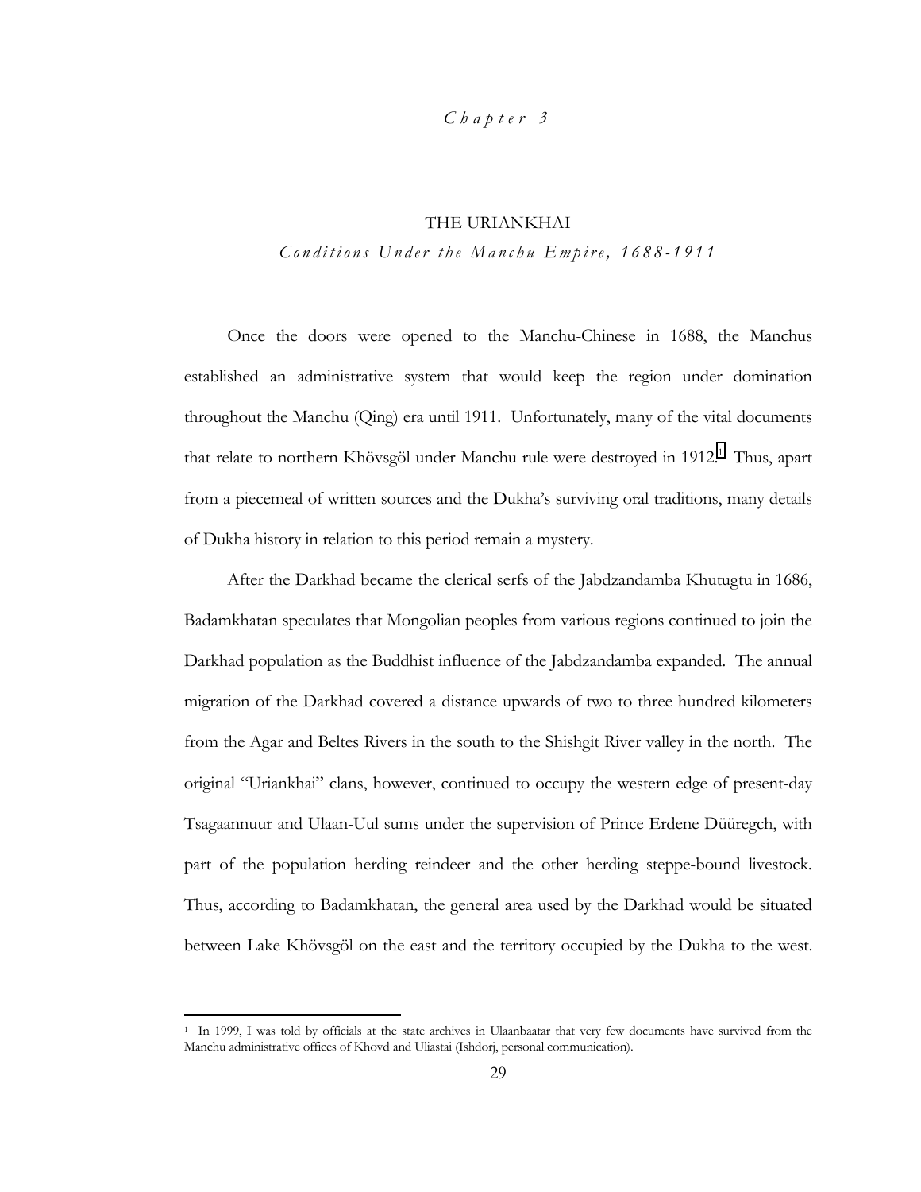*Chapter 3*

# THE URIANKHAI

## *Conditions Under the Manchu Empire, 1688-1911*

Once the doors were opened to the Manchu-Chinese in 1688, the Manchus established an administrative system that would keep the region under domination throughout the Manchu (Qing) era until 1911. Unfortunately, many of the vital documents that relate to northern Khövsgöl under Manchu rule were destroyed in 1912.[1] Thus, apart from a piecemeal of written sources and the Dukha's surviving oral traditions, many details of Dukha history in relation to this period remain a mystery.

After the Darkhad became the clerical serfs of the Jabdzandamba Khutugtu in 1686, Badamkhatan speculates that Mongolian peoples from various regions continued to join the Darkhad population as the Buddhist influence of the Jabdzandamba expanded. The annual migration of the Darkhad covered a distance upwards of two to three hundred kilometers from the Agar and Beltes Rivers in the south to the Shishgit River valley in the north. The original "Uriankhai" clans, however, continued to occupy the western edge of present-day Tsagaannuur and Ulaan-Uul sums under the supervision of Prince Erdene Düüregch, with part of the population herding reindeer and the other herding steppe-bound livestock. Thus, according to Badamkhatan, the general area used by the Darkhad would be situated between Lake Khövsgöl on the east and the territory occupied by the Dukha to the west.

---

[1] In 1999, I was told by officials at the state archives in Ulaanbaatar that very few documents have survived from the Manchu administrative offices of Khovd and Uliastai (Ishdorj, personal communication).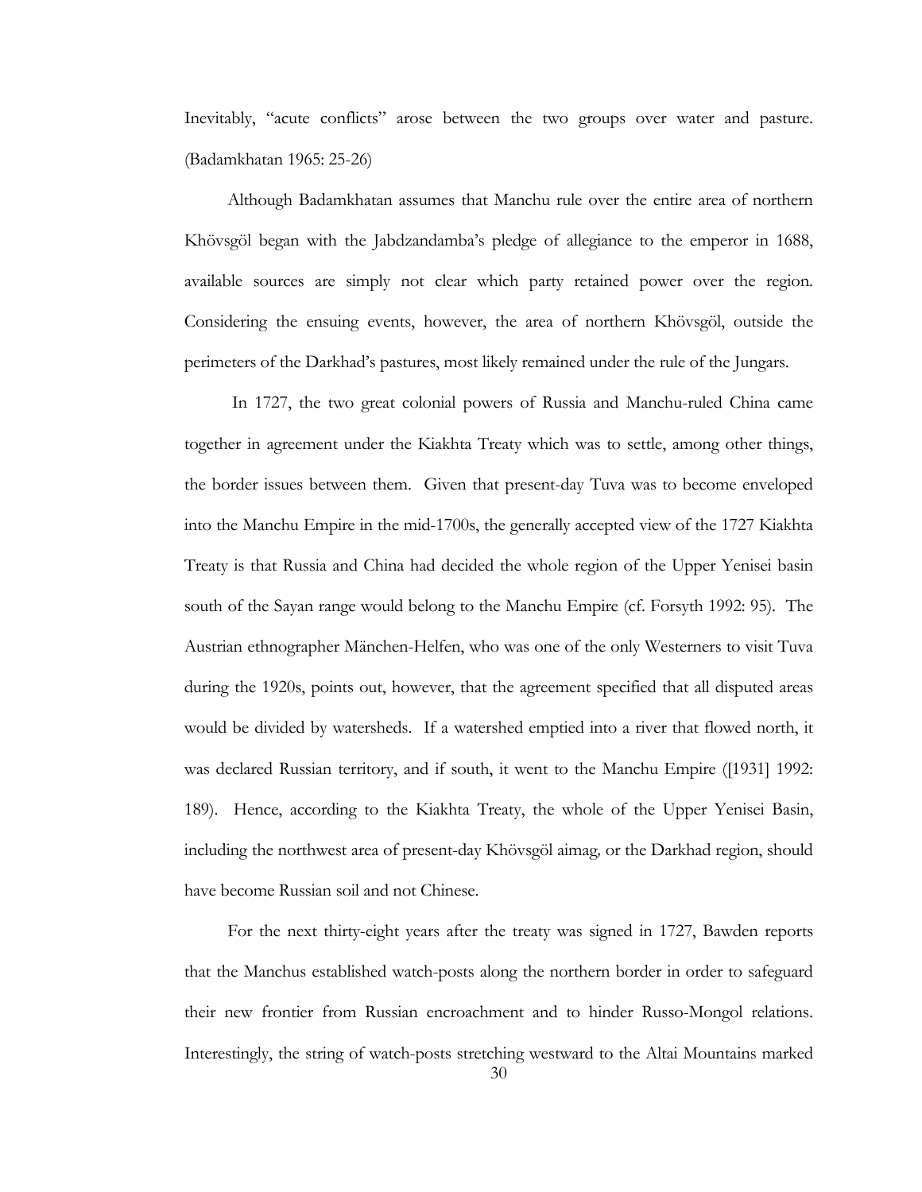Inevitably, "acute conflicts" arose between the two groups over water and pasture. (Badamkhatan 1965: 25-26)

Although Badamkhatan assumes that Manchu rule over the entire area of northern Khövsgöl began with the Jabdzandamba's pledge of allegiance to the emperor in 1688, available sources are simply not clear which party retained power over the region. Considering the ensuing events, however, the area of northern Khövsgöl, outside the perimeters of the Darkhad's pastures, most likely remained under the rule of the Jungars.

In 1727, the two great colonial powers of Russia and Manchu-ruled China came together in agreement under the Kiakhta Treaty which was to settle, among other things, the border issues between them. Given that present-day Tuva was to become enveloped into the Manchu Empire in the mid-1700s, the generally accepted view of the 1727 Kiakhta Treaty is that Russia and China had decided the whole region of the Upper Yenisei basin south of the Sayan range would belong to the Manchu Empire (cf. Forsyth 1992: 95). The Austrian ethnographer Mänchen-Helfen, who was one of the only Westerners to visit Tuva during the 1920s, points out, however, that the agreement specified that all disputed areas would be divided by watersheds. If a watershed emptied into a river that flowed north, it was declared Russian territory, and if south, it went to the Manchu Empire ([1931] 1992: 189). Hence, according to the Kiakhta Treaty, the whole of the Upper Yenisei Basin, including the northwest area of present-day Khövsgöl aimag, or the Darkhad region, should have become Russian soil and not Chinese.

For the next thirty-eight years after the treaty was signed in 1727, Bawden reports that the Manchus established watch-posts along the northern border in order to safeguard their new frontier from Russian encroachment and to hinder Russo-Mongol relations. Interestingly, the string of watch-posts stretching westward to the Altai Mountains marked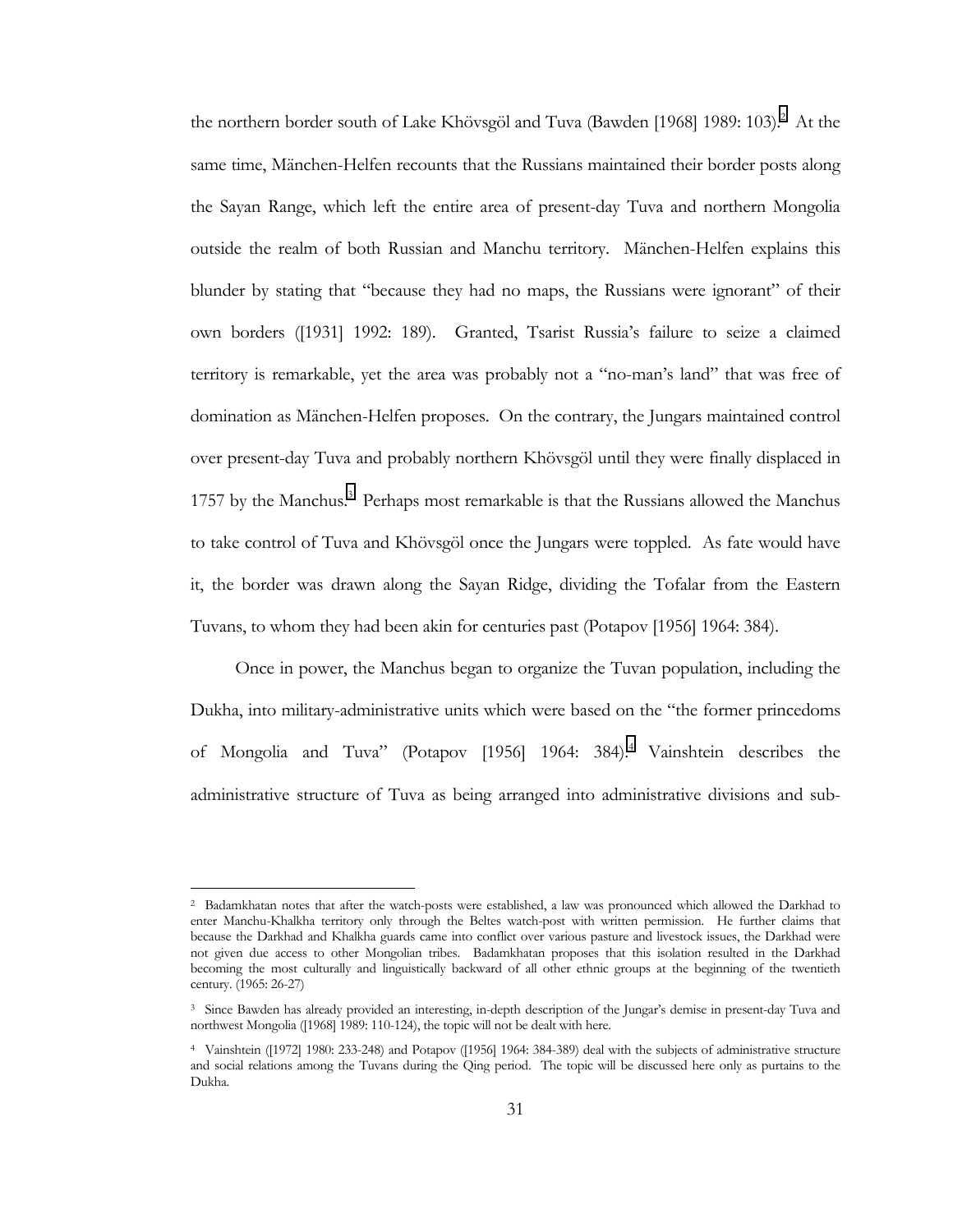the northern border south of Lake Khövsgöl and Tuva (Bawden [1968] 1989: 103).[2] At the same time, Mänchen-Helfen recounts that the Russians maintained their border posts along the Sayan Range, which left the entire area of present-day Tuva and northern Mongolia outside the realm of both Russian and Manchu territory. Mänchen-Helfen explains this blunder by stating that "because they had no maps, the Russians were ignorant" of their own borders ([1931] 1992: 189). Granted, Tsarist Russia's failure to seize a claimed territory is remarkable, yet the area was probably not a "no-man's land" that was free of domination as Mänchen-Helfen proposes. On the contrary, the Jungars maintained control over present-day Tuva and probably northern Khövsgöl until they were finally displaced in 1757 by the Manchus.[3] Perhaps most remarkable is that the Russians allowed the Manchus to take control of Tuva and Khövsgöl once the Jungars were toppled. As fate would have it, the border was drawn along the Sayan Ridge, dividing the Tofalar from the Eastern Tuvans, to whom they had been akin for centuries past (Potapov [1956] 1964: 384).

Once in power, the Manchus began to organize the Tuvan population, including the Dukha, into military-administrative units which were based on the "the former princedoms of Mongolia and Tuva" (Potapov [1956] 1964: 384).[4] Vainshtein describes the administrative structure of Tuva as being arranged into administrative divisions and sub-

---

[2] Badamkhatan notes that after the watch-posts were established, a law was pronounced which allowed the Darkhad to enter Manchu-Khalkha territory only through the Beltes watch-post with written permission. He further claims that because the Darkhad and Khalkha guards came into conflict over various pasture and livestock issues, the Darkhad were not given due access to other Mongolian tribes. Badamkhatan proposes that this isolation resulted in the Darkhad becoming the most culturally and linguistically backward of all other ethnic groups at the beginning of the twentieth century. (1965: 26-27)

[3] Since Bawden has already provided an interesting, in-depth description of the Jungar's demise in present-day Tuva and northwest Mongolia ([1968] 1989: 110-124), the topic will not be dealt with here.

[4] Vainshtein ([1972] 1980: 233-248) and Potapov ([1956] 1964: 384-389) deal with the subjects of administrative structure and social relations among the Tuvans during the Qing period. The topic will be discussed here only as purtains to the Dukha.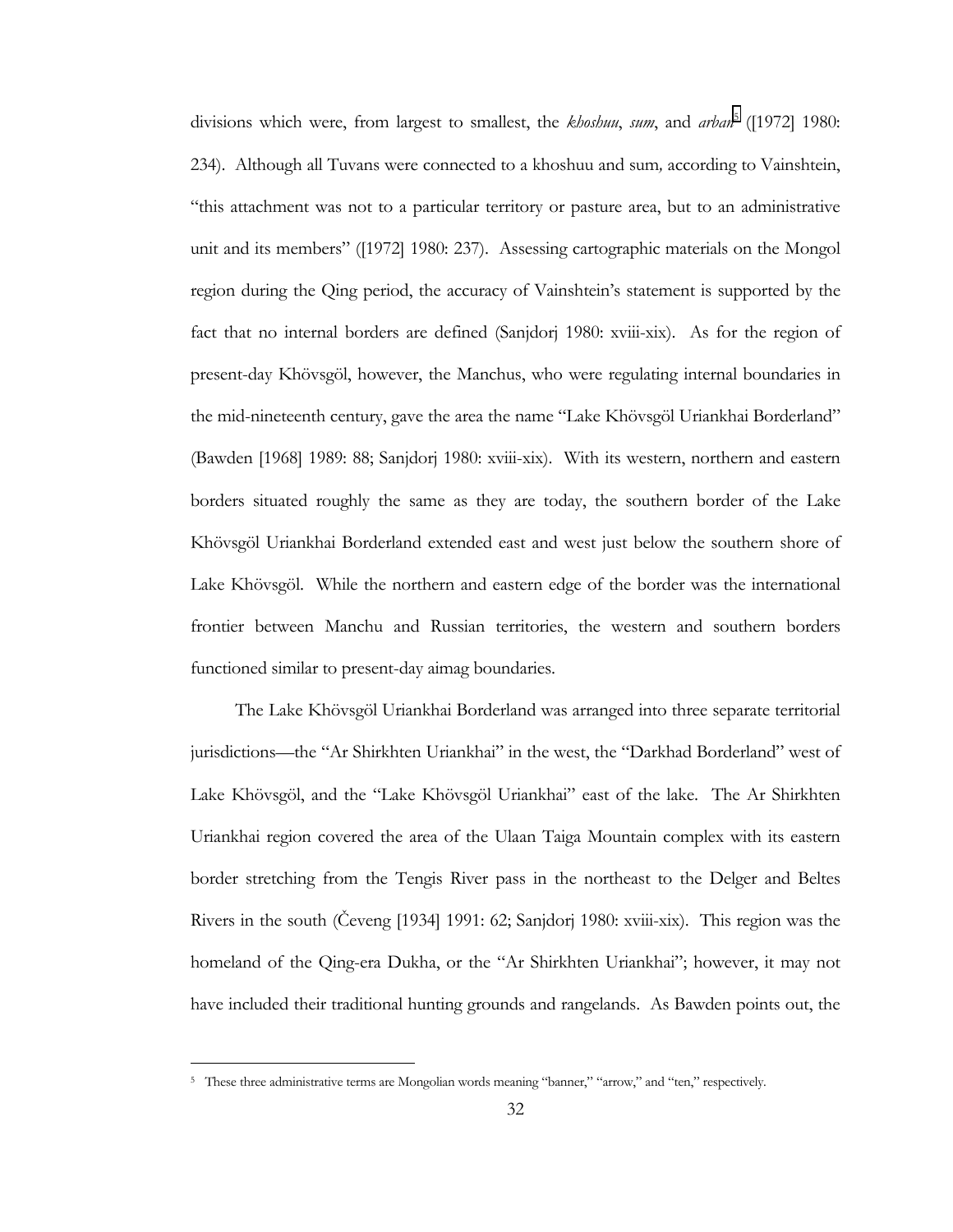divisions which were, from largest to smallest, the *khoshuu*, *sum*, and *arban*[5] ([1972] 1980: 234). Although all Tuvans were connected to a khoshuu and sum, according to Vainshtein, "this attachment was not to a particular territory or pasture area, but to an administrative unit and its members" ([1972] 1980: 237). Assessing cartographic materials on the Mongol region during the Qing period, the accuracy of Vainshtein's statement is supported by the fact that no internal borders are defined (Sanjdorj 1980: xviii-xix). As for the region of present-day Khövsgöl, however, the Manchus, who were regulating internal boundaries in the mid-nineteenth century, gave the area the name "Lake Khövsgöl Uriankhai Borderland" (Bawden [1968] 1989: 88; Sanjdorj 1980: xviii-xix). With its western, northern and eastern borders situated roughly the same as they are today, the southern border of the Lake Khövsgöl Uriankhai Borderland extended east and west just below the southern shore of Lake Khövsgöl. While the northern and eastern edge of the border was the international frontier between Manchu and Russian territories, the western and southern borders functioned similar to present-day aimag boundaries.

The Lake Khövsgöl Uriankhai Borderland was arranged into three separate territorial jurisdictions—the "Ar Shirkhten Uriankhai" in the west, the "Darkhad Borderland" west of Lake Khövsgöl, and the "Lake Khövsgöl Uriankhai" east of the lake. The Ar Shirkhten Uriankhai region covered the area of the Ulaan Taiga Mountain complex with its eastern border stretching from the Tengis River pass in the northeast to the Delger and Beltes Rivers in the south (Čeveng [1934] 1991: 62; Sanjdorj 1980: xviii-xix). This region was the homeland of the Qing-era Dukha, or the "Ar Shirkhten Uriankhai"; however, it may not have included their traditional hunting grounds and rangelands. As Bawden points out, the

[5] These three administrative terms are Mongolian words meaning "banner," "arrow," and "ten," respectively.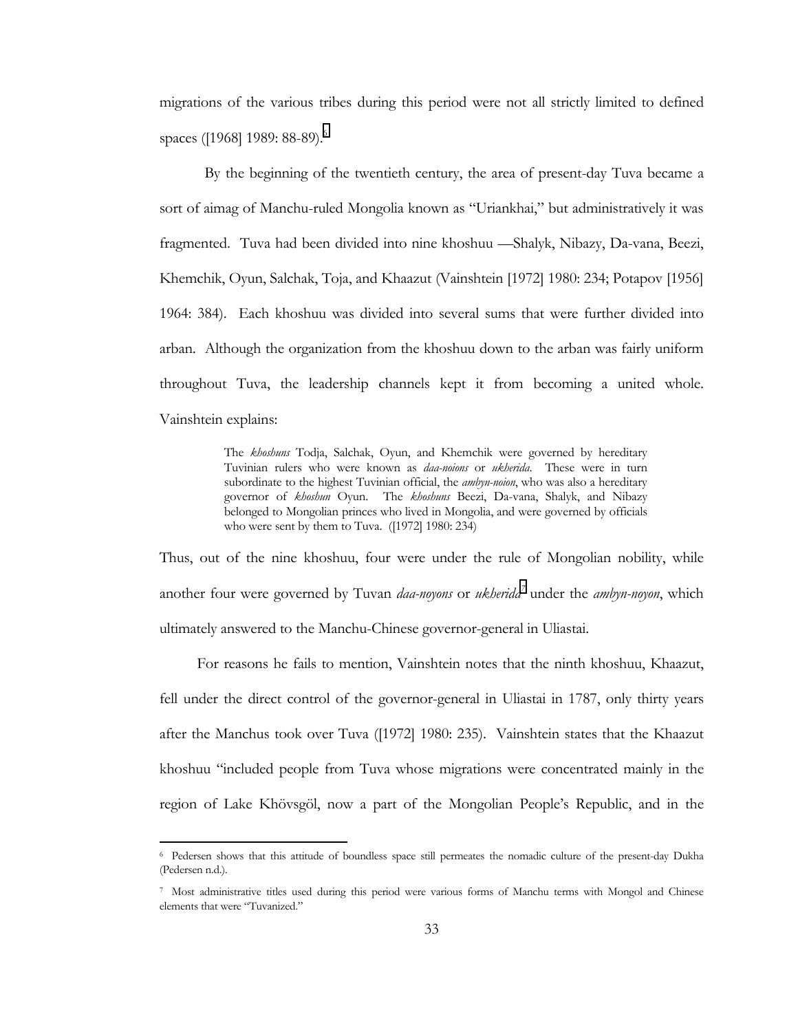migrations of the various tribes during this period were not all strictly limited to defined spaces ([1968] 1989: 88-89).[6]

By the beginning of the twentieth century, the area of present-day Tuva became a sort of aimag of Manchu-ruled Mongolia known as "Uriankhai," but administratively it was fragmented. Tuva had been divided into nine khoshuu —Shalyk, Nibazy, Da-vana, Beezi, Khemchik, Oyun, Salchak, Toja, and Khaazut (Vainshtein [1972] 1980: 234; Potapov [1956] 1964: 384). Each khoshuu was divided into several sums that were further divided into arban. Although the organization from the khoshuu down to the arban was fairly uniform throughout Tuva, the leadership channels kept it from becoming a united whole. Vainshtein explains:

> The *khoshuns* Todja, Salchak, Oyun, and Khemchik were governed by hereditary Tuvinian rulers who were known as *daa-noions* or *ukherida*. These were in turn subordinate to the highest Tuvinian official, the *ambyn-noion*, who was also a hereditary governor of *khoshun* Oyun. The *khoshuns* Beezi, Da-vana, Shalyk, and Nibazy belonged to Mongolian princes who lived in Mongolia, and were governed by officials who were sent by them to Tuva. ([1972] 1980: 234)

Thus, out of the nine khoshuu, four were under the rule of Mongolian nobility, while another four were governed by Tuvan *daa-noyons* or *ukherida*[7] under the *ambyn-noyon*, which ultimately answered to the Manchu-Chinese governor-general in Uliastai.

For reasons he fails to mention, Vainshtein notes that the ninth khoshuu, Khaazut, fell under the direct control of the governor-general in Uliastai in 1787, only thirty years after the Manchus took over Tuva ([1972] 1980: 235). Vainshtein states that the Khaazut khoshuu "included people from Tuva whose migrations were concentrated mainly in the region of Lake Khövsgöl, now a part of the Mongolian People's Republic, and in the

---

[6] Pedersen shows that this attitude of boundless space still permeates the nomadic culture of the present-day Dukha (Pedersen n.d.).

[7] Most administrative titles used during this period were various forms of Manchu terms with Mongol and Chinese elements that were "Tuvanized."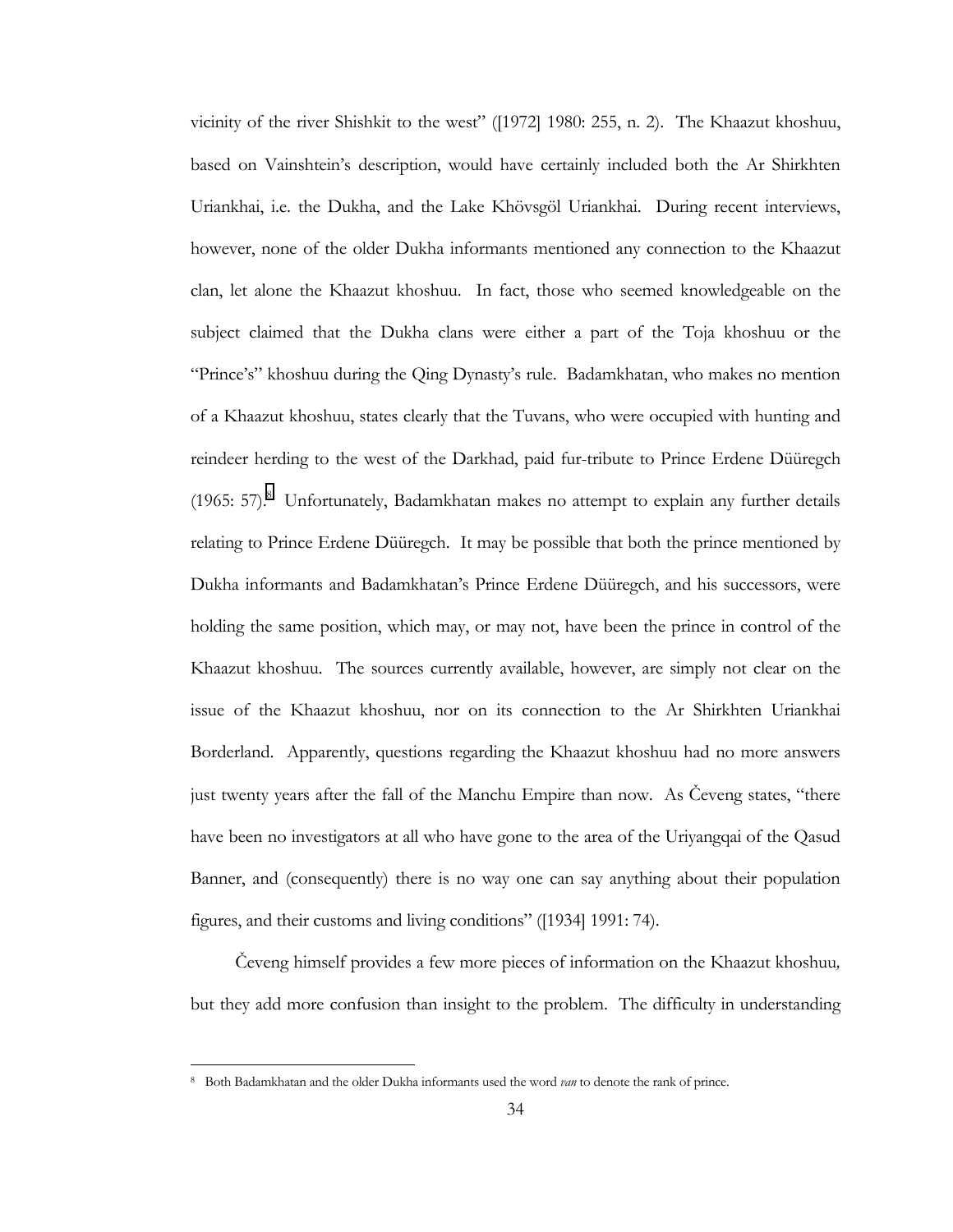vicinity of the river Shishkit to the west" ([1972] 1980: 255, n. 2). The Khaazut khoshuu, based on Vainshtein's description, would have certainly included both the Ar Shirkhten Uriankhai, i.e. the Dukha, and the Lake Khövsgöl Uriankhai. During recent interviews, however, none of the older Dukha informants mentioned any connection to the Khaazut clan, let alone the Khaazut khoshuu. In fact, those who seemed knowledgeable on the subject claimed that the Dukha clans were either a part of the Toja khoshuu or the "Prince's" khoshuu during the Qing Dynasty's rule. Badamkhatan, who makes no mention of a Khaazut khoshuu, states clearly that the Tuvans, who were occupied with hunting and reindeer herding to the west of the Darkhad, paid fur-tribute to Prince Erdene Düüregch (1965: 57).[8] Unfortunately, Badamkhatan makes no attempt to explain any further details relating to Prince Erdene Düüregch. It may be possible that both the prince mentioned by Dukha informants and Badamkhatan's Prince Erdene Düüregch, and his successors, were holding the same position, which may, or may not, have been the prince in control of the Khaazut khoshuu. The sources currently available, however, are simply not clear on the issue of the Khaazut khoshuu, nor on its connection to the Ar Shirkhten Uriankhai Borderland. Apparently, questions regarding the Khaazut khoshuu had no more answers just twenty years after the fall of the Manchu Empire than now. As Čeveng states, "there have been no investigators at all who have gone to the area of the Uriyangqai of the Qasud Banner, and (consequently) there is no way one can say anything about their population figures, and their customs and living conditions" ([1934] 1991: 74).

Čeveng himself provides a few more pieces of information on the Khaazut khoshuu, but they add more confusion than insight to the problem. The difficulty in understanding

---

[8] Both Badamkhatan and the older Dukha informants used the word *van* to denote the rank of prince.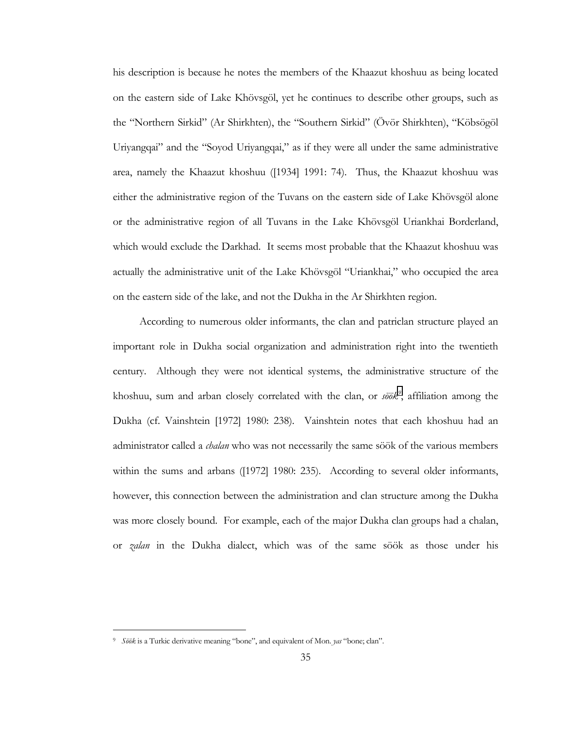his description is because he notes the members of the Khaazut khoshuu as being located on the eastern side of Lake Khövsgöl, yet he continues to describe other groups, such as the "Northern Sirkid" (Ar Shirkhten), the "Southern Sirkid" (Övör Shirkhten), "Köbsögöl Uriyangqai" and the "Soyod Uriyangqai," as if they were all under the same administrative area, namely the Khaazut khoshuu ([1934] 1991: 74). Thus, the Khaazut khoshuu was either the administrative region of the Tuvans on the eastern side of Lake Khövsgöl alone or the administrative region of all Tuvans in the Lake Khövsgöl Uriankhai Borderland, which would exclude the Darkhad. It seems most probable that the Khaazut khoshuu was actually the administrative unit of the Lake Khövsgöl "Uriankhai," who occupied the area on the eastern side of the lake, and not the Dukha in the Ar Shirkhten region.

According to numerous older informants, the clan and patriclan structure played an important role in Dukha social organization and administration right into the twentieth century. Although they were not identical systems, the administrative structure of the khoshuu, sum and arban closely correlated with the clan, or *söök*[9], affiliation among the Dukha (cf. Vainshtein [1972] 1980: 238). Vainshtein notes that each khoshuu had an administrator called a *chalan* who was not necessarily the same söök of the various members within the sums and arbans ([1972] 1980: 235). According to several older informants, however, this connection between the administration and clan structure among the Dukha was more closely bound. For example, each of the major Dukha clan groups had a chalan, or *zalan* in the Dukha dialect, which was of the same söök as those under his

---

[9] *Söök* is a Turkic derivative meaning "bone", and equivalent of Mon. *yas* "bone; clan".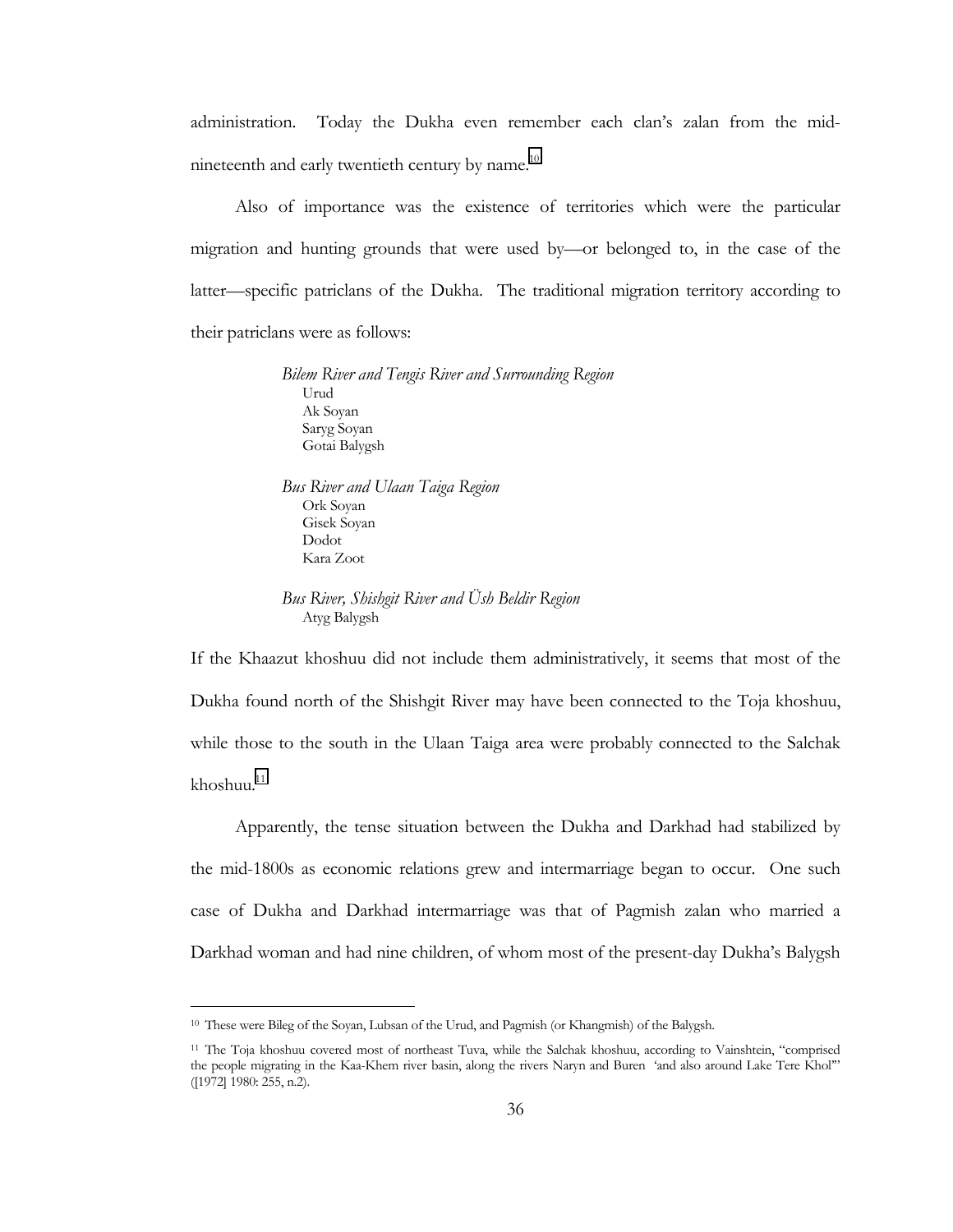administration. Today the Dukha even remember each clan's zalan from the mid-nineteenth and early twentieth century by name.[10]

Also of importance was the existence of territories which were the particular migration and hunting grounds that were used by—or belonged to, in the case of the latter—specific patriclans of the Dukha. The traditional migration territory according to their patriclans were as follows:

*Bilem River and Tengis River and Surrounding Region*
- Urud
- Ak Soyan
- Saryg Soyan
- Gotai Balygsh

*Bus River and Ulaan Taiga Region*
- Ork Soyan
- Gisek Soyan
- Dodot
- Kara Zoot

*Bus River, Shishgit River and Üsh Beldir Region*
- Atyg Balygsh

If the Khaazut khoshuu did not include them administratively, it seems that most of the Dukha found north of the Shishgit River may have been connected to the Toja khoshuu, while those to the south in the Ulaan Taiga area were probably connected to the Salchak khoshuu.[11]

Apparently, the tense situation between the Dukha and Darkhad had stabilized by the mid-1800s as economic relations grew and intermarriage began to occur. One such case of Dukha and Darkhad intermarriage was that of Pagmish zalan who married a Darkhad woman and had nine children, of whom most of the present-day Dukha's Balygsh

---

[10] These were Bileg of the Soyan, Lubsan of the Urud, and Pagmish (or Khangmish) of the Balygsh.

[11] The Toja khoshuu covered most of northeast Tuva, while the Salchak khoshuu, according to Vainshtein, "comprised the people migrating in the Kaa-Khem river basin, along the rivers Naryn and Buren 'and also around Lake Tere Khol'" ([1972] 1980: 255, n.2).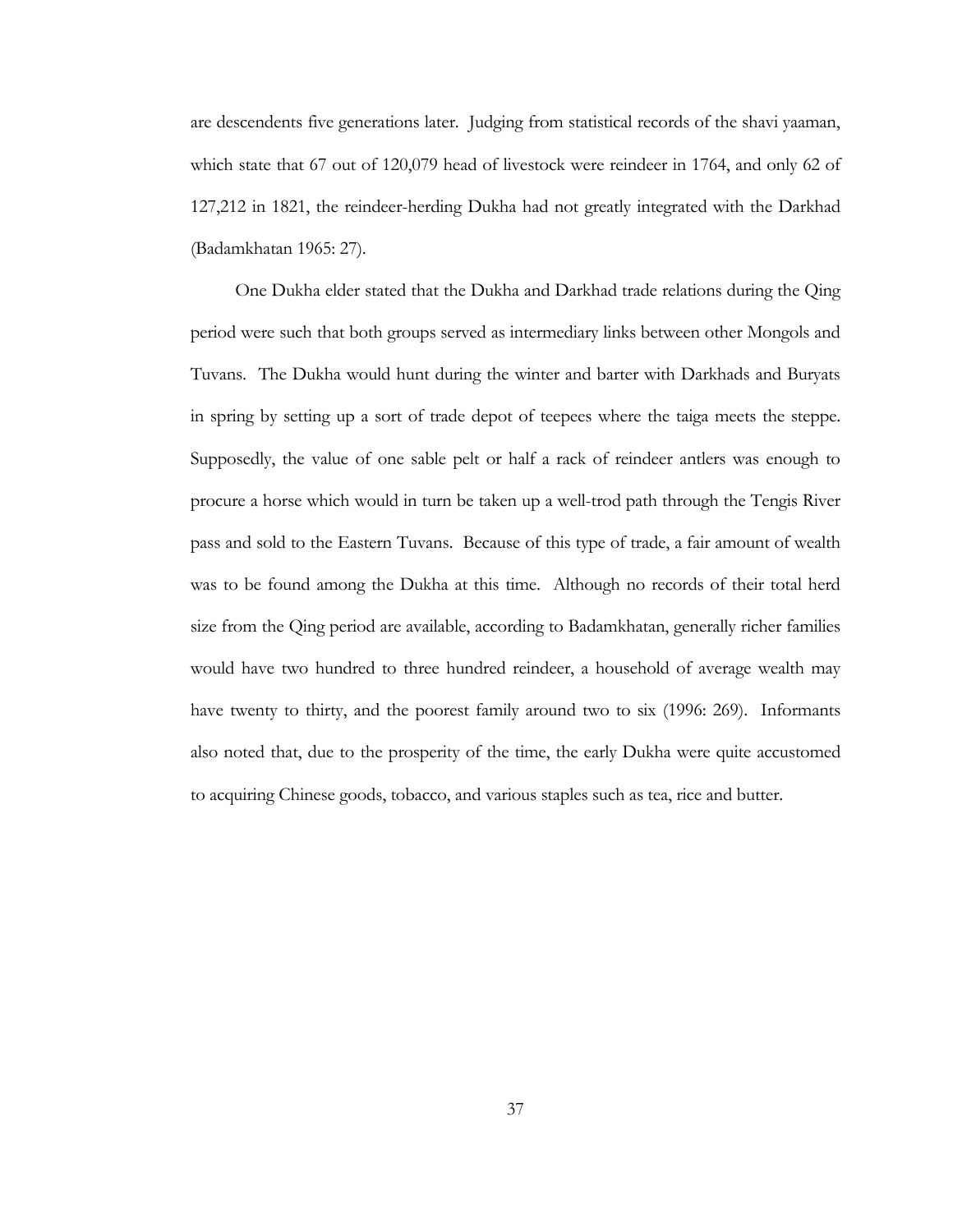are descendents five generations later. Judging from statistical records of the shavi yaaman, which state that 67 out of 120,079 head of livestock were reindeer in 1764, and only 62 of 127,212 in 1821, the reindeer-herding Dukha had not greatly integrated with the Darkhad (Badamkhatan 1965: 27).

One Dukha elder stated that the Dukha and Darkhad trade relations during the Qing period were such that both groups served as intermediary links between other Mongols and Tuvans. The Dukha would hunt during the winter and barter with Darkhads and Buryats in spring by setting up a sort of trade depot of teepees where the taiga meets the steppe. Supposedly, the value of one sable pelt or half a rack of reindeer antlers was enough to procure a horse which would in turn be taken up a well-trod path through the Tengis River pass and sold to the Eastern Tuvans. Because of this type of trade, a fair amount of wealth was to be found among the Dukha at this time. Although no records of their total herd size from the Qing period are available, according to Badamkhatan, generally richer families would have two hundred to three hundred reindeer, a household of average wealth may have twenty to thirty, and the poorest family around two to six (1996: 269). Informants also noted that, due to the prosperity of the time, the early Dukha were quite accustomed to acquiring Chinese goods, tobacco, and various staples such as tea, rice and butter.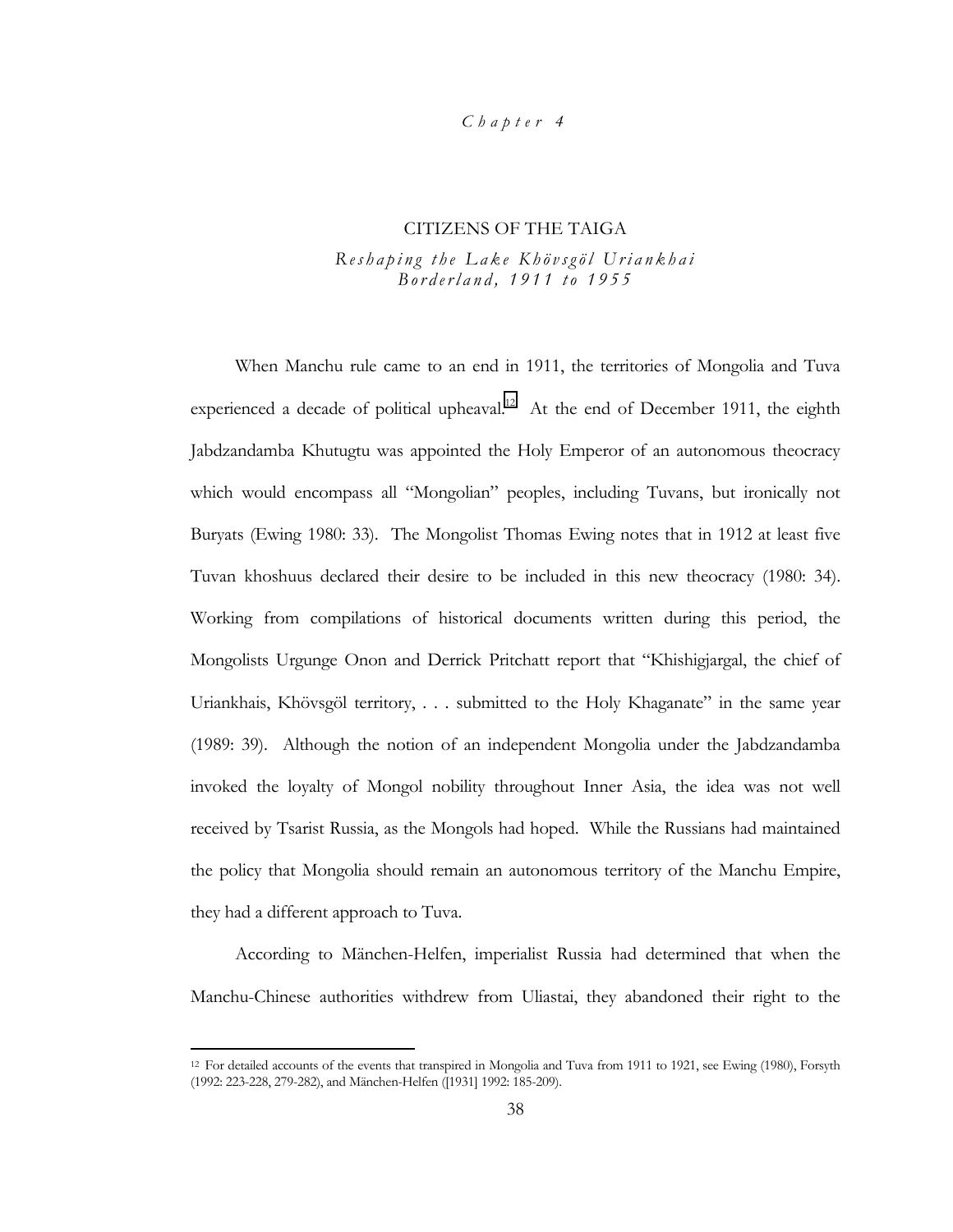*Chapter 4*

# CITIZENS OF THE TAIGA

## *Reshaping the Lake Khövsgöl Uriankhai Borderland, 1911 to 1955*

When Manchu rule came to an end in 1911, the territories of Mongolia and Tuva experienced a decade of political upheaval.[12] At the end of December 1911, the eighth Jabdzandamba Khutugtu was appointed the Holy Emperor of an autonomous theocracy which would encompass all "Mongolian" peoples, including Tuvans, but ironically not Buryats (Ewing 1980: 33). The Mongolist Thomas Ewing notes that in 1912 at least five Tuvan khoshuus declared their desire to be included in this new theocracy (1980: 34). Working from compilations of historical documents written during this period, the Mongolists Urgunge Onon and Derrick Pritchatt report that "Khishigjargal, the chief of Uriankhais, Khövsgöl territory, . . . submitted to the Holy Khaganate" in the same year (1989: 39). Although the notion of an independent Mongolia under the Jabdzandamba invoked the loyalty of Mongol nobility throughout Inner Asia, the idea was not well received by Tsarist Russia, as the Mongols had hoped. While the Russians had maintained the policy that Mongolia should remain an autonomous territory of the Manchu Empire, they had a different approach to Tuva.

According to Mänchen-Helfen, imperialist Russia had determined that when the Manchu-Chinese authorities withdrew from Uliastai, they abandoned their right to the

---

[12] For detailed accounts of the events that transpired in Mongolia and Tuva from 1911 to 1921, see Ewing (1980), Forsyth (1992: 223-228, 279-282), and Mänchen-Helfen ([1931] 1992: 185-209).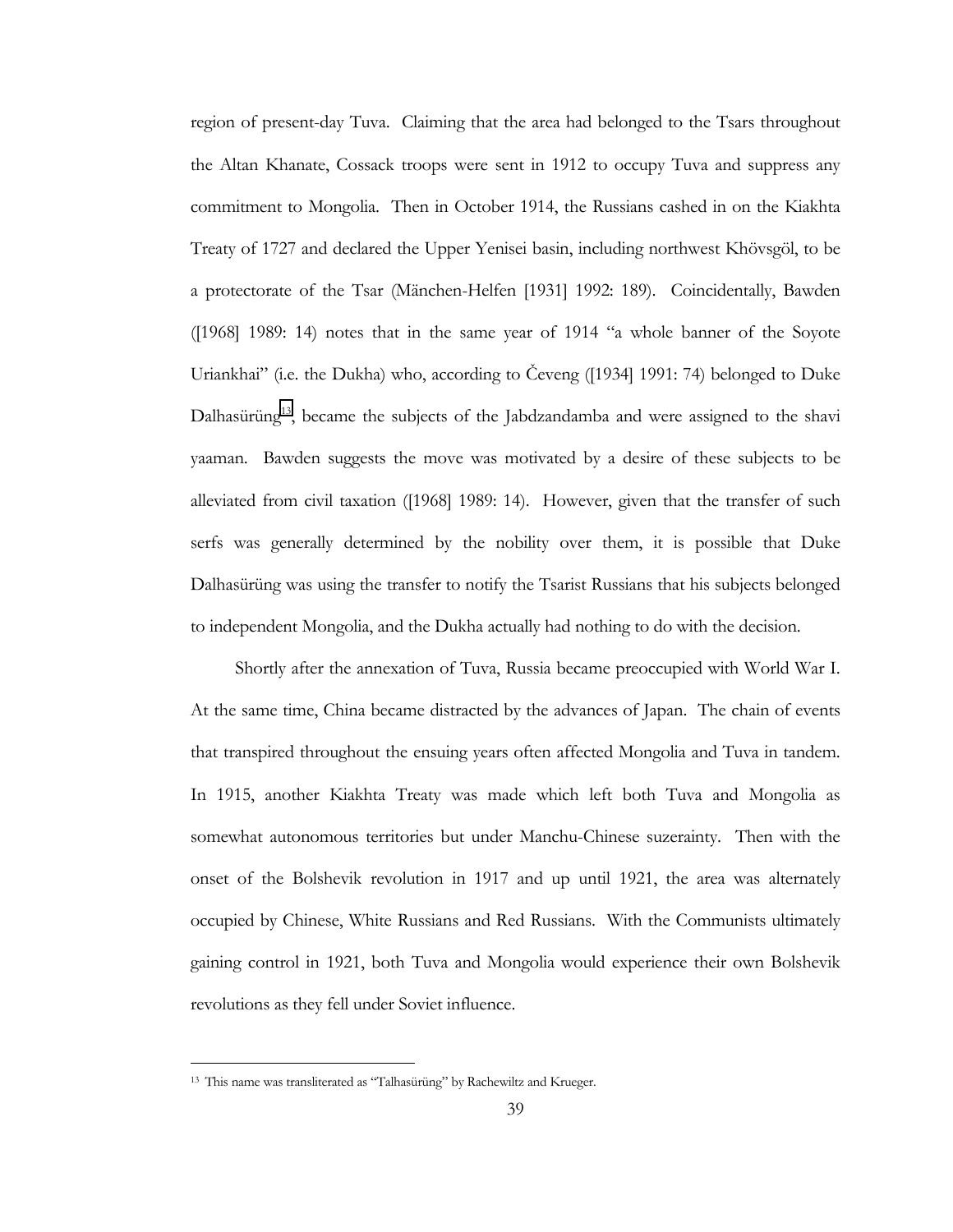region of present-day Tuva. Claiming that the area had belonged to the Tsars throughout the Altan Khanate, Cossack troops were sent in 1912 to occupy Tuva and suppress any commitment to Mongolia. Then in October 1914, the Russians cashed in on the Kiakhta Treaty of 1727 and declared the Upper Yenisei basin, including northwest Khövsgöl, to be a protectorate of the Tsar (Mänchen-Helfen [1931] 1992: 189). Coincidentally, Bawden ([1968] 1989: 14) notes that in the same year of 1914 "a whole banner of the Soyote Uriankhai" (i.e. the Dukha) who, according to Čeveng ([1934] 1991: 74) belonged to Duke Dalhasürüng[13], became the subjects of the Jabdzandamba and were assigned to the shavi yaaman. Bawden suggests the move was motivated by a desire of these subjects to be alleviated from civil taxation ([1968] 1989: 14). However, given that the transfer of such serfs was generally determined by the nobility over them, it is possible that Duke Dalhasürüng was using the transfer to notify the Tsarist Russians that his subjects belonged to independent Mongolia, and the Dukha actually had nothing to do with the decision.

Shortly after the annexation of Tuva, Russia became preoccupied with World War I. At the same time, China became distracted by the advances of Japan. The chain of events that transpired throughout the ensuing years often affected Mongolia and Tuva in tandem. In 1915, another Kiakhta Treaty was made which left both Tuva and Mongolia as somewhat autonomous territories but under Manchu-Chinese suzerainty. Then with the onset of the Bolshevik revolution in 1917 and up until 1921, the area was alternately occupied by Chinese, White Russians and Red Russians. With the Communists ultimately gaining control in 1921, both Tuva and Mongolia would experience their own Bolshevik revolutions as they fell under Soviet influence.

---

[13] This name was transliterated as "Talhasürüng" by Rachewiltz and Krueger.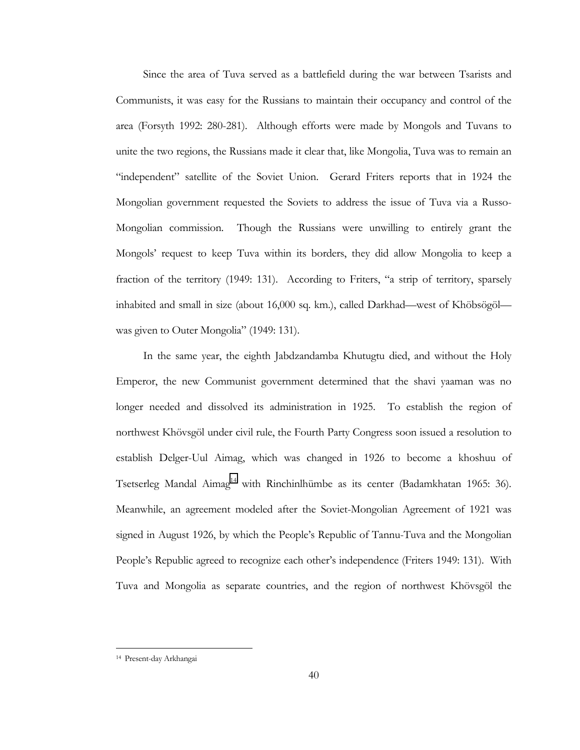Since the area of Tuva served as a battlefield during the war between Tsarists and Communists, it was easy for the Russians to maintain their occupancy and control of the area (Forsyth 1992: 280-281). Although efforts were made by Mongols and Tuvans to unite the two regions, the Russians made it clear that, like Mongolia, Tuva was to remain an "independent" satellite of the Soviet Union. Gerard Friters reports that in 1924 the Mongolian government requested the Soviets to address the issue of Tuva via a Russo-Mongolian commission. Though the Russians were unwilling to entirely grant the Mongols' request to keep Tuva within its borders, they did allow Mongolia to keep a fraction of the territory (1949: 131). According to Friters, "a strip of territory, sparsely inhabited and small in size (about 16,000 sq. km.), called Darkhad—west of Khöbsögöl—was given to Outer Mongolia" (1949: 131).

In the same year, the eighth Jabdzandamba Khutugtu died, and without the Holy Emperor, the new Communist government determined that the shavi yaaman was no longer needed and dissolved its administration in 1925. To establish the region of northwest Khövsgöl under civil rule, the Fourth Party Congress soon issued a resolution to establish Delger-Uul Aimag, which was changed in 1926 to become a khoshuu of Tsetserleg Mandal Aimag[14] with Rinchinlhümbe as its center (Badamkhatan 1965: 36). Meanwhile, an agreement modeled after the Soviet-Mongolian Agreement of 1921 was signed in August 1926, by which the People's Republic of Tannu-Tuva and the Mongolian People's Republic agreed to recognize each other's independence (Friters 1949: 131). With Tuva and Mongolia as separate countries, and the region of northwest Khövsgöl the

[14] Present-day Arkhangai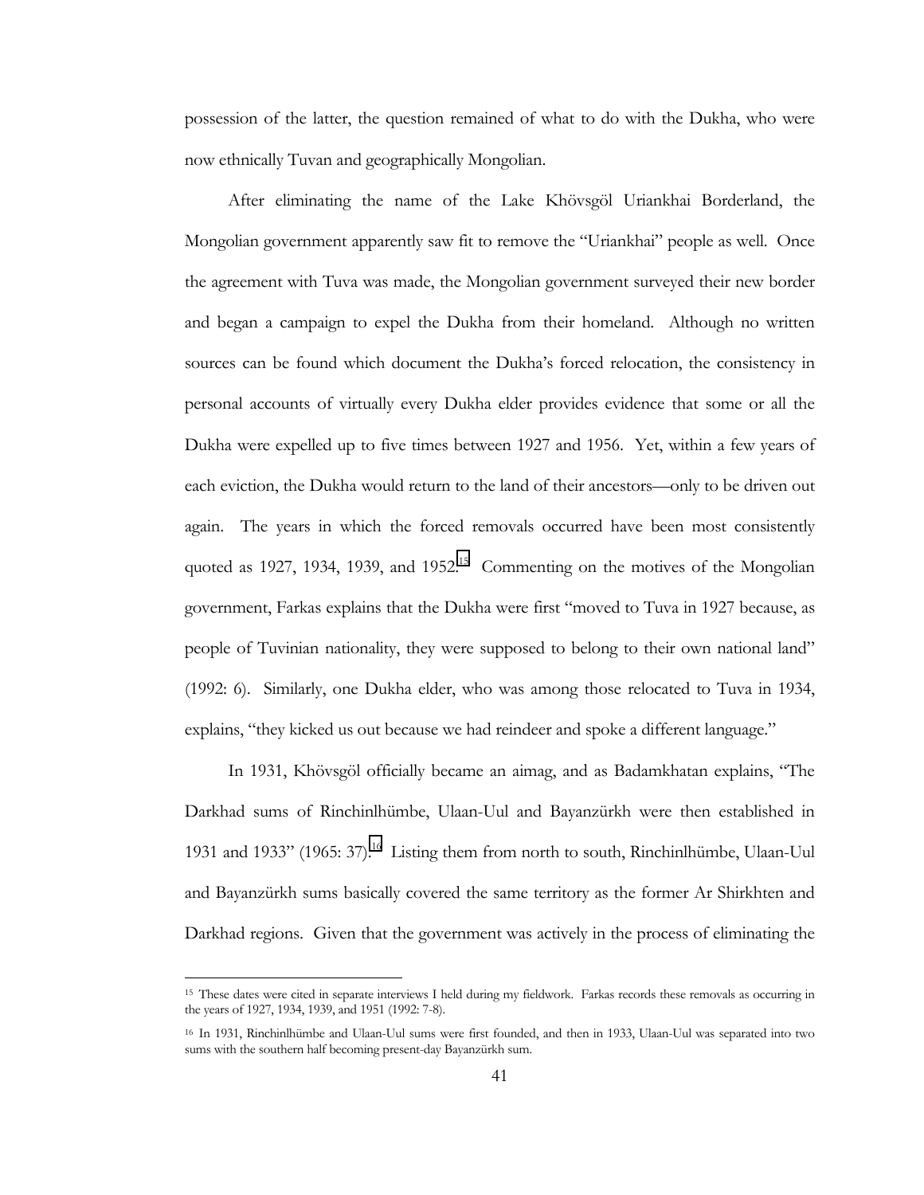possession of the latter, the question remained of what to do with the Dukha, who were now ethnically Tuvan and geographically Mongolian.

After eliminating the name of the Lake Khövsgöl Uriankhai Borderland, the Mongolian government apparently saw fit to remove the "Uriankhai" people as well. Once the agreement with Tuva was made, the Mongolian government surveyed their new border and began a campaign to expel the Dukha from their homeland. Although no written sources can be found which document the Dukha's forced relocation, the consistency in personal accounts of virtually every Dukha elder provides evidence that some or all the Dukha were expelled up to five times between 1927 and 1956. Yet, within a few years of each eviction, the Dukha would return to the land of their ancestors—only to be driven out again. The years in which the forced removals occurred have been most consistently quoted as 1927, 1934, 1939, and 1952.[15] Commenting on the motives of the Mongolian government, Farkas explains that the Dukha were first "moved to Tuva in 1927 because, as people of Tuvinian nationality, they were supposed to belong to their own national land" (1992: 6). Similarly, one Dukha elder, who was among those relocated to Tuva in 1934, explains, "they kicked us out because we had reindeer and spoke a different language."

In 1931, Khövsgöl officially became an aimag, and as Badamkhatan explains, "The Darkhad sums of Rinchinlhümbe, Ulaan-Uul and Bayanzürkh were then established in 1931 and 1933" (1965: 37).[16] Listing them from north to south, Rinchinlhümbe, Ulaan-Uul and Bayanzürkh sums basically covered the same territory as the former Ar Shirkhten and Darkhad regions. Given that the government was actively in the process of eliminating the

---

[15] These dates were cited in separate interviews I held during my fieldwork. Farkas records these removals as occurring in the years of 1927, 1934, 1939, and 1951 (1992: 7-8).

[16] In 1931, Rinchinlhümbe and Ulaan-Uul sums were first founded, and then in 1933, Ulaan-Uul was separated into two sums with the southern half becoming present-day Bayanzürkh sum.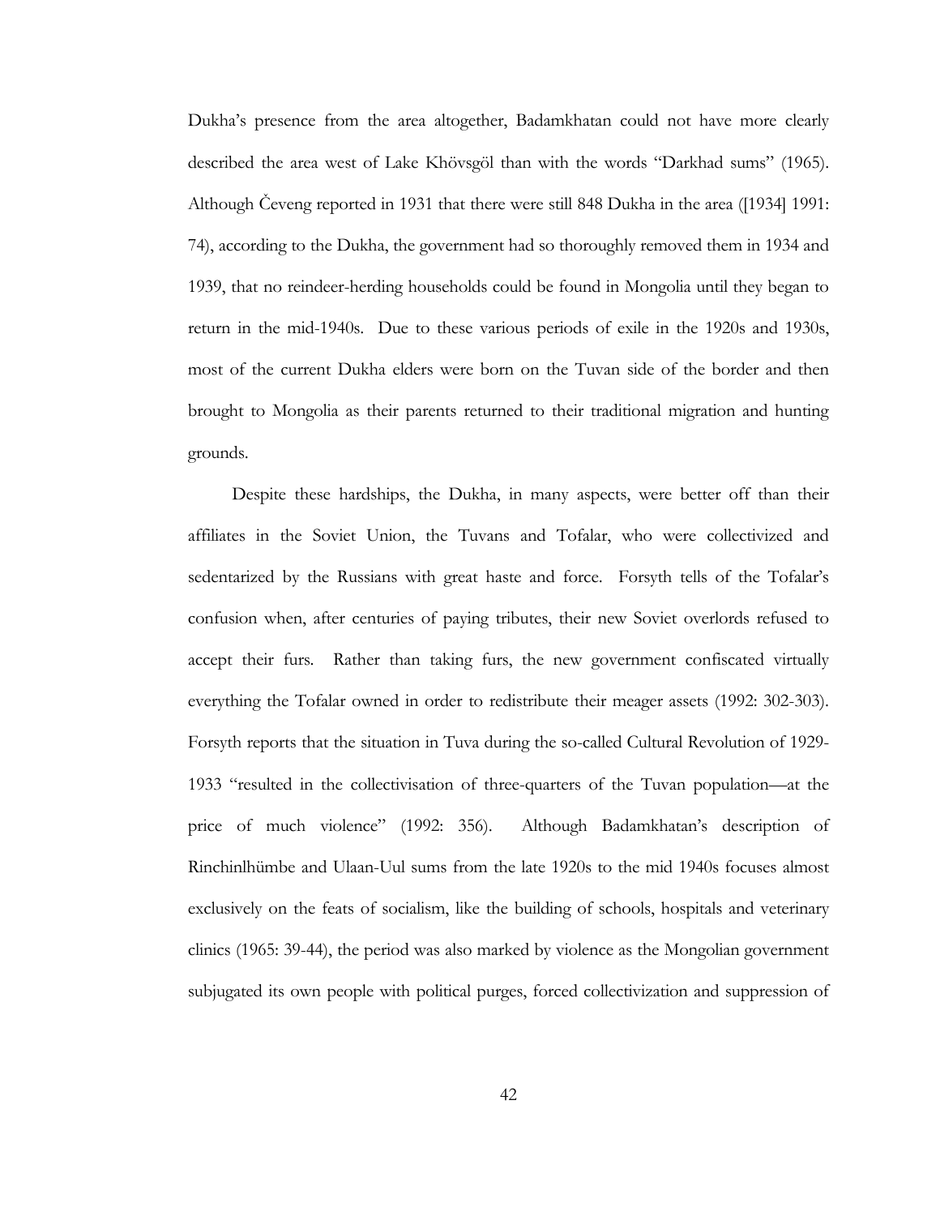Dukha's presence from the area altogether, Badamkhatan could not have more clearly described the area west of Lake Khövsgöl than with the words "Darkhad sums" (1965). Although Čeveng reported in 1931 that there were still 848 Dukha in the area ([1934] 1991: 74), according to the Dukha, the government had so thoroughly removed them in 1934 and 1939, that no reindeer-herding households could be found in Mongolia until they began to return in the mid-1940s. Due to these various periods of exile in the 1920s and 1930s, most of the current Dukha elders were born on the Tuvan side of the border and then brought to Mongolia as their parents returned to their traditional migration and hunting grounds.

Despite these hardships, the Dukha, in many aspects, were better off than their affiliates in the Soviet Union, the Tuvans and Tofalar, who were collectivized and sedentarized by the Russians with great haste and force. Forsyth tells of the Tofalar's confusion when, after centuries of paying tributes, their new Soviet overlords refused to accept their furs. Rather than taking furs, the new government confiscated virtually everything the Tofalar owned in order to redistribute their meager assets (1992: 302-303). Forsyth reports that the situation in Tuva during the so-called Cultural Revolution of 1929-1933 "resulted in the collectivisation of three-quarters of the Tuvan population—at the price of much violence" (1992: 356). Although Badamkhatan's description of Rinchinlhümbe and Ulaan-Uul sums from the late 1920s to the mid 1940s focuses almost exclusively on the feats of socialism, like the building of schools, hospitals and veterinary clinics (1965: 39-44), the period was also marked by violence as the Mongolian government subjugated its own people with political purges, forced collectivization and suppression of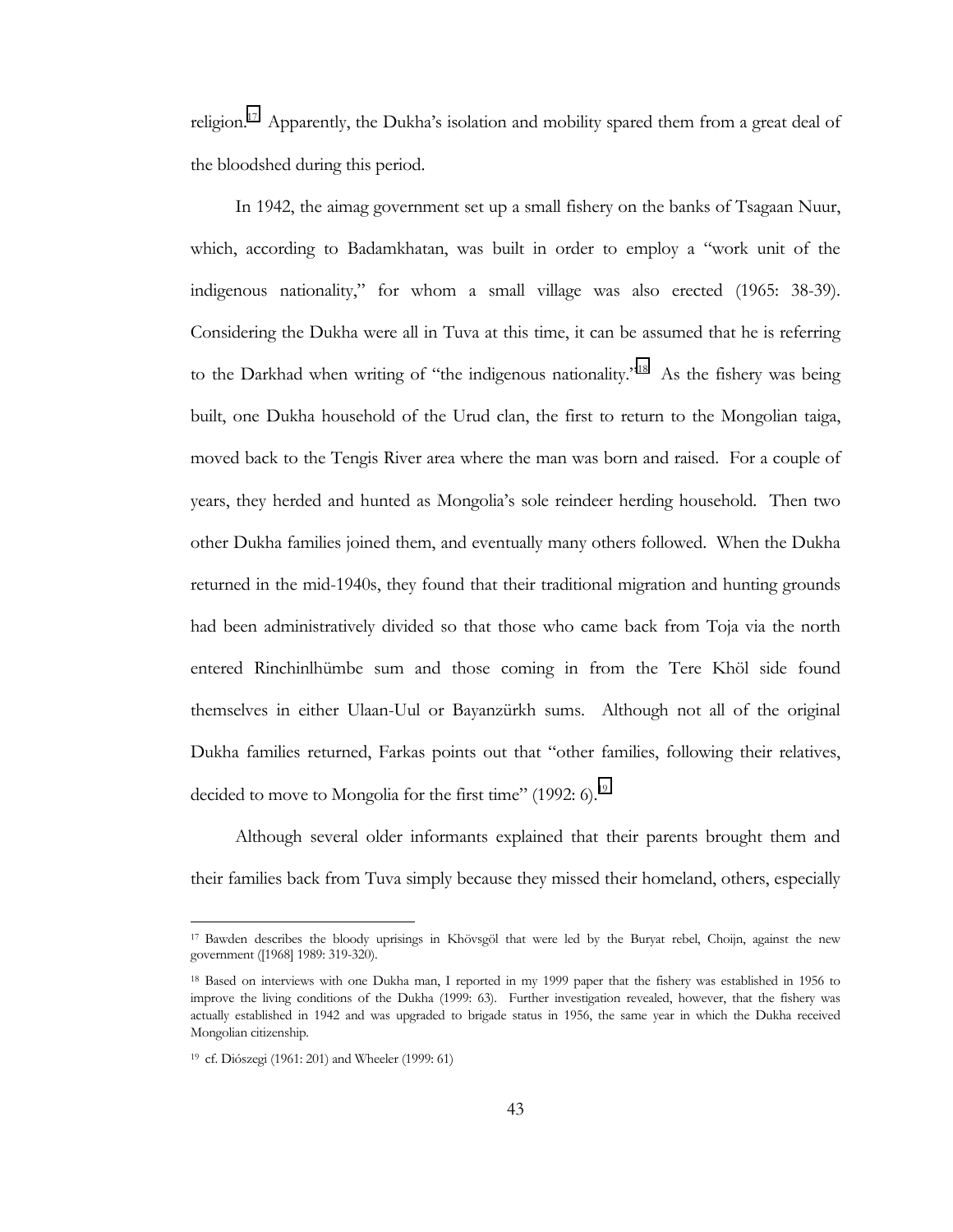religion.[17] Apparently, the Dukha's isolation and mobility spared them from a great deal of the bloodshed during this period.

In 1942, the aimag government set up a small fishery on the banks of Tsagaan Nuur, which, according to Badamkhatan, was built in order to employ a "work unit of the indigenous nationality," for whom a small village was also erected (1965: 38-39). Considering the Dukha were all in Tuva at this time, it can be assumed that he is referring to the Darkhad when writing of "the indigenous nationality."[18] As the fishery was being built, one Dukha household of the Urud clan, the first to return to the Mongolian taiga, moved back to the Tengis River area where the man was born and raised. For a couple of years, they herded and hunted as Mongolia's sole reindeer herding household. Then two other Dukha families joined them, and eventually many others followed. When the Dukha returned in the mid-1940s, they found that their traditional migration and hunting grounds had been administratively divided so that those who came back from Toja via the north entered Rinchinlhümbe sum and those coming in from the Tere Khöl side found themselves in either Ulaan-Uul or Bayanzürkh sums. Although not all of the original Dukha families returned, Farkas points out that "other families, following their relatives, decided to move to Mongolia for the first time" (1992: 6).[19]

Although several older informants explained that their parents brought them and their families back from Tuva simply because they missed their homeland, others, especially

---

[17] Bawden describes the bloody uprisings in Khövsgöl that were led by the Buryat rebel, Choijn, against the new government ([1968] 1989: 319-320).

[18] Based on interviews with one Dukha man, I reported in my 1999 paper that the fishery was established in 1956 to improve the living conditions of the Dukha (1999: 63). Further investigation revealed, however, that the fishery was actually established in 1942 and was upgraded to brigade status in 1956, the same year in which the Dukha received Mongolian citizenship.

[19] cf. Diószegi (1961: 201) and Wheeler (1999: 61)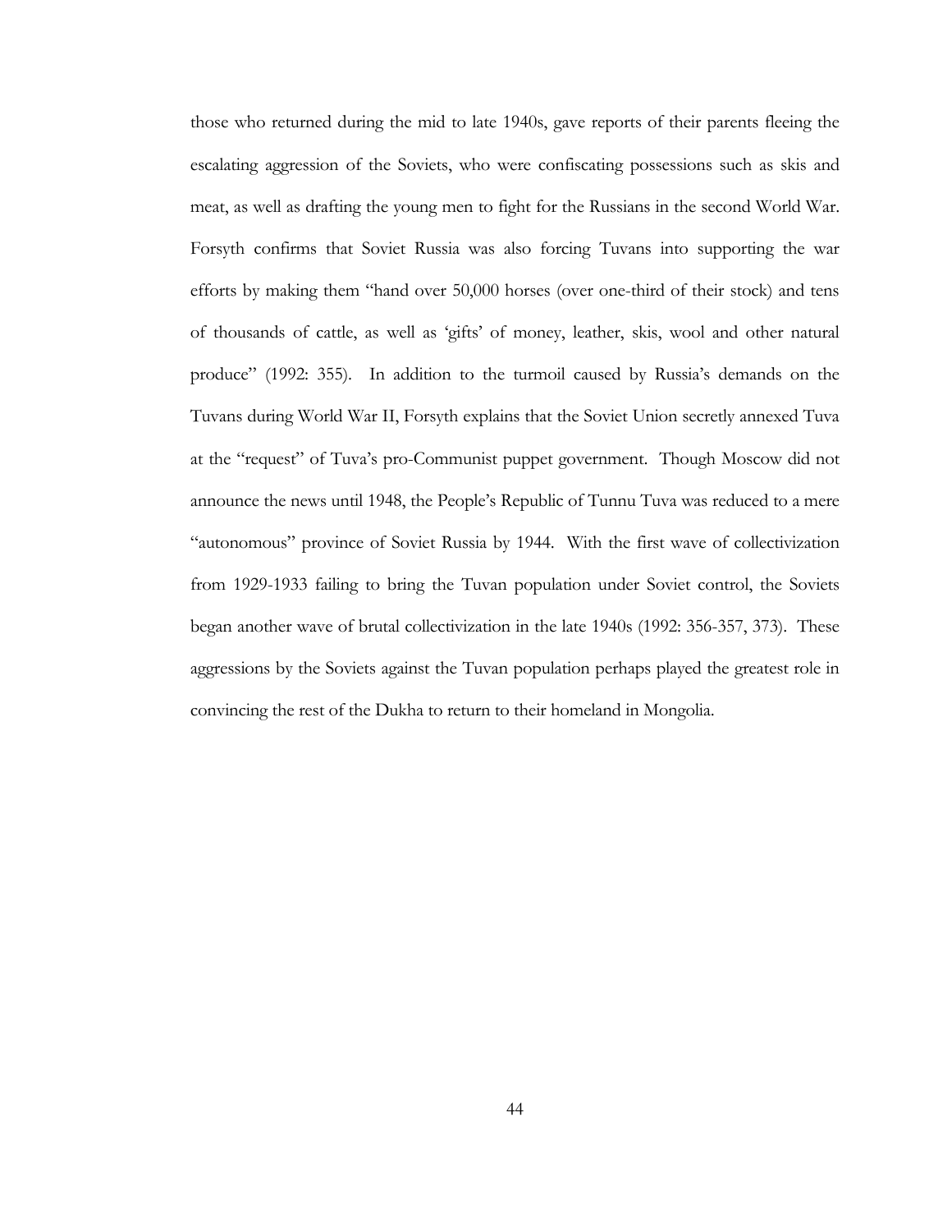those who returned during the mid to late 1940s, gave reports of their parents fleeing the escalating aggression of the Soviets, who were confiscating possessions such as skis and meat, as well as drafting the young men to fight for the Russians in the second World War. Forsyth confirms that Soviet Russia was also forcing Tuvans into supporting the war efforts by making them "hand over 50,000 horses (over one-third of their stock) and tens of thousands of cattle, as well as 'gifts' of money, leather, skis, wool and other natural produce" (1992: 355). In addition to the turmoil caused by Russia's demands on the Tuvans during World War II, Forsyth explains that the Soviet Union secretly annexed Tuva at the "request" of Tuva's pro-Communist puppet government. Though Moscow did not announce the news until 1948, the People's Republic of Tunnu Tuva was reduced to a mere "autonomous" province of Soviet Russia by 1944. With the first wave of collectivization from 1929-1933 failing to bring the Tuvan population under Soviet control, the Soviets began another wave of brutal collectivization in the late 1940s (1992: 356-357, 373). These aggressions by the Soviets against the Tuvan population perhaps played the greatest role in convincing the rest of the Dukha to return to their homeland in Mongolia.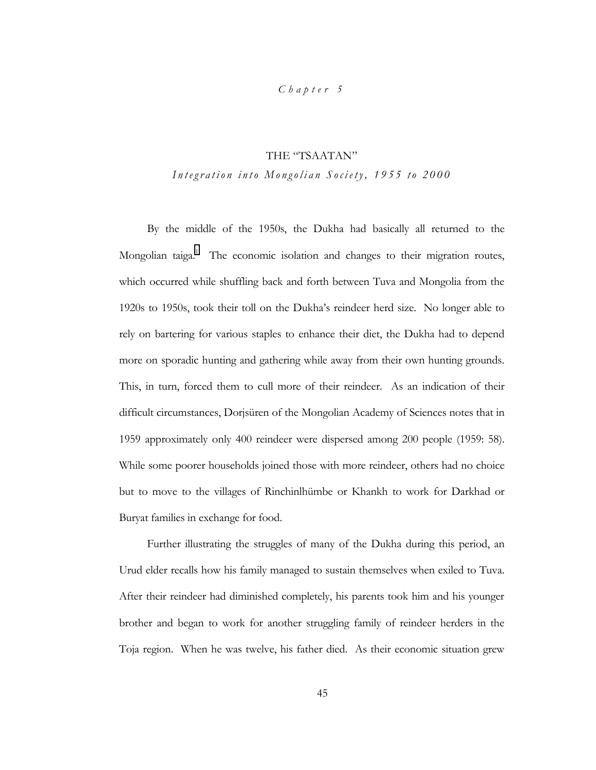*Chapter 5*

# THE "TSAATAN"

## *Integration into Mongolian Society, 1955 to 2000*

By the middle of the 1950s, the Dukha had basically all returned to the Mongolian taiga.[1] The economic isolation and changes to their migration routes, which occurred while shuffling back and forth between Tuva and Mongolia from the 1920s to 1950s, took their toll on the Dukha's reindeer herd size. No longer able to rely on bartering for various staples to enhance their diet, the Dukha had to depend more on sporadic hunting and gathering while away from their own hunting grounds. This, in turn, forced them to cull more of their reindeer. As an indication of their difficult circumstances, Dorjsüren of the Mongolian Academy of Sciences notes that in 1959 approximately only 400 reindeer were dispersed among 200 people (1959: 58). While some poorer households joined those with more reindeer, others had no choice but to move to the villages of Rinchinlhümbe or Khankh to work for Darkhad or Buryat families in exchange for food.

Further illustrating the struggles of many of the Dukha during this period, an Urud elder recalls how his family managed to sustain themselves when exiled to Tuva. After their reindeer had diminished completely, his parents took him and his younger brother and began to work for another struggling family of reindeer herders in the Toja region. When he was twelve, his father died. As their economic situation grew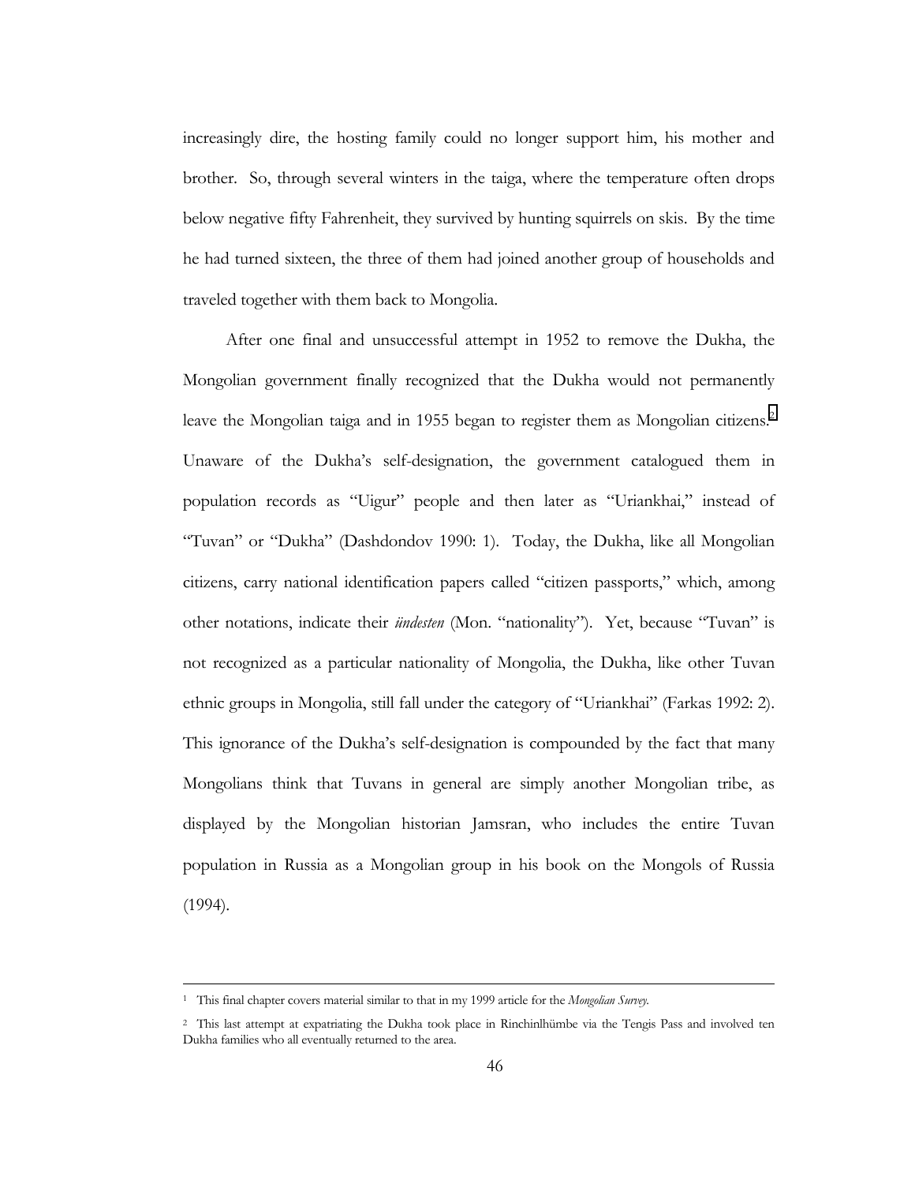increasingly dire, the hosting family could no longer support him, his mother and brother. So, through several winters in the taiga, where the temperature often drops below negative fifty Fahrenheit, they survived by hunting squirrels on skis. By the time he had turned sixteen, the three of them had joined another group of households and traveled together with them back to Mongolia.

After one final and unsuccessful attempt in 1952 to remove the Dukha, the Mongolian government finally recognized that the Dukha would not permanently leave the Mongolian taiga and in 1955 began to register them as Mongolian citizens.[2] Unaware of the Dukha's self-designation, the government catalogued them in population records as "Uigur" people and then later as "Uriankhai," instead of "Tuvan" or "Dukha" (Dashdondov 1990: 1). Today, the Dukha, like all Mongolian citizens, carry national identification papers called "citizen passports," which, among other notations, indicate their *ündesten* (Mon. "nationality"). Yet, because "Tuvan" is not recognized as a particular nationality of Mongolia, the Dukha, like other Tuvan ethnic groups in Mongolia, still fall under the category of "Uriankhai" (Farkas 1992: 2). This ignorance of the Dukha's self-designation is compounded by the fact that many Mongolians think that Tuvans in general are simply another Mongolian tribe, as displayed by the Mongolian historian Jamsran, who includes the entire Tuvan population in Russia as a Mongolian group in his book on the Mongols of Russia (1994).

---

[1] This final chapter covers material similar to that in my 1999 article for the *Mongolian Survey*.

[2] This last attempt at expatriating the Dukha took place in Rinchinlhümbe via the Tengis Pass and involved ten Dukha families who all eventually returned to the area.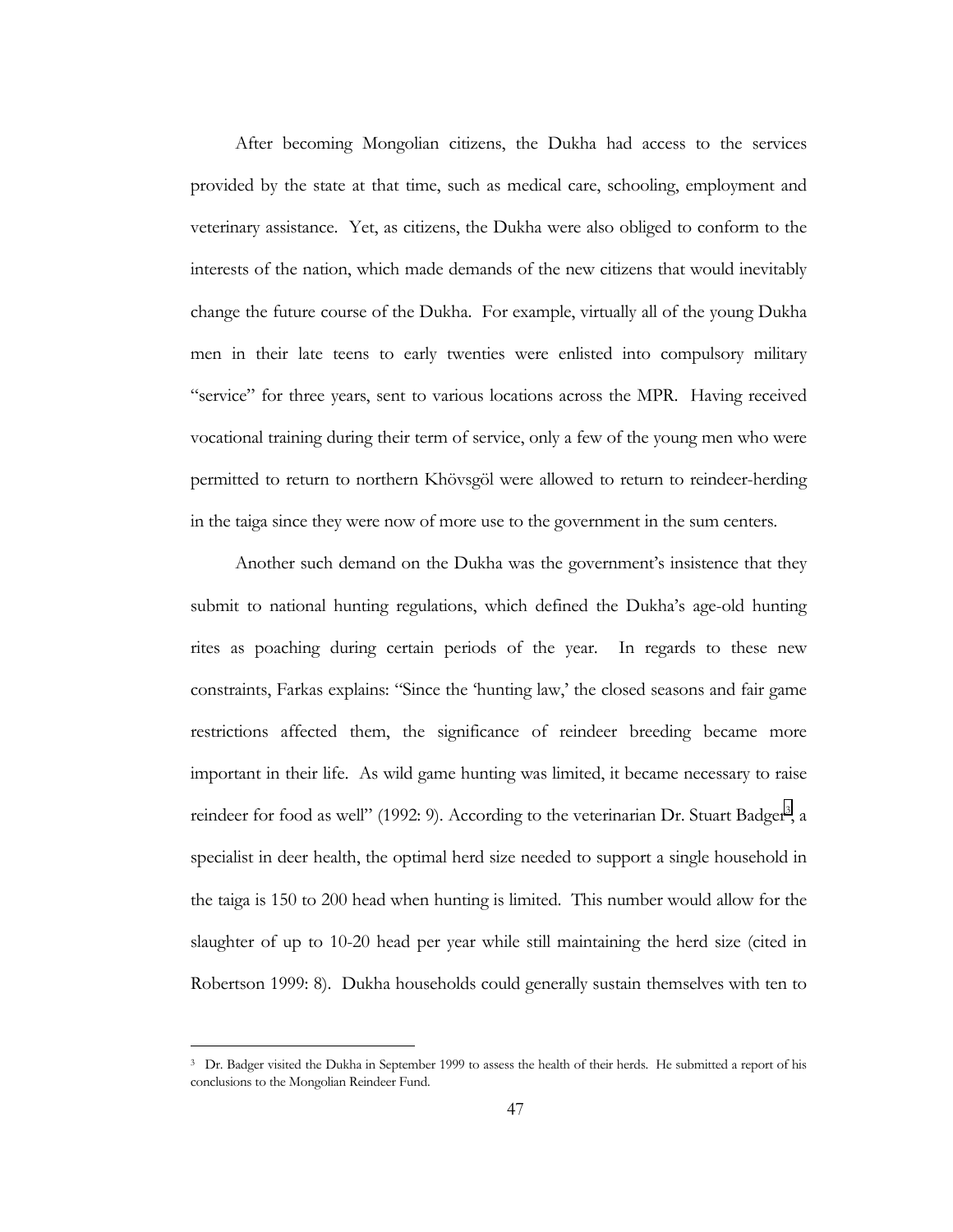After becoming Mongolian citizens, the Dukha had access to the services provided by the state at that time, such as medical care, schooling, employment and veterinary assistance. Yet, as citizens, the Dukha were also obliged to conform to the interests of the nation, which made demands of the new citizens that would inevitably change the future course of the Dukha. For example, virtually all of the young Dukha men in their late teens to early twenties were enlisted into compulsory military "service" for three years, sent to various locations across the MPR. Having received vocational training during their term of service, only a few of the young men who were permitted to return to northern Khövsgöl were allowed to return to reindeer-herding in the taiga since they were now of more use to the government in the sum centers.

Another such demand on the Dukha was the government's insistence that they submit to national hunting regulations, which defined the Dukha's age-old hunting rites as poaching during certain periods of the year. In regards to these new constraints, Farkas explains: "Since the 'hunting law,' the closed seasons and fair game restrictions affected them, the significance of reindeer breeding became more important in their life. As wild game hunting was limited, it became necessary to raise reindeer for food as well" (1992: 9). According to the veterinarian Dr. Stuart Badger[3], a specialist in deer health, the optimal herd size needed to support a single household in the taiga is 150 to 200 head when hunting is limited. This number would allow for the slaughter of up to 10-20 head per year while still maintaining the herd size (cited in Robertson 1999: 8). Dukha households could generally sustain themselves with ten to

---

[3] Dr. Badger visited the Dukha in September 1999 to assess the health of their herds. He submitted a report of his conclusions to the Mongolian Reindeer Fund.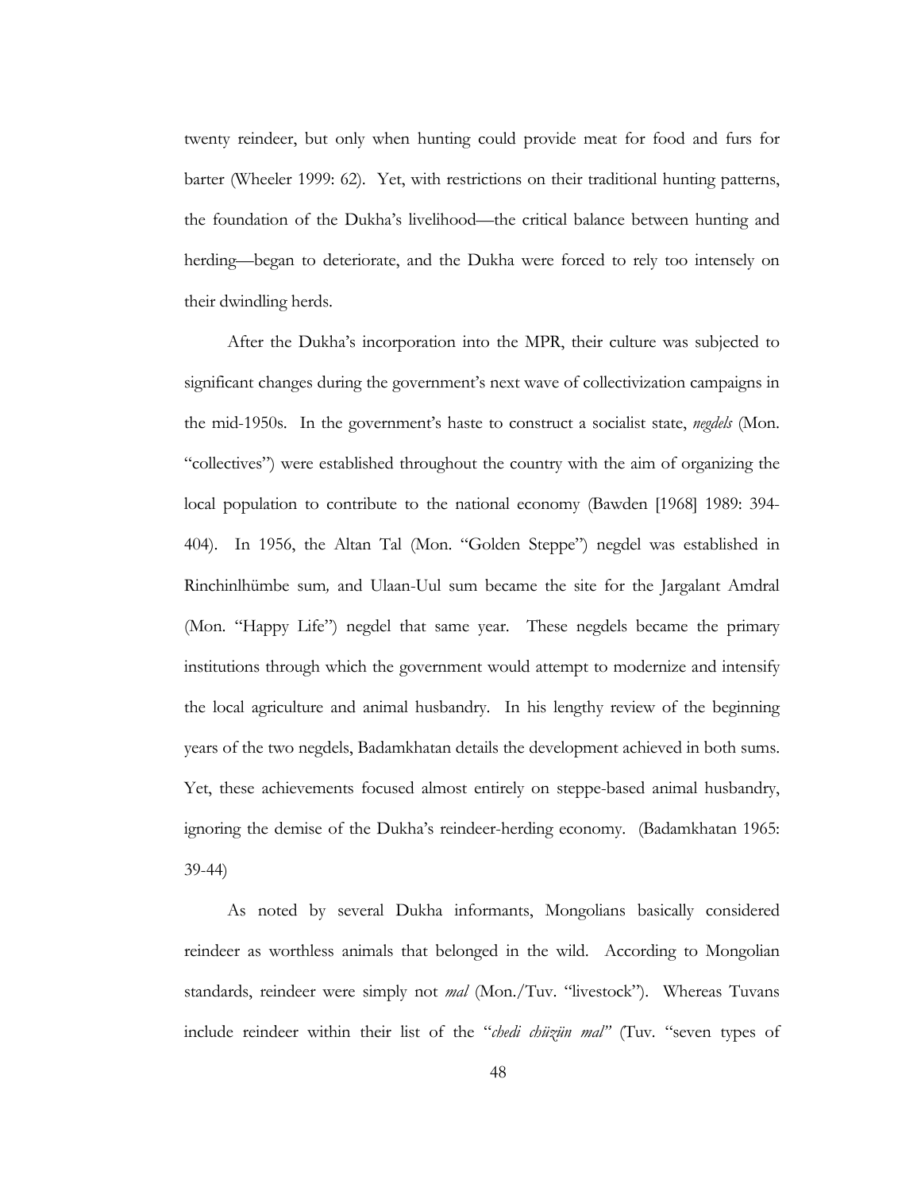twenty reindeer, but only when hunting could provide meat for food and furs for barter (Wheeler 1999: 62). Yet, with restrictions on their traditional hunting patterns, the foundation of the Dukha's livelihood—the critical balance between hunting and herding—began to deteriorate, and the Dukha were forced to rely too intensely on their dwindling herds.

After the Dukha's incorporation into the MPR, their culture was subjected to significant changes during the government's next wave of collectivization campaigns in the mid-1950s. In the government's haste to construct a socialist state, *negdels* (Mon. "collectives") were established throughout the country with the aim of organizing the local population to contribute to the national economy (Bawden [1968] 1989: 394-404). In 1956, the Altan Tal (Mon. "Golden Steppe") negdel was established in Rinchinlhümbe sum*,* and Ulaan-Uul sum became the site for the Jargalant Amdral (Mon. "Happy Life") negdel that same year. These negdels became the primary institutions through which the government would attempt to modernize and intensify the local agriculture and animal husbandry. In his lengthy review of the beginning years of the two negdels, Badamkhatan details the development achieved in both sums. Yet, these achievements focused almost entirely on steppe-based animal husbandry, ignoring the demise of the Dukha's reindeer-herding economy. (Badamkhatan 1965: 39-44)

As noted by several Dukha informants, Mongolians basically considered reindeer as worthless animals that belonged in the wild. According to Mongolian standards, reindeer were simply not *mal* (Mon./Tuv. "livestock"). Whereas Tuvans include reindeer within their list of the "*chedi chüzün mal*" (Tuv. "seven types of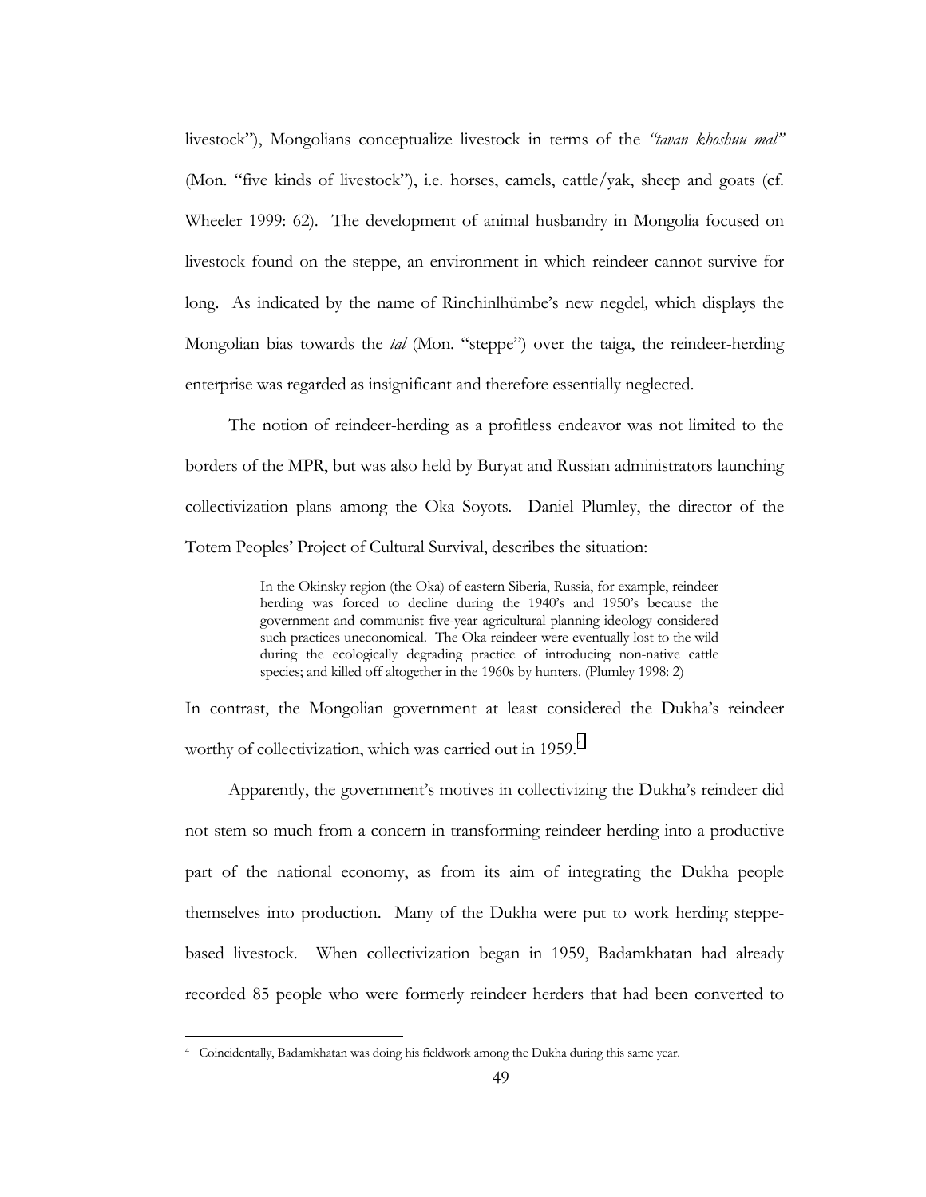livestock"), Mongolians conceptualize livestock in terms of the *"tavan khoshuu mal"* (Mon. "five kinds of livestock"), i.e. horses, camels, cattle/yak, sheep and goats (cf. Wheeler 1999: 62). The development of animal husbandry in Mongolia focused on livestock found on the steppe, an environment in which reindeer cannot survive for long. As indicated by the name of Rinchinlhümbe's new negdel*,* which displays the Mongolian bias towards the *tal* (Mon. "steppe") over the taiga, the reindeer-herding enterprise was regarded as insignificant and therefore essentially neglected.

The notion of reindeer-herding as a profitless endeavor was not limited to the borders of the MPR, but was also held by Buryat and Russian administrators launching collectivization plans among the Oka Soyots. Daniel Plumley, the director of the Totem Peoples' Project of Cultural Survival, describes the situation:

> In the Okinsky region (the Oka) of eastern Siberia, Russia, for example, reindeer herding was forced to decline during the 1940's and 1950's because the government and communist five-year agricultural planning ideology considered such practices uneconomical. The Oka reindeer were eventually lost to the wild during the ecologically degrading practice of introducing non-native cattle species; and killed off altogether in the 1960s by hunters. (Plumley 1998: 2)

In contrast, the Mongolian government at least considered the Dukha's reindeer worthy of collectivization, which was carried out in 1959.[4]

Apparently, the government's motives in collectivizing the Dukha's reindeer did not stem so much from a concern in transforming reindeer herding into a productive part of the national economy, as from its aim of integrating the Dukha people themselves into production. Many of the Dukha were put to work herding steppe-based livestock. When collectivization began in 1959, Badamkhatan had already recorded 85 people who were formerly reindeer herders that had been converted to

[4] Coincidentally, Badamkhatan was doing his fieldwork among the Dukha during this same year.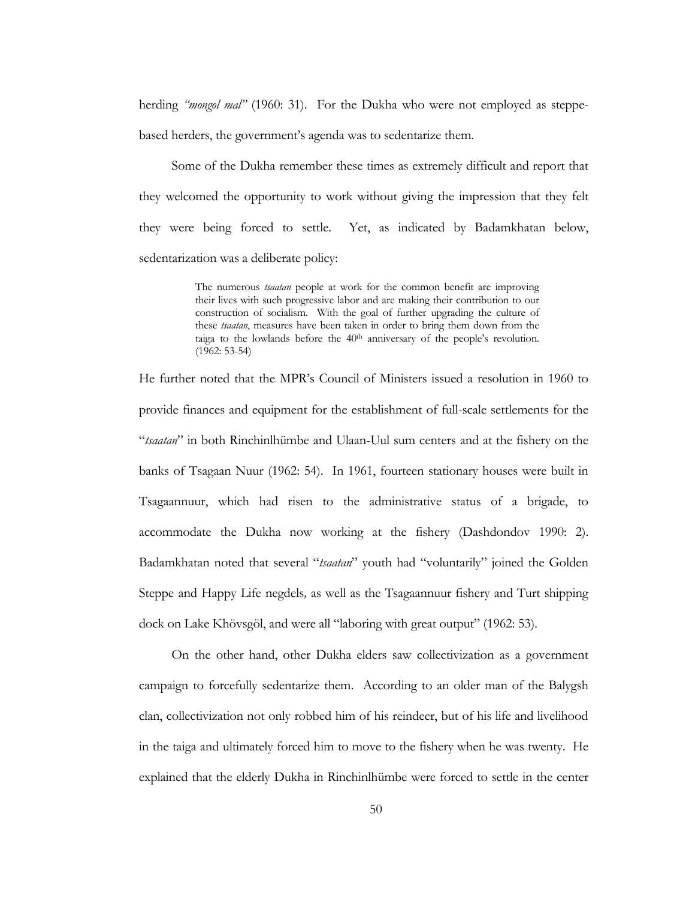herding *"mongol mal"* (1960: 31). For the Dukha who were not employed as steppe-based herders, the government's agenda was to sedentarize them.

Some of the Dukha remember these times as extremely difficult and report that they welcomed the opportunity to work without giving the impression that they felt they were being forced to settle. Yet, as indicated by Badamkhatan below, sedentarization was a deliberate policy:

> The numerous *tsaatan* people at work for the common benefit are improving their lives with such progressive labor and are making their contribution to our construction of socialism. With the goal of further upgrading the culture of these *tsaatan*, measures have been taken in order to bring them down from the taiga to the lowlands before the 40th anniversary of the people's revolution. (1962: 53-54)

He further noted that the MPR's Council of Ministers issued a resolution in 1960 to provide finances and equipment for the establishment of full-scale settlements for the "*tsaatan*" in both Rinchinlhümbe and Ulaan-Uul sum centers and at the fishery on the banks of Tsagaan Nuur (1962: 54). In 1961, fourteen stationary houses were built in Tsagaannuur, which had risen to the administrative status of a brigade, to accommodate the Dukha now working at the fishery (Dashdondov 1990: 2). Badamkhatan noted that several "*tsaatan*" youth had "voluntarily" joined the Golden Steppe and Happy Life negdels*,* as well as the Tsagaannuur fishery and Turt shipping dock on Lake Khövsgöl, and were all "laboring with great output" (1962: 53).

On the other hand, other Dukha elders saw collectivization as a government campaign to forcefully sedentarize them. According to an older man of the Balygsh clan, collectivization not only robbed him of his reindeer, but of his life and livelihood in the taiga and ultimately forced him to move to the fishery when he was twenty. He explained that the elderly Dukha in Rinchinlhümbe were forced to settle in the center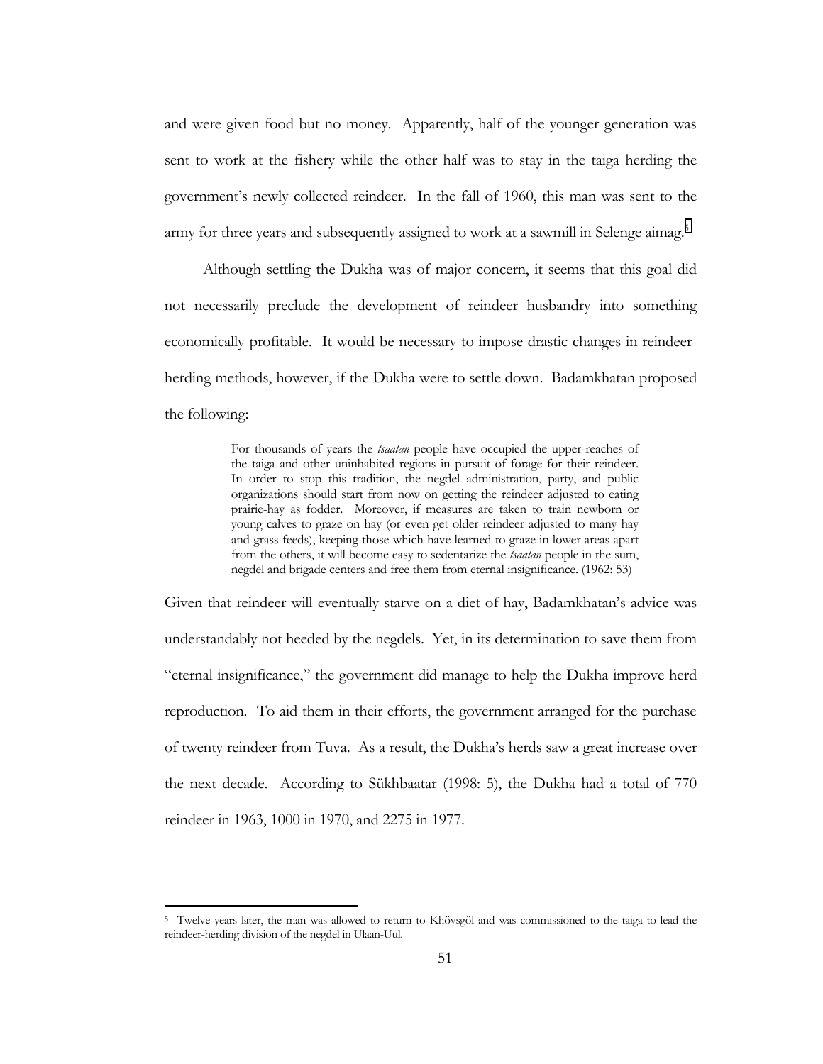and were given food but no money. Apparently, half of the younger generation was sent to work at the fishery while the other half was to stay in the taiga herding the government's newly collected reindeer. In the fall of 1960, this man was sent to the army for three years and subsequently assigned to work at a sawmill in Selenge aimag.[5]

Although settling the Dukha was of major concern, it seems that this goal did not necessarily preclude the development of reindeer husbandry into something economically profitable. It would be necessary to impose drastic changes in reindeer-herding methods, however, if the Dukha were to settle down. Badamkhatan proposed the following:

> For thousands of years the *tsaatan* people have occupied the upper-reaches of the taiga and other uninhabited regions in pursuit of forage for their reindeer. In order to stop this tradition, the negdel administration, party, and public organizations should start from now on getting the reindeer adjusted to eating prairie-hay as fodder. Moreover, if measures are taken to train newborn or young calves to graze on hay (or even get older reindeer adjusted to many hay and grass feeds), keeping those which have learned to graze in lower areas apart from the others, it will become easy to sedentarize the *tsaatan* people in the sum, negdel and brigade centers and free them from eternal insignificance. (1962: 53)

Given that reindeer will eventually starve on a diet of hay, Badamkhatan's advice was understandably not heeded by the negdels. Yet, in its determination to save them from "eternal insignificance," the government did manage to help the Dukha improve herd reproduction. To aid them in their efforts, the government arranged for the purchase of twenty reindeer from Tuva. As a result, the Dukha's herds saw a great increase over the next decade. According to Sükhbaatar (1998: 5), the Dukha had a total of 770 reindeer in 1963, 1000 in 1970, and 2275 in 1977.

[5] Twelve years later, the man was allowed to return to Khövsgöl and was commissioned to the taiga to lead the reindeer-herding division of the negdel in Ulaan-Uul.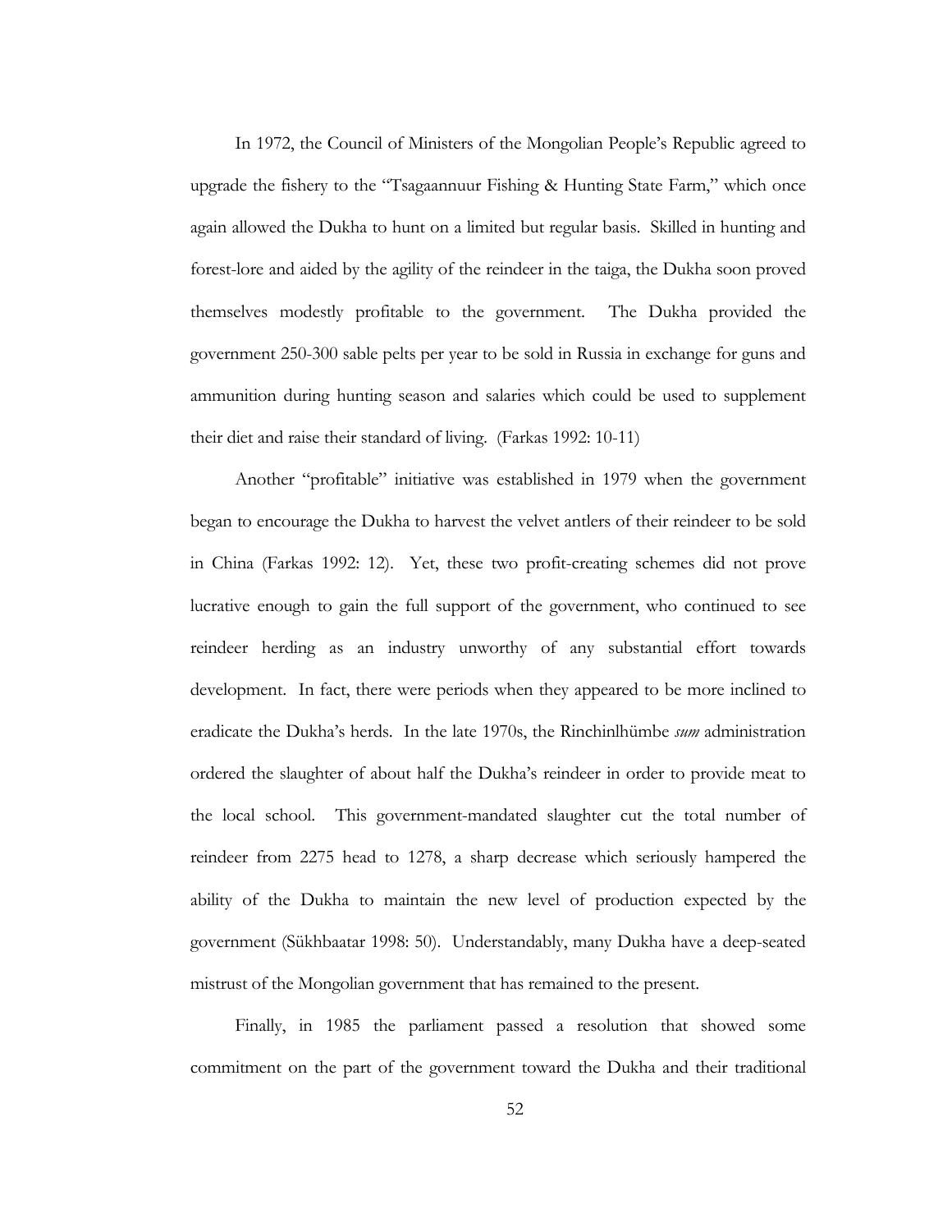In 1972, the Council of Ministers of the Mongolian People's Republic agreed to upgrade the fishery to the "Tsagaannuur Fishing & Hunting State Farm," which once again allowed the Dukha to hunt on a limited but regular basis. Skilled in hunting and forest-lore and aided by the agility of the reindeer in the taiga, the Dukha soon proved themselves modestly profitable to the government. The Dukha provided the government 250-300 sable pelts per year to be sold in Russia in exchange for guns and ammunition during hunting season and salaries which could be used to supplement their diet and raise their standard of living. (Farkas 1992: 10-11)

Another "profitable" initiative was established in 1979 when the government began to encourage the Dukha to harvest the velvet antlers of their reindeer to be sold in China (Farkas 1992: 12). Yet, these two profit-creating schemes did not prove lucrative enough to gain the full support of the government, who continued to see reindeer herding as an industry unworthy of any substantial effort towards development. In fact, there were periods when they appeared to be more inclined to eradicate the Dukha's herds. In the late 1970s, the Rinchinlhümbe *sum* administration ordered the slaughter of about half the Dukha's reindeer in order to provide meat to the local school. This government-mandated slaughter cut the total number of reindeer from 2275 head to 1278, a sharp decrease which seriously hampered the ability of the Dukha to maintain the new level of production expected by the government (Sükhbaatar 1998: 50). Understandably, many Dukha have a deep-seated mistrust of the Mongolian government that has remained to the present.

Finally, in 1985 the parliament passed a resolution that showed some commitment on the part of the government toward the Dukha and their traditional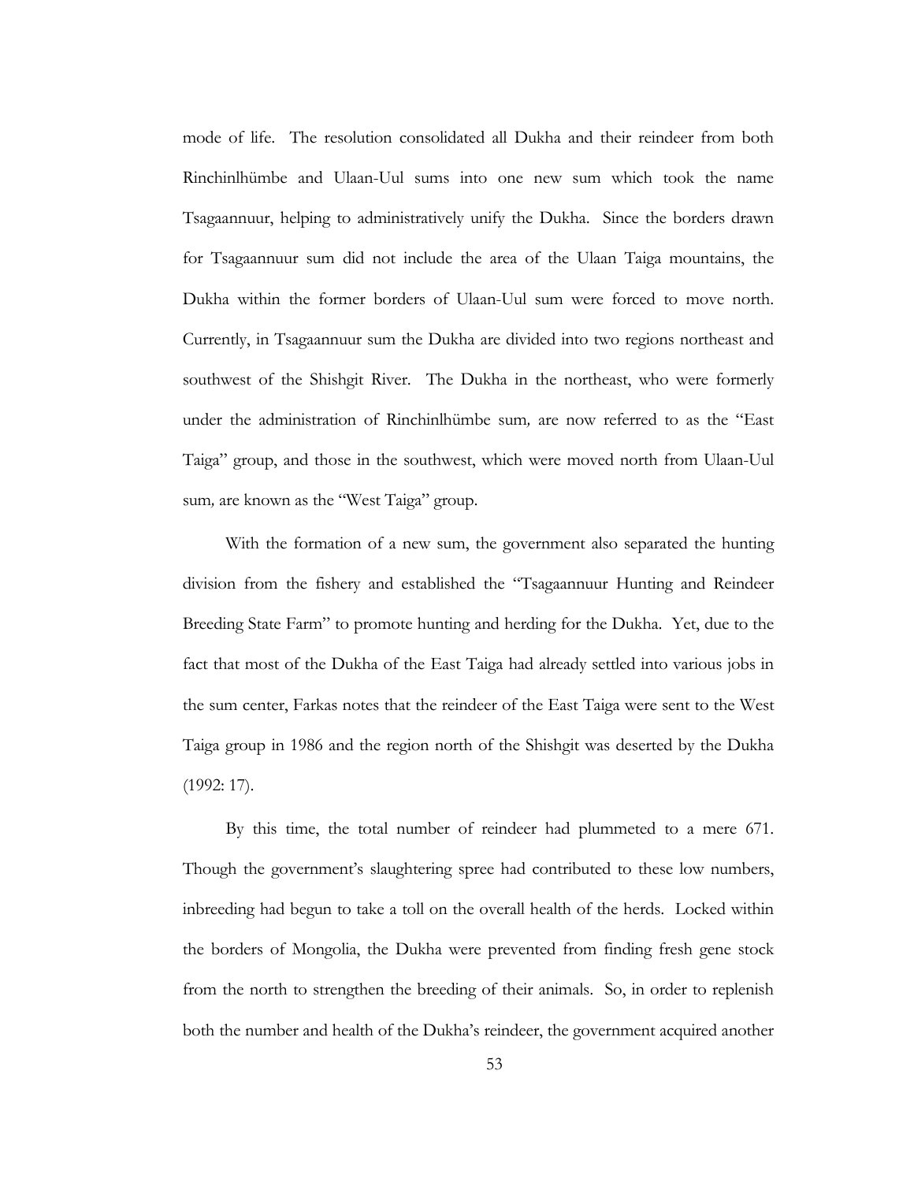mode of life. The resolution consolidated all Dukha and their reindeer from both Rinchinlhümbe and Ulaan-Uul sums into one new sum which took the name Tsagaannuur, helping to administratively unify the Dukha. Since the borders drawn for Tsagaannuur sum did not include the area of the Ulaan Taiga mountains, the Dukha within the former borders of Ulaan-Uul sum were forced to move north. Currently, in Tsagaannuur sum the Dukha are divided into two regions northeast and southwest of the Shishgit River. The Dukha in the northeast, who were formerly under the administration of Rinchinlhümbe sum*,* are now referred to as the "East Taiga" group, and those in the southwest, which were moved north from Ulaan-Uul sum*,* are known as the "West Taiga" group.

With the formation of a new sum, the government also separated the hunting division from the fishery and established the "Tsagaannuur Hunting and Reindeer Breeding State Farm" to promote hunting and herding for the Dukha. Yet, due to the fact that most of the Dukha of the East Taiga had already settled into various jobs in the sum center, Farkas notes that the reindeer of the East Taiga were sent to the West Taiga group in 1986 and the region north of the Shishgit was deserted by the Dukha (1992: 17).

By this time, the total number of reindeer had plummeted to a mere 671. Though the government's slaughtering spree had contributed to these low numbers, inbreeding had begun to take a toll on the overall health of the herds. Locked within the borders of Mongolia, the Dukha were prevented from finding fresh gene stock from the north to strengthen the breeding of their animals. So, in order to replenish both the number and health of the Dukha's reindeer, the government acquired another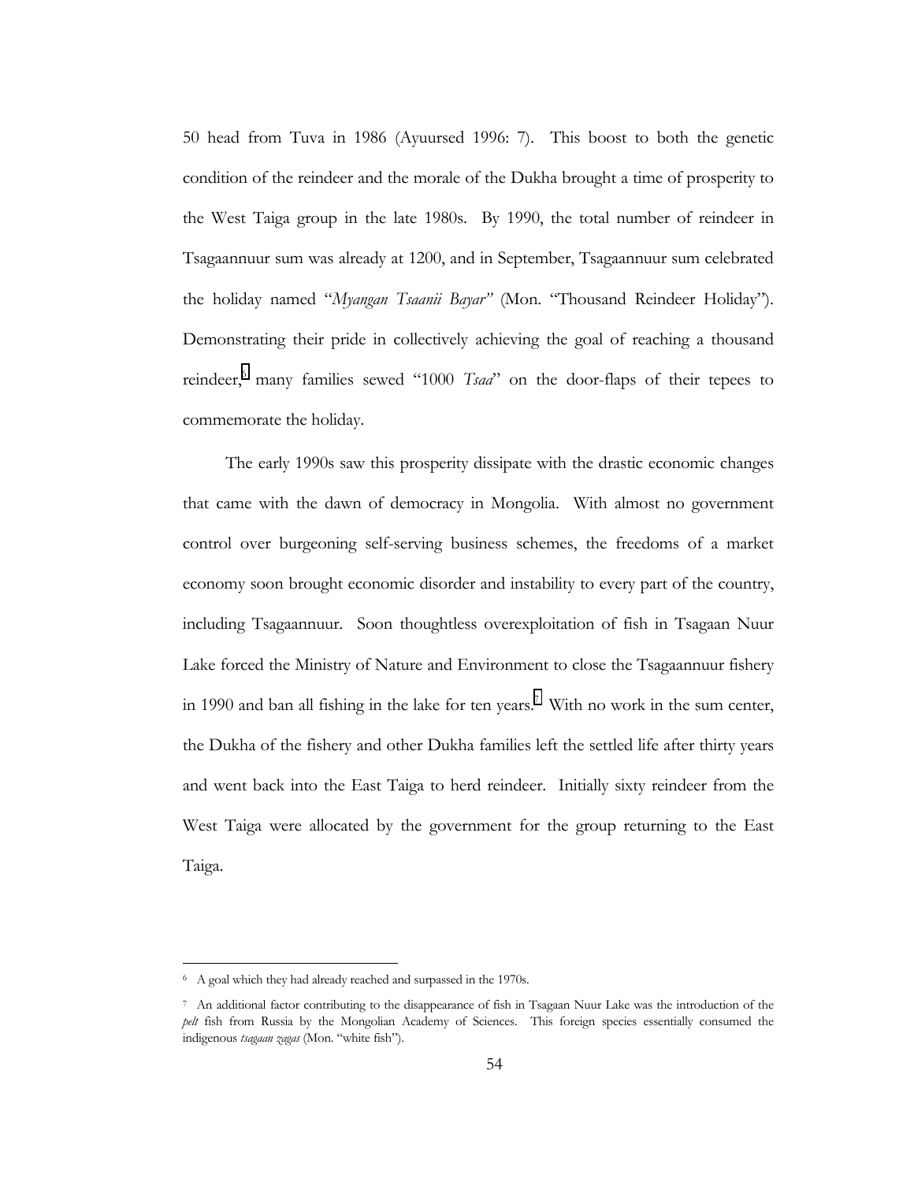50 head from Tuva in 1986 (Ayuursed 1996: 7). This boost to both the genetic condition of the reindeer and the morale of the Dukha brought a time of prosperity to the West Taiga group in the late 1980s. By 1990, the total number of reindeer in Tsagaannuur sum was already at 1200, and in September, Tsagaannuur sum celebrated the holiday named "*Myangan Tsaanii Bayar*" (Mon. "Thousand Reindeer Holiday"). Demonstrating their pride in collectively achieving the goal of reaching a thousand reindeer,[6] many families sewed "1000 *Tsaa*" on the door-flaps of their tepees to commemorate the holiday.

The early 1990s saw this prosperity dissipate with the drastic economic changes that came with the dawn of democracy in Mongolia. With almost no government control over burgeoning self-serving business schemes, the freedoms of a market economy soon brought economic disorder and instability to every part of the country, including Tsagaannuur. Soon thoughtless overexploitation of fish in Tsagaan Nuur Lake forced the Ministry of Nature and Environment to close the Tsagaannuur fishery in 1990 and ban all fishing in the lake for ten years.[7] With no work in the sum center, the Dukha of the fishery and other Dukha families left the settled life after thirty years and went back into the East Taiga to herd reindeer. Initially sixty reindeer from the West Taiga were allocated by the government for the group returning to the East Taiga.

---

[6] A goal which they had already reached and surpassed in the 1970s.

[7] An additional factor contributing to the disappearance of fish in Tsagaan Nuur Lake was the introduction of the *pelt* fish from Russia by the Mongolian Academy of Sciences. This foreign species essentially consumed the indigenous *tsagaan zagas* (Mon. "white fish").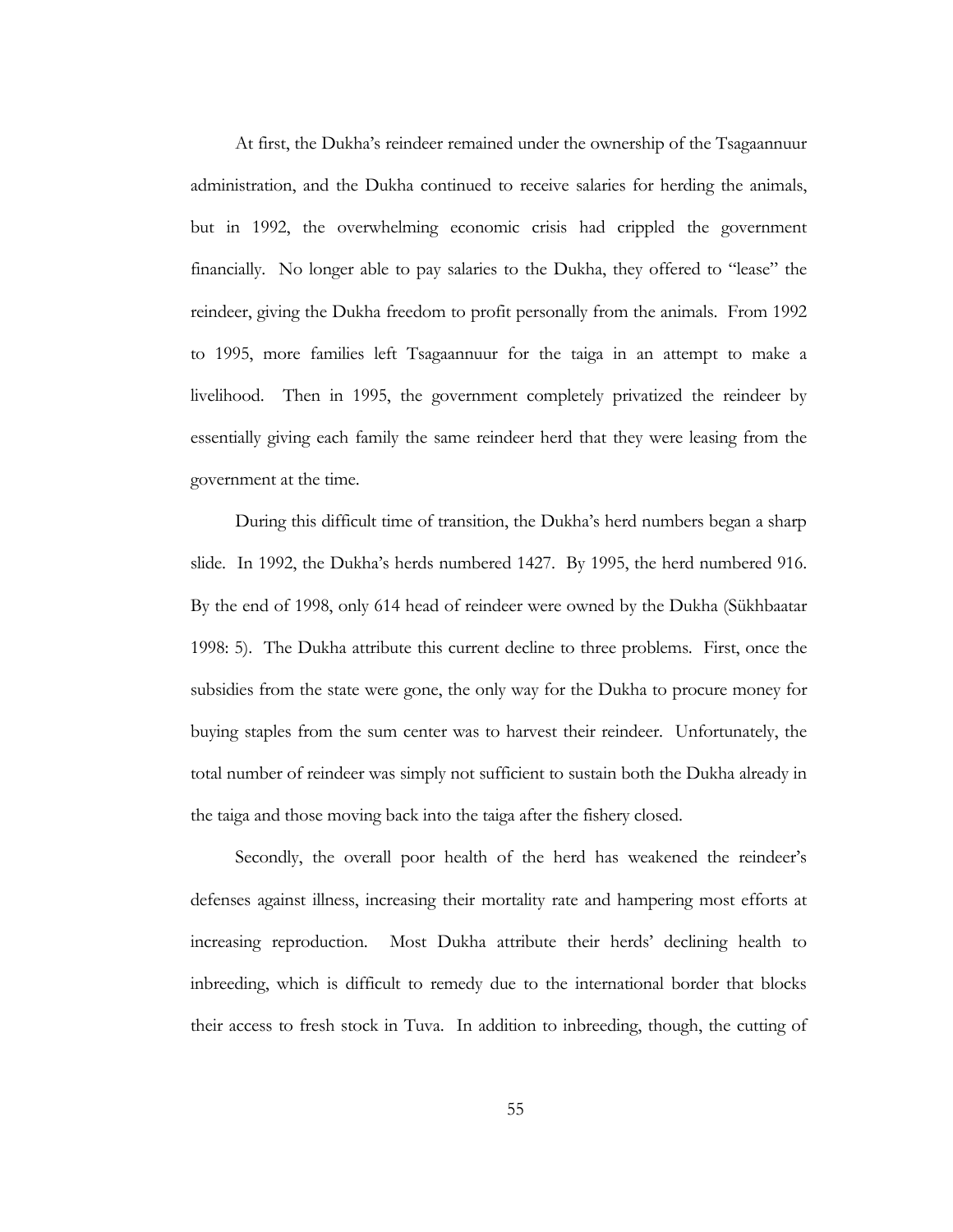At first, the Dukha's reindeer remained under the ownership of the Tsagaannuur administration, and the Dukha continued to receive salaries for herding the animals, but in 1992, the overwhelming economic crisis had crippled the government financially. No longer able to pay salaries to the Dukha, they offered to "lease" the reindeer, giving the Dukha freedom to profit personally from the animals. From 1992 to 1995, more families left Tsagaannuur for the taiga in an attempt to make a livelihood. Then in 1995, the government completely privatized the reindeer by essentially giving each family the same reindeer herd that they were leasing from the government at the time.

During this difficult time of transition, the Dukha's herd numbers began a sharp slide. In 1992, the Dukha's herds numbered 1427. By 1995, the herd numbered 916. By the end of 1998, only 614 head of reindeer were owned by the Dukha (Sükhbaatar 1998: 5). The Dukha attribute this current decline to three problems. First, once the subsidies from the state were gone, the only way for the Dukha to procure money for buying staples from the sum center was to harvest their reindeer. Unfortunately, the total number of reindeer was simply not sufficient to sustain both the Dukha already in the taiga and those moving back into the taiga after the fishery closed.

Secondly, the overall poor health of the herd has weakened the reindeer's defenses against illness, increasing their mortality rate and hampering most efforts at increasing reproduction. Most Dukha attribute their herds' declining health to inbreeding, which is difficult to remedy due to the international border that blocks their access to fresh stock in Tuva. In addition to inbreeding, though, the cutting of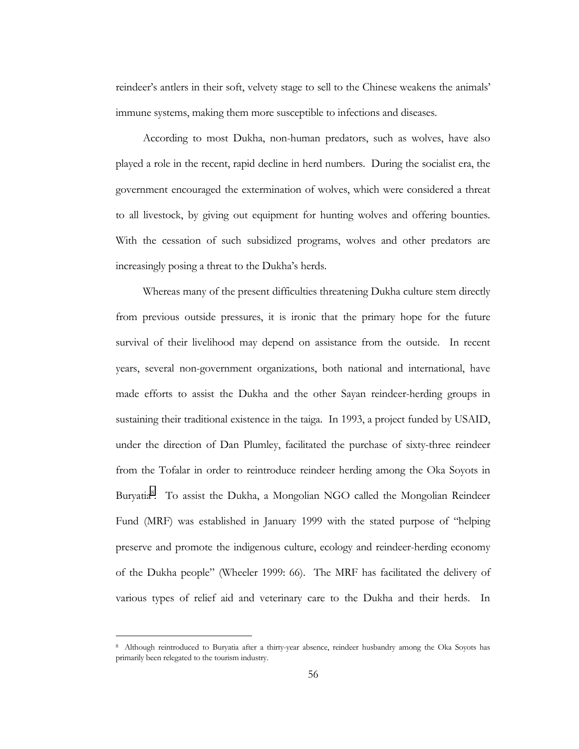reindeer's antlers in their soft, velvety stage to sell to the Chinese weakens the animals' immune systems, making them more susceptible to infections and diseases.

According to most Dukha, non-human predators, such as wolves, have also played a role in the recent, rapid decline in herd numbers. During the socialist era, the government encouraged the extermination of wolves, which were considered a threat to all livestock, by giving out equipment for hunting wolves and offering bounties. With the cessation of such subsidized programs, wolves and other predators are increasingly posing a threat to the Dukha's herds.

Whereas many of the present difficulties threatening Dukha culture stem directly from previous outside pressures, it is ironic that the primary hope for the future survival of their livelihood may depend on assistance from the outside. In recent years, several non-government organizations, both national and international, have made efforts to assist the Dukha and the other Sayan reindeer-herding groups in sustaining their traditional existence in the taiga. In 1993, a project funded by USAID, under the direction of Dan Plumley, facilitated the purchase of sixty-three reindeer from the Tofalar in order to reintroduce reindeer herding among the Oka Soyots in Buryatia[8]. To assist the Dukha, a Mongolian NGO called the Mongolian Reindeer Fund (MRF) was established in January 1999 with the stated purpose of "helping preserve and promote the indigenous culture, ecology and reindeer-herding economy of the Dukha people" (Wheeler 1999: 66). The MRF has facilitated the delivery of various types of relief aid and veterinary care to the Dukha and their herds. In

[8] Although reintroduced to Buryatia after a thirty-year absence, reindeer husbandry among the Oka Soyots has primarily been relegated to the tourism industry.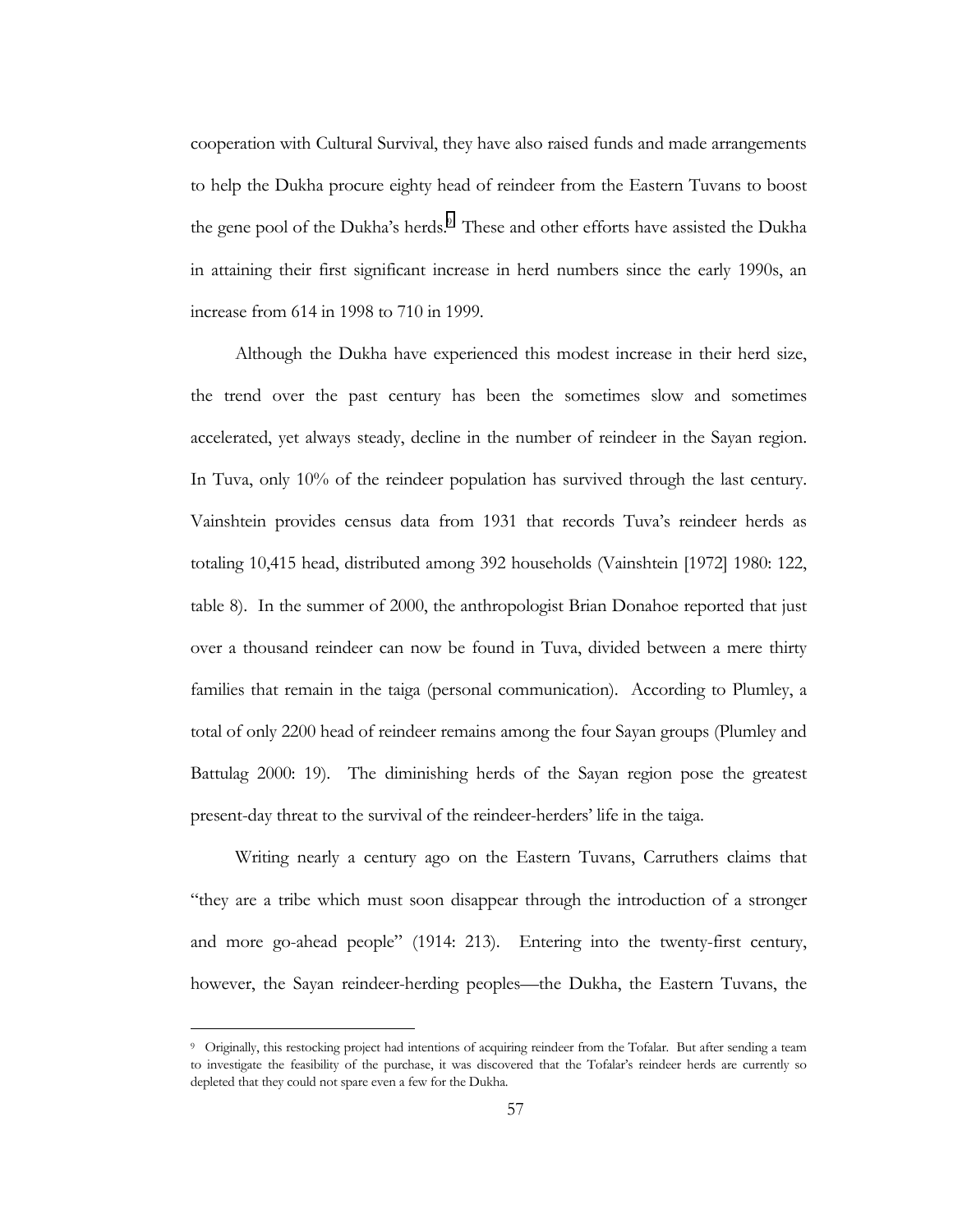cooperation with Cultural Survival, they have also raised funds and made arrangements to help the Dukha procure eighty head of reindeer from the Eastern Tuvans to boost the gene pool of the Dukha's herds.[9] These and other efforts have assisted the Dukha in attaining their first significant increase in herd numbers since the early 1990s, an increase from 614 in 1998 to 710 in 1999.

Although the Dukha have experienced this modest increase in their herd size, the trend over the past century has been the sometimes slow and sometimes accelerated, yet always steady, decline in the number of reindeer in the Sayan region. In Tuva, only 10% of the reindeer population has survived through the last century. Vainshtein provides census data from 1931 that records Tuva's reindeer herds as totaling 10,415 head, distributed among 392 households (Vainshtein [1972] 1980: 122, table 8). In the summer of 2000, the anthropologist Brian Donahoe reported that just over a thousand reindeer can now be found in Tuva, divided between a mere thirty families that remain in the taiga (personal communication). According to Plumley, a total of only 2200 head of reindeer remains among the four Sayan groups (Plumley and Battulag 2000: 19). The diminishing herds of the Sayan region pose the greatest present-day threat to the survival of the reindeer-herders' life in the taiga.

Writing nearly a century ago on the Eastern Tuvans, Carruthers claims that "they are a tribe which must soon disappear through the introduction of a stronger and more go-ahead people" (1914: 213). Entering into the twenty-first century, however, the Sayan reindeer-herding peoples—the Dukha, the Eastern Tuvans, the

---

[9] Originally, this restocking project had intentions of acquiring reindeer from the Tofalar. But after sending a team to investigate the feasibility of the purchase, it was discovered that the Tofalar's reindeer herds are currently so depleted that they could not spare even a few for the Dukha.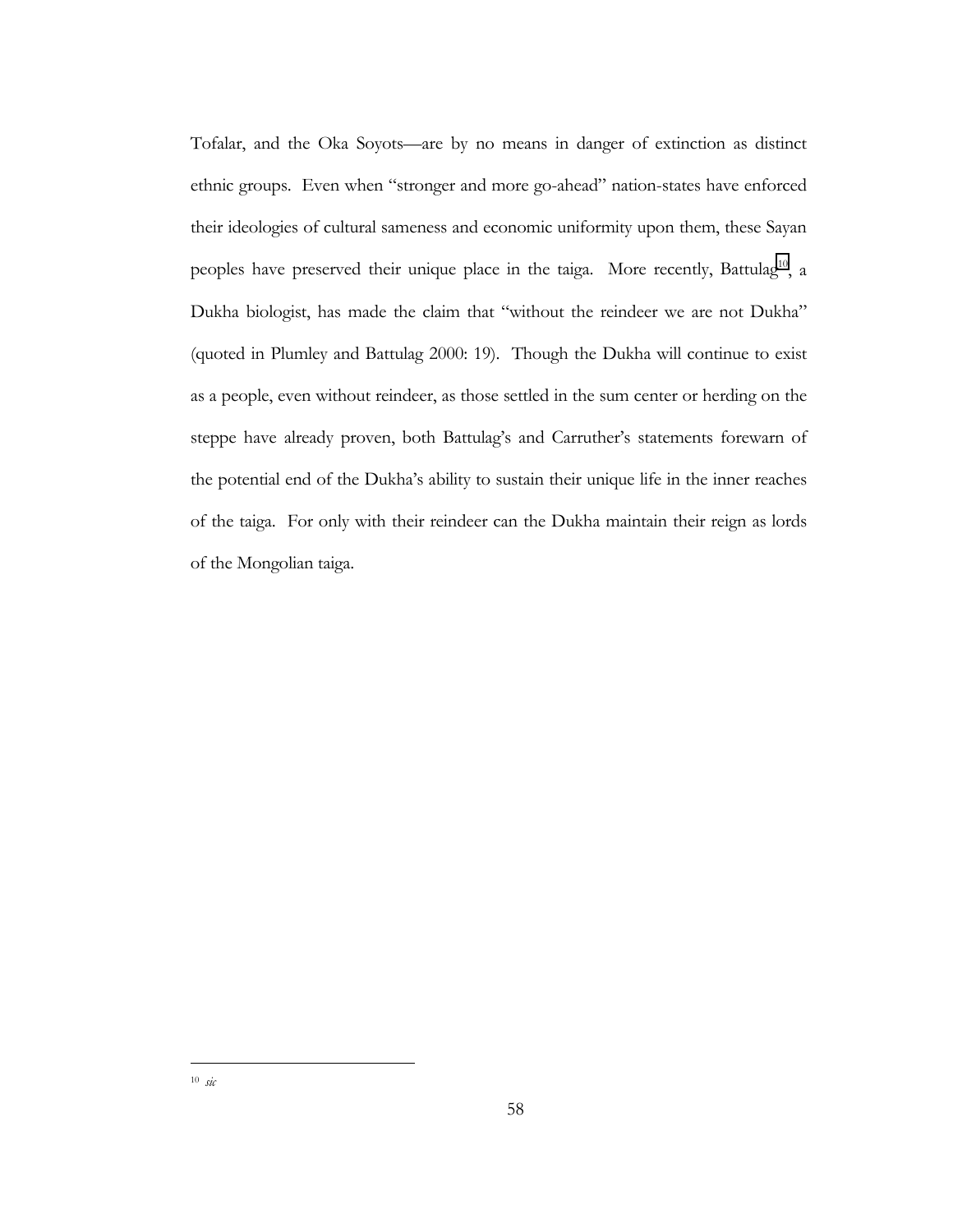Tofalar, and the Oka Soyots—are by no means in danger of extinction as distinct ethnic groups. Even when "stronger and more go-ahead" nation-states have enforced their ideologies of cultural sameness and economic uniformity upon them, these Sayan peoples have preserved their unique place in the taiga. More recently, Battulag[10], a Dukha biologist, has made the claim that "without the reindeer we are not Dukha" (quoted in Plumley and Battulag 2000: 19). Though the Dukha will continue to exist as a people, even without reindeer, as those settled in the sum center or herding on the steppe have already proven, both Battulag's and Carruther's statements forewarn of the potential end of the Dukha's ability to sustain their unique life in the inner reaches of the taiga. For only with their reindeer can the Dukha maintain their reign as lords of the Mongolian taiga.

---

[10] *sic*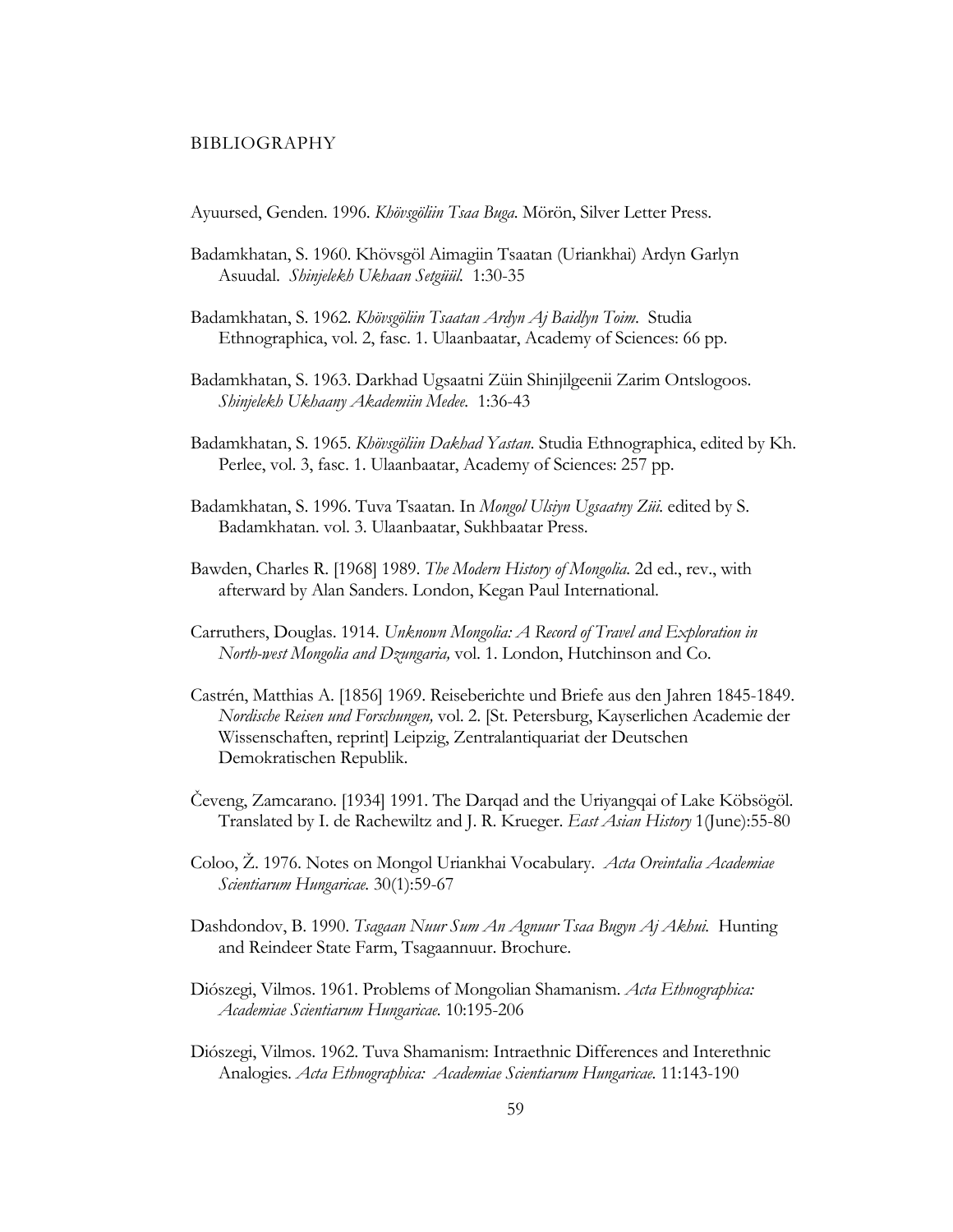# BIBLIOGRAPHY

Ayuursed, Genden. 1996. *Khövsgöliin Tsaa Buga.* Mörön, Silver Letter Press.

Badamkhatan, S. 1960. Khövsgöl Aimagiin Tsaatan (Uriankhai) Ardyn Garlyn Asuudal. *Shinjelekh Ukhaan Setgüül.* 1:30-35

Badamkhatan, S. 1962. *Khövsgöliin Tsaatan Ardyn Aj Baidlyn Toim*. Studia Ethnographica, vol. 2, fasc. 1. Ulaanbaatar, Academy of Sciences: 66 pp.

Badamkhatan, S. 1963. Darkhad Ugsaatni Züin Shinjilgeenii Zarim Ontslogoos. *Shinjelekh Ukhaany Akademiin Medee.* 1:36-43

Badamkhatan, S. 1965. *Khövsgöliin Dakhad Yastan*. Studia Ethnographica, edited by Kh. Perlee, vol. 3, fasc. 1. Ulaanbaatar, Academy of Sciences: 257 pp.

Badamkhatan, S. 1996. Tuva Tsaatan. In *Mongol Ulsiyn Ugsaatny Züi.* edited by S. Badamkhatan. vol. 3. Ulaanbaatar, Sukhbaatar Press.

Bawden, Charles R. [1968] 1989. *The Modern History of Mongolia*. 2d ed., rev., with afterward by Alan Sanders. London, Kegan Paul International.

Carruthers, Douglas. 1914. *Unknown Mongolia: A Record of Travel and Exploration in North-west Mongolia and Dzungaria,* vol. 1. London, Hutchinson and Co.

Castrén, Matthias A. [1856] 1969. Reiseberichte und Briefe aus den Jahren 1845-1849. *Nordische Reisen und Forschungen,* vol. 2. [St. Petersburg, Kayserlichen Academie der Wissenschaften, reprint] Leipzig, Zentralantiquariat der Deutschen Demokratischen Republik.

Čeveng, Zamcarano. [1934] 1991. The Darqad and the Uriyangqai of Lake Köbsögöl. Translated by I. de Rachewiltz and J. R. Krueger. *East Asian History* 1(June):55-80

Coloo, Ž. 1976. Notes on Mongol Uriankhai Vocabulary. *Acta Oreintalia Academiae Scientiarum Hungaricae.* 30(1):59-67

Dashdondov, B. 1990. *Tsagaan Nuur Sum An Agnuur Tsaa Bugyn Aj Akhui.* Hunting and Reindeer State Farm, Tsagaannuur. Brochure.

Diószegi, Vilmos. 1961. Problems of Mongolian Shamanism. *Acta Ethnographica: Academiae Scientiarum Hungaricae.* 10:195-206

Diószegi, Vilmos. 1962. Tuva Shamanism: Intraethnic Differences and Interethnic Analogies. *Acta Ethnographica: Academiae Scientiarum Hungaricae.* 11:143-190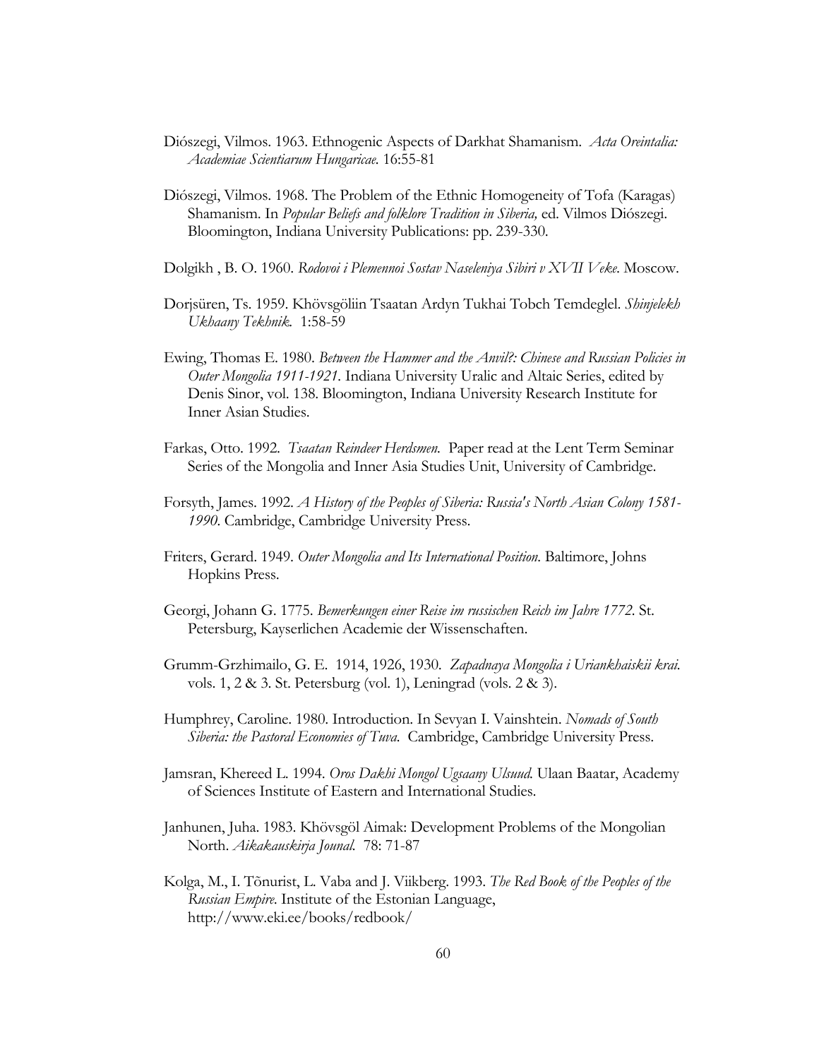Diószegi, Vilmos. 1963. Ethnogenic Aspects of Darkhat Shamanism. *Acta Oreintalia: Academiae Scientiarum Hungaricae.* 16:55-81

Diószegi, Vilmos. 1968. The Problem of the Ethnic Homogeneity of Tofa (Karagas) Shamanism. In *Popular Beliefs and folklore Tradition in Siberia,* ed. Vilmos Diószegi. Bloomington, Indiana University Publications: pp. 239-330.

Dolgikh , B. O. 1960. *Rodovoi i Plemennoi Sostav Naseleniya Sibiri v XVII Veke.* Moscow.

Dorjsüren, Ts. 1959. Khövsgöliin Tsaatan Ardyn Tukhai Tobch Temdeglel. *Shinjelekh Ukhaany Tekhnik.* 1:58-59

Ewing, Thomas E. 1980. *Between the Hammer and the Anvil?: Chinese and Russian Policies in Outer Mongolia 1911-1921.* Indiana University Uralic and Altaic Series, edited by Denis Sinor, vol. 138. Bloomington, Indiana University Research Institute for Inner Asian Studies.

Farkas, Otto. 1992. *Tsaatan Reindeer Herdsmen.* Paper read at the Lent Term Seminar Series of the Mongolia and Inner Asia Studies Unit, University of Cambridge.

Forsyth, James. 1992. *A History of the Peoples of Siberia: Russia's North Asian Colony 1581-1990.* Cambridge, Cambridge University Press.

Friters, Gerard. 1949. *Outer Mongolia and Its International Position.* Baltimore, Johns Hopkins Press.

Georgi, Johann G. 1775. *Bemerkungen einer Reise im russischen Reich im Jahre 1772.* St. Petersburg, Kayserlichen Academie der Wissenschaften.

Grumm-Grzhimailo, G. E. 1914, 1926, 1930. *Zapadnaya Mongolia i Uriankhaiskii krai.* vols. 1, 2 & 3. St. Petersburg (vol. 1), Leningrad (vols. 2 & 3).

Humphrey, Caroline. 1980. Introduction. In Sevyan I. Vainshtein. *Nomads of South Siberia: the Pastoral Economies of Tuva.* Cambridge, Cambridge University Press.

Jamsran, Khereed L. 1994. *Oros Dakhi Mongol Ugsaany Ulsuud.* Ulaan Baatar, Academy of Sciences Institute of Eastern and International Studies.

Janhunen, Juha. 1983. Khövsgöl Aimak: Development Problems of the Mongolian North. *Aikakauskirja Jounal.* 78: 71-87

Kolga, M., I. Tõnurist, L. Vaba and J. Viikberg. 1993. *The Red Book of the Peoples of the Russian Empire.* Institute of the Estonian Language, http://www.eki.ee/books/redbook/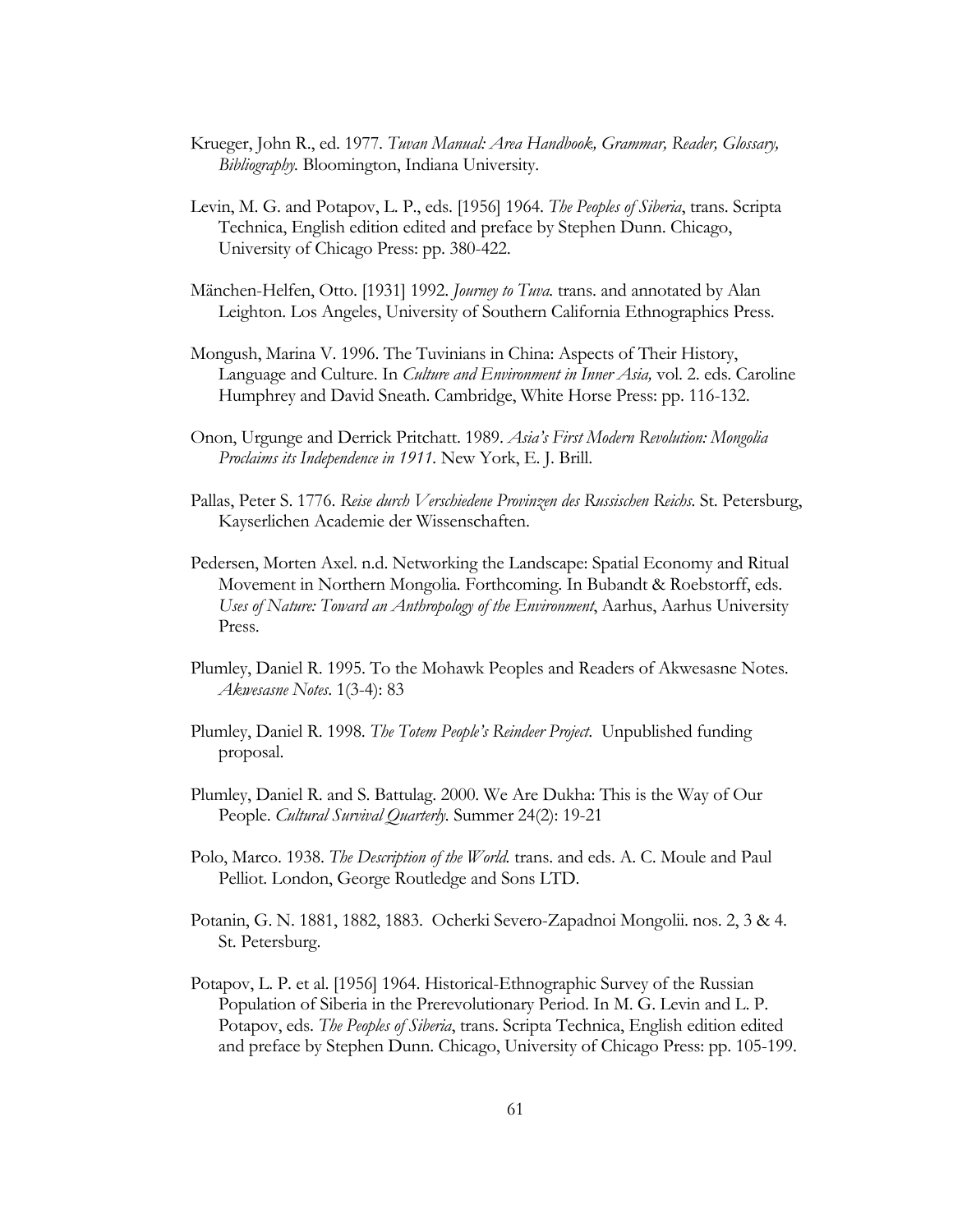Krueger, John R., ed. 1977. *Tuvan Manual: Area Handbook, Grammar, Reader, Glossary, Bibliography*. Bloomington, Indiana University.

Levin, M. G. and Potapov, L. P., eds. [1956] 1964. *The Peoples of Siberia*, trans. Scripta Technica, English edition edited and preface by Stephen Dunn. Chicago, University of Chicago Press: pp. 380-422.

Mänchen-Helfen, Otto. [1931] 1992. *Journey to Tuva.* trans. and annotated by Alan Leighton. Los Angeles, University of Southern California Ethnographics Press.

Mongush, Marina V. 1996. The Tuvinians in China: Aspects of Their History, Language and Culture. In *Culture and Environment in Inner Asia,* vol. 2. eds. Caroline Humphrey and David Sneath. Cambridge, White Horse Press: pp. 116-132.

Onon, Urgunge and Derrick Pritchatt. 1989. *Asia's First Modern Revolution: Mongolia Proclaims its Independence in 1911*. New York, E. J. Brill.

Pallas, Peter S. 1776. *Reise durch Verschiedene Provinzen des Russischen Reichs.* St. Petersburg, Kayserlichen Academie der Wissenschaften.

Pedersen, Morten Axel. n.d. Networking the Landscape: Spatial Economy and Ritual Movement in Northern Mongolia. Forthcoming. In Bubandt & Roebstorff, eds. *Uses of Nature: Toward an Anthropology of the Environment*, Aarhus, Aarhus University Press.

Plumley, Daniel R. 1995. To the Mohawk Peoples and Readers of Akwesasne Notes. *Akwesasne Notes*. 1(3-4): 83

Plumley, Daniel R. 1998. *The Totem People's Reindeer Project.* Unpublished funding proposal.

Plumley, Daniel R. and S. Battulag. 2000. We Are Dukha: This is the Way of Our People. *Cultural Survival Quarterly.* Summer 24(2): 19-21

Polo, Marco. 1938. *The Description of the World.* trans. and eds. A. C. Moule and Paul Pelliot. London, George Routledge and Sons LTD.

Potanin, G. N. 1881, 1882, 1883. Ocherki Severo-Zapadnoi Mongolii. nos. 2, 3 & 4. St. Petersburg.

Potapov, L. P. et al. [1956] 1964. Historical-Ethnographic Survey of the Russian Population of Siberia in the Prerevolutionary Period. In M. G. Levin and L. P. Potapov, eds. *The Peoples of Siberia*, trans. Scripta Technica, English edition edited and preface by Stephen Dunn. Chicago, University of Chicago Press: pp. 105-199.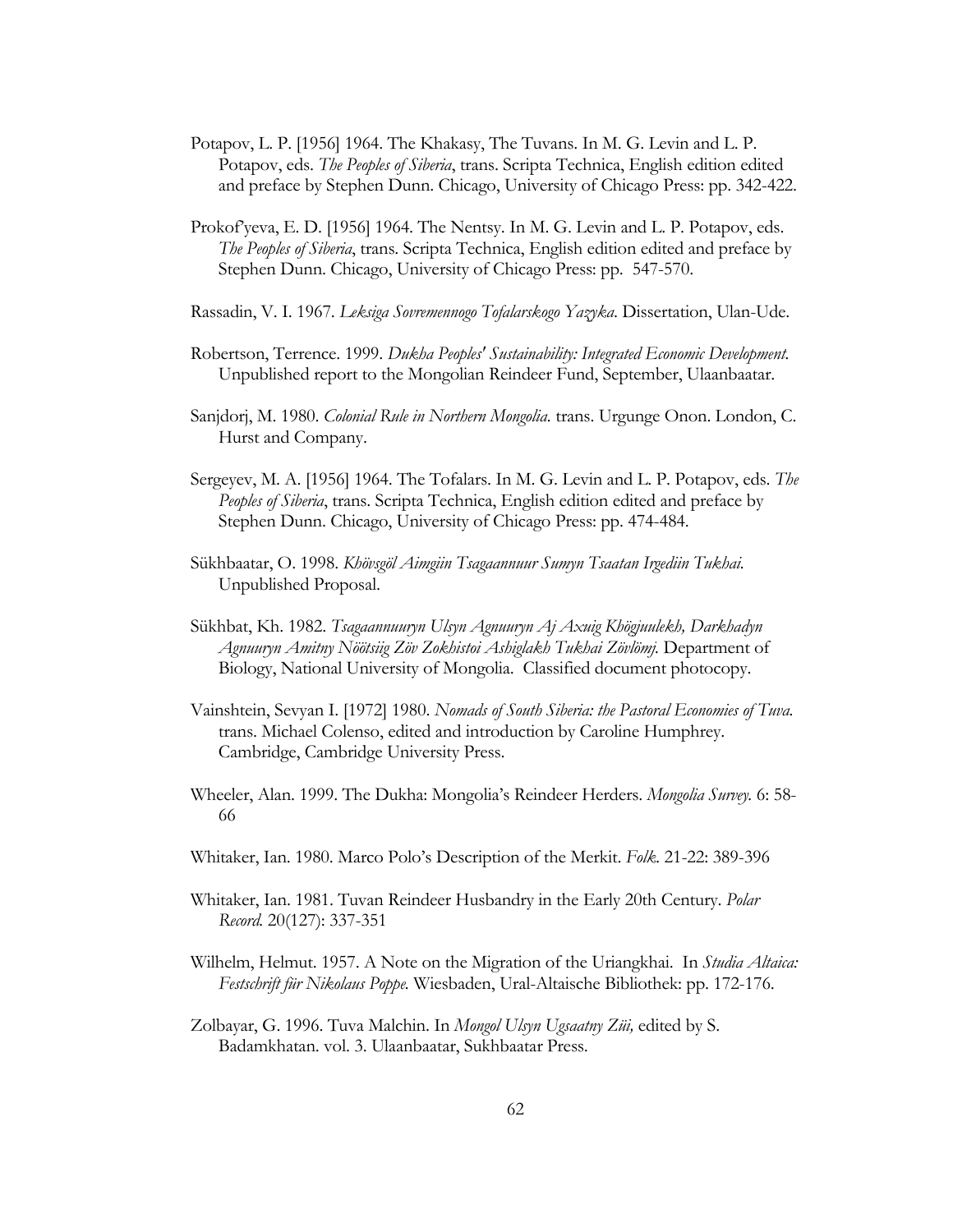Potapov, L. P. [1956] 1964. The Khakasy, The Tuvans. In M. G. Levin and L. P. Potapov, eds. *The Peoples of Siberia*, trans. Scripta Technica, English edition edited and preface by Stephen Dunn. Chicago, University of Chicago Press: pp. 342-422.

Prokof'yeva, E. D. [1956] 1964. The Nentsy. In M. G. Levin and L. P. Potapov, eds. *The Peoples of Siberia*, trans. Scripta Technica, English edition edited and preface by Stephen Dunn. Chicago, University of Chicago Press: pp. 547-570.

Rassadin, V. I. 1967. *Leksiga Sovremennogo Tofalarskogo Yazyka*. Dissertation, Ulan-Ude.

Robertson, Terrence. 1999. *Dukha Peoples' Sustainability: Integrated Economic Development.* Unpublished report to the Mongolian Reindeer Fund, September, Ulaanbaatar.

Sanjdorj, M. 1980. *Colonial Rule in Northern Mongolia.* trans. Urgunge Onon. London, C. Hurst and Company.

Sergeyev, M. A. [1956] 1964. The Tofalars. In M. G. Levin and L. P. Potapov, eds. *The Peoples of Siberia*, trans. Scripta Technica, English edition edited and preface by Stephen Dunn. Chicago, University of Chicago Press: pp. 474-484.

Sükhbaatar, O. 1998. *Khövsgöl Aimgiin Tsagaannuur Sumyn Tsaatan Irgediin Tukhai.* Unpublished Proposal.

Sükhbat, Kh. 1982. *Tsagaannuuryn Ulsyn Agnuuryn Aj Axuig Khögjuulekh, Darkhadyn Agnuuryn Amitny Nöötsiig Zöv Zokhistoi Ashiglakh Tukhai Zövlömj.* Department of Biology, National University of Mongolia. Classified document photocopy.

Vainshtein, Sevyan I. [1972] 1980. *Nomads of South Siberia: the Pastoral Economies of Tuva.* trans. Michael Colenso, edited and introduction by Caroline Humphrey. Cambridge, Cambridge University Press.

Wheeler, Alan. 1999. The Dukha: Mongolia's Reindeer Herders. *Mongolia Survey.* 6: 58-66

Whitaker, Ian. 1980. Marco Polo's Description of the Merkit. *Folk.* 21-22: 389-396

Whitaker, Ian. 1981. Tuvan Reindeer Husbandry in the Early 20th Century. *Polar Record.* 20(127): 337-351

Wilhelm, Helmut. 1957. A Note on the Migration of the Uriangkhai. In *Studia Altaica: Festschrift für Nikolaus Poppe.* Wiesbaden, Ural-Altaische Bibliothek: pp. 172-176.

Zolbayar, G. 1996. Tuva Malchin. In *Mongol Ulsyn Ugsaatny Züi,* edited by S. Badamkhatan. vol. 3. Ulaanbaatar, Sukhbaatar Press.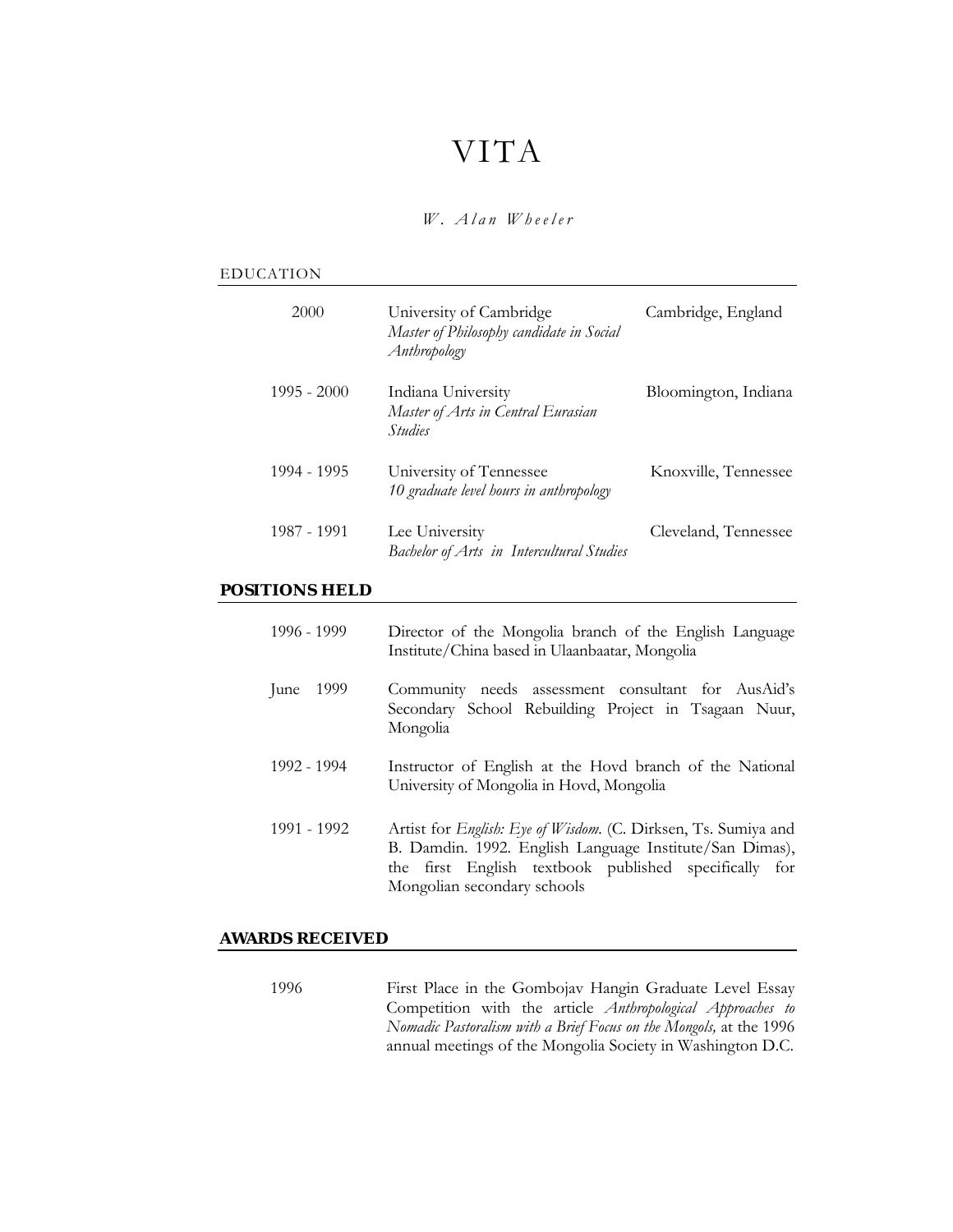# VITA

*W. Alan Wheeler*

## EDUCATION

| | | |
|---|---|---|
| 2000 | University of Cambridge<br>*Master of Philosophy candidate in Social Anthropology* | Cambridge, England |
| 1995 - 2000 | Indiana University<br>*Master of Arts in Central Eurasian Studies* | Bloomington, Indiana |
| 1994 - 1995 | University of Tennessee<br>*10 graduate level hours in anthropology* | Knoxville, Tennessee |
| 1987 - 1991 | Lee University<br>*Bachelor of Arts in Intercultural Studies* | Cleveland, Tennessee |

## POSITIONS HELD

| | |
|---|---|
| 1996 - 1999 | Director of the Mongolia branch of the English Language Institute/China based in Ulaanbaatar, Mongolia |
| June 1999 | Community needs assessment consultant for AusAid's Secondary School Rebuilding Project in Tsagaan Nuur, Mongolia |
| 1992 - 1994 | Instructor of English at the Hovd branch of the National University of Mongolia in Hovd, Mongolia |
| 1991 - 1992 | Artist for *English: Eye of Wisdom.* (C. Dirksen, Ts. Sumiya and B. Damdin. 1992. English Language Institute/San Dimas), the first English textbook published specifically for Mongolian secondary schools |

## AWARDS RECEIVED

| | |
|---|---|
| 1996 | First Place in the Gombojav Hangin Graduate Level Essay Competition with the article *Anthropological Approaches to Nomadic Pastoralism with a Brief Focus on the Mongols,* at the 1996 annual meetings of the Mongolia Society in Washington D.C. |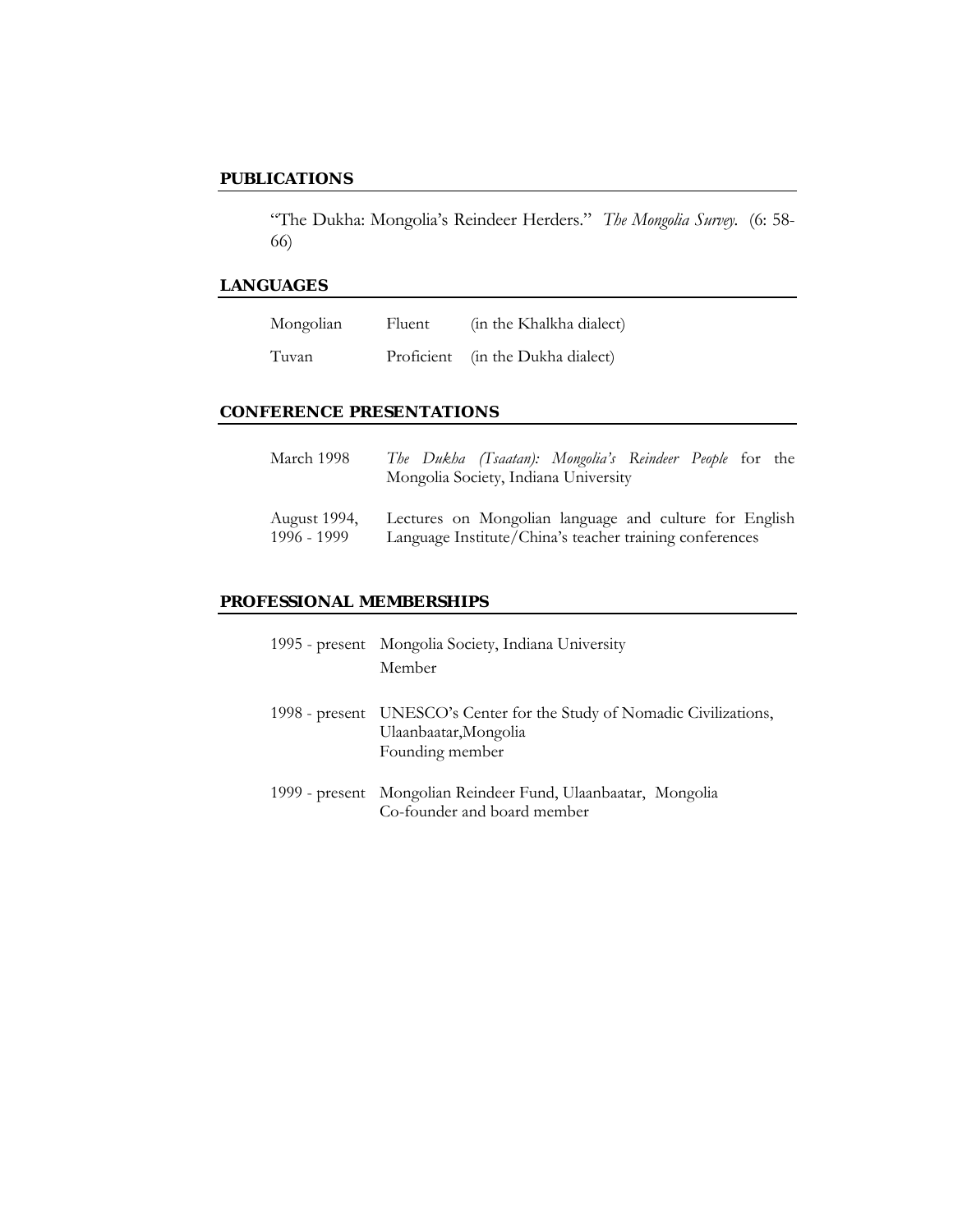## PUBLICATIONS

"The Dukha: Mongolia's Reindeer Herders." *The Mongolia Survey*. (6: 58-66)

## LANGUAGES

| | | |
|---|---|---|
| Mongolian | Fluent | (in the Khalkha dialect) |
| Tuvan | Proficient | (in the Dukha dialect) |

## CONFERENCE PRESENTATIONS

| | |
|---|---|
| March 1998 | *The Dukha (Tsaatan): Mongolia's Reindeer People* for the Mongolia Society, Indiana University |
| August 1994, 1996 - 1999 | Lectures on Mongolian language and culture for English Language Institute/China's teacher training conferences |

## PROFESSIONAL MEMBERSHIPS

| | |
|---|---|
| 1995 - present | Mongolia Society, Indiana University<br>Member |
| 1998 - present | UNESCO's Center for the Study of Nomadic Civilizations, Ulaanbaatar,Mongolia<br>Founding member |
| 1999 - present | Mongolian Reindeer Fund, Ulaanbaatar, Mongolia<br>Co-founder and board member |